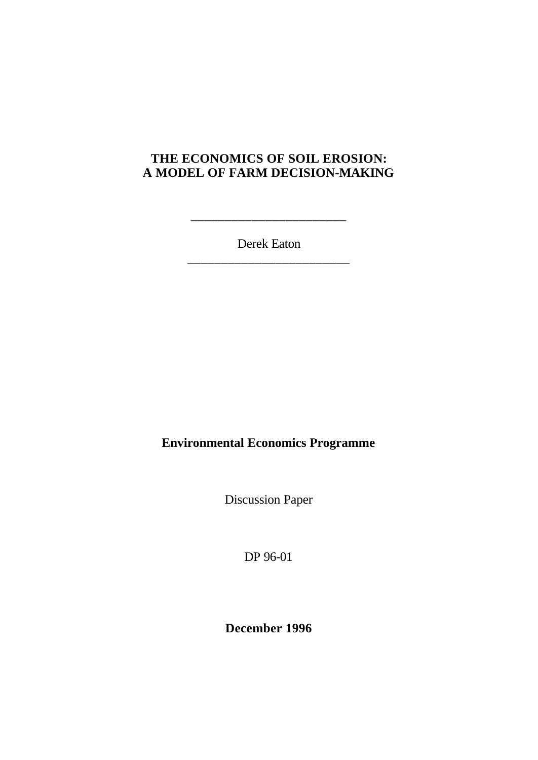# THE ECONOMICS OF SOIL EROSION: A MODEL OF FARM DECISION-MAKING

Derek Eaton

**Environmental Economics Programme**

Discussion Paper

DP 96-01

**December 1996**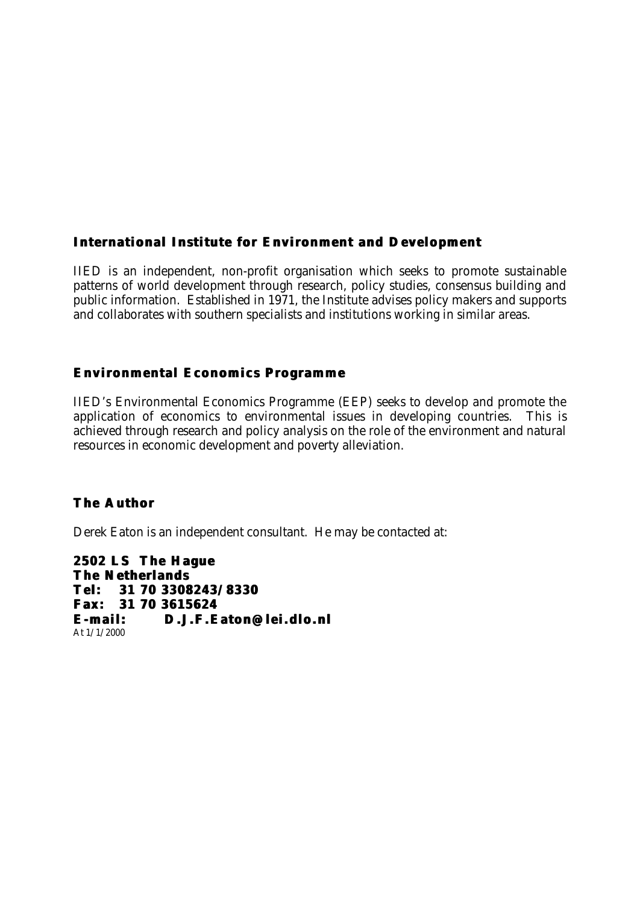## International Institute for Environment and Development

IIED is an independent, non-profit organisation which seeks to promote sustainable patterns of world development through research, policy studies, consensus building and public information. Established in 1971, the Institute advises policy makers and supports and collaborates with southern specialists and institutions working in similar areas.

## Environmental Economics Programme

IIED's Environmental Economics Programme (EEP) seeks to develop and promote the application of economics to environmental issues in developing countries. This is achieved through research and policy analysis on the role of the environment and natural resources in economic development and poverty alleviation.

## The Author

Derek Eaton is an independent consultant. He may be contacted at:

**2502 LS The Hague**
**The Netherlands**
**Tel: 31 70 3308243/8330**
**Fax: 31 70 3615624**
**E-mail: D.J.F.Eaton@lei.dlo.nl**
At 1/1/2000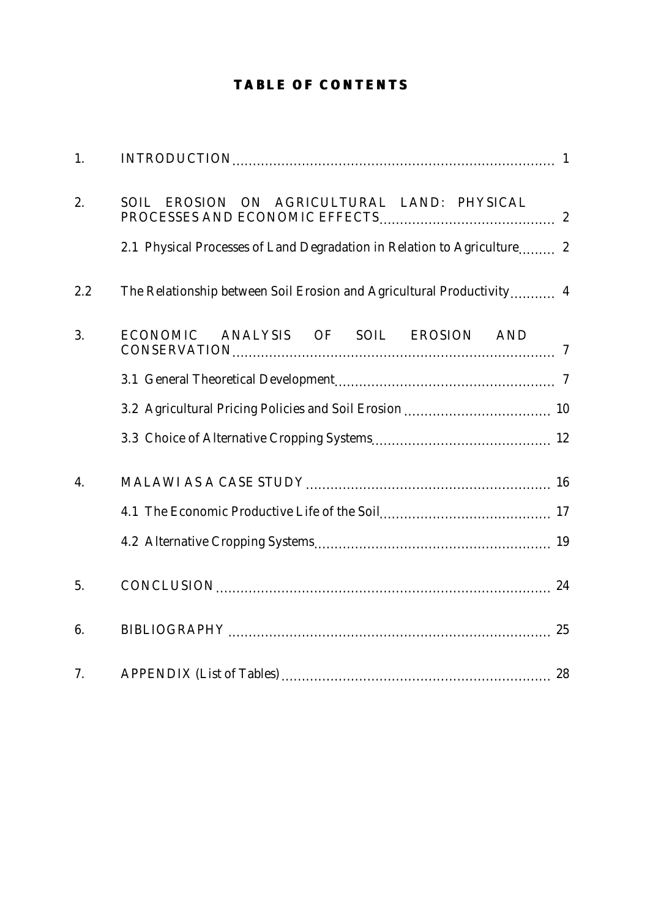# TABLE OF CONTENTS

| | | |
|---|---|---|
| 1. | INTRODUCTION | 1 |
| 2. | SOIL EROSION ON AGRICULTURAL LAND: PHYSICAL PROCESSES AND ECONOMIC EFFECTS | 2 |
| | 2.1 Physical Processes of Land Degradation in Relation to Agriculture | 2 |
| 2.2 | The Relationship between Soil Erosion and Agricultural Productivity | 4 |
| 3. | ECONOMIC ANALYSIS OF SOIL EROSION AND CONSERVATION | 7 |
| | 3.1 General Theoretical Development | 7 |
| | 3.2 Agricultural Pricing Policies and Soil Erosion | 10 |
| | 3.3 Choice of Alternative Cropping Systems | 12 |
| 4. | MALAWI AS A CASE STUDY | 16 |
| | 4.1 The Economic Productive Life of the Soil | 17 |
| | 4.2 Alternative Cropping Systems | 19 |
| 5. | CONCLUSION | 24 |
| 6. | BIBLIOGRAPHY | 25 |
| 7. | APPENDIX (List of Tables) | 28 |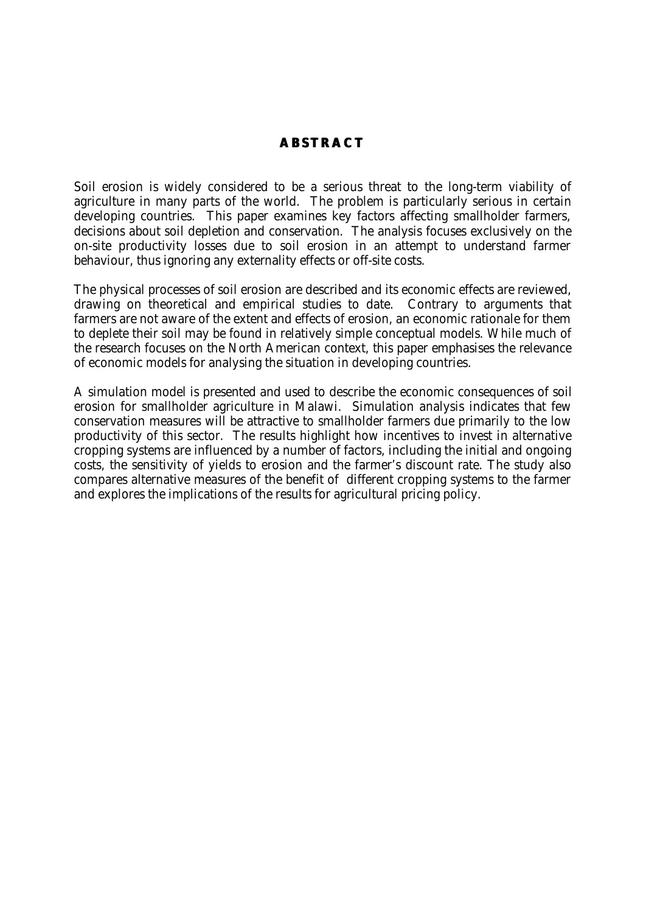# ABSTRACT

Soil erosion is widely considered to be a serious threat to the long-term viability of agriculture in many parts of the world. The problem is particularly serious in certain developing countries. This paper examines key factors affecting smallholder farmers, decisions about soil depletion and conservation. The analysis focuses exclusively on the on-site productivity losses due to soil erosion in an attempt to understand farmer behaviour, thus ignoring any externality effects or off-site costs.

The physical processes of soil erosion are described and its economic effects are reviewed, drawing on theoretical and empirical studies to date. Contrary to arguments that farmers are not aware of the extent and effects of erosion, an economic rationale for them to deplete their soil may be found in relatively simple conceptual models. While much of the research focuses on the North American context, this paper emphasises the relevance of economic models for analysing the situation in developing countries.

A simulation model is presented and used to describe the economic consequences of soil erosion for smallholder agriculture in Malawi. Simulation analysis indicates that few conservation measures will be attractive to smallholder farmers due primarily to the low productivity of this sector. The results highlight how incentives to invest in alternative cropping systems are influenced by a number of factors, including the initial and ongoing costs, the sensitivity of yields to erosion and the farmer's discount rate. The study also compares alternative measures of the benefit of different cropping systems to the farmer and explores the implications of the results for agricultural pricing policy.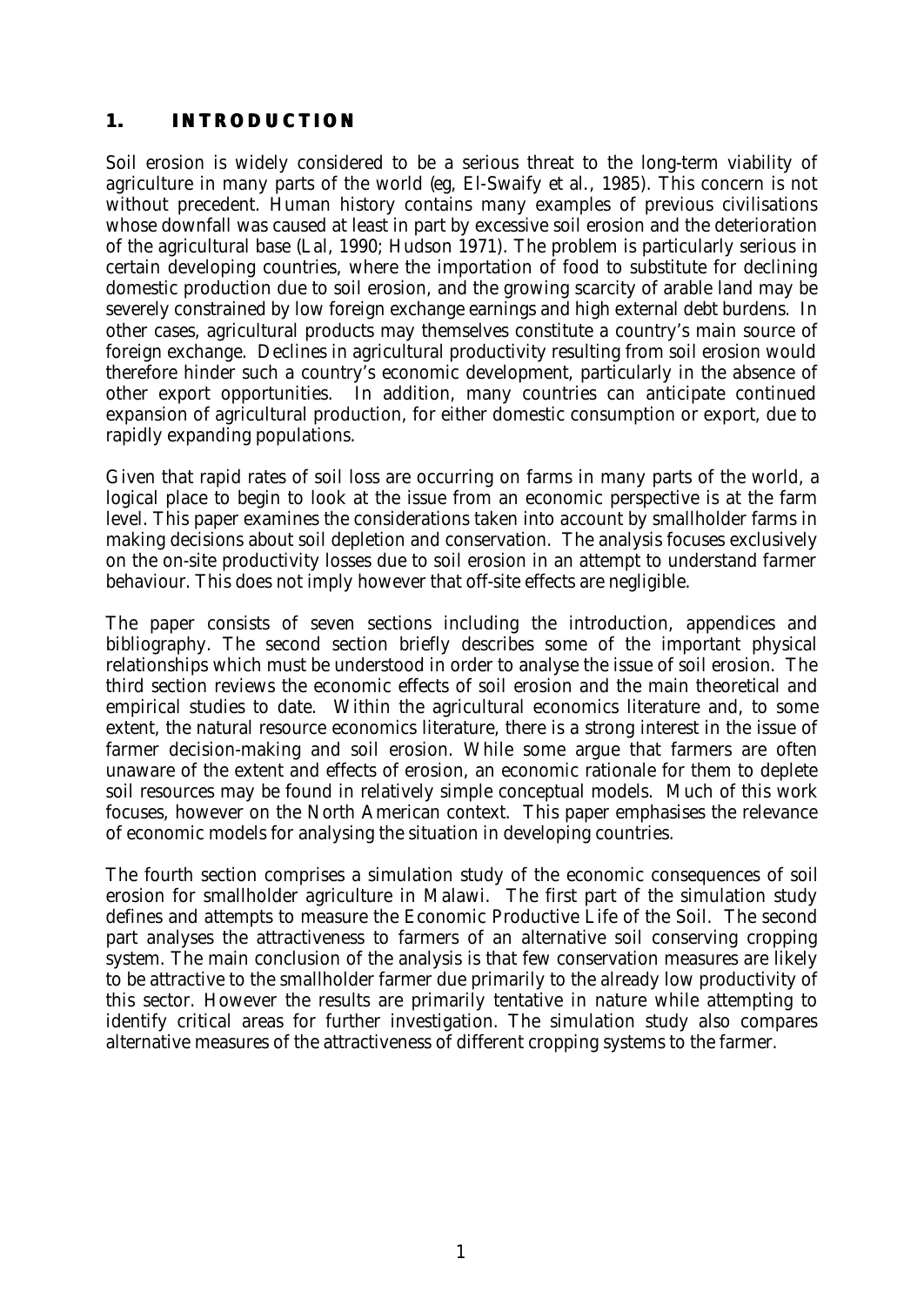# 1. INTRODUCTION

Soil erosion is widely considered to be a serious threat to the long-term viability of agriculture in many parts of the world (eg, El-Swaify et al., 1985). This concern is not without precedent. Human history contains many examples of previous civilisations whose downfall was caused at least in part by excessive soil erosion and the deterioration of the agricultural base (Lal, 1990; Hudson 1971). The problem is particularly serious in certain developing countries, where the importation of food to substitute for declining domestic production due to soil erosion, and the growing scarcity of arable land may be severely constrained by low foreign exchange earnings and high external debt burdens. In other cases, agricultural products may themselves constitute a country's main source of foreign exchange. Declines in agricultural productivity resulting from soil erosion would therefore hinder such a country's economic development, particularly in the absence of other export opportunities. In addition, many countries can anticipate continued expansion of agricultural production, for either domestic consumption or export, due to rapidly expanding populations.

Given that rapid rates of soil loss are occurring on farms in many parts of the world, a logical place to begin to look at the issue from an economic perspective is at the farm level. This paper examines the considerations taken into account by smallholder farms in making decisions about soil depletion and conservation. The analysis focuses exclusively on the on-site productivity losses due to soil erosion in an attempt to understand farmer behaviour. This does not imply however that off-site effects are negligible.

The paper consists of seven sections including the introduction, appendices and bibliography. The second section briefly describes some of the important physical relationships which must be understood in order to analyse the issue of soil erosion. The third section reviews the economic effects of soil erosion and the main theoretical and empirical studies to date. Within the agricultural economics literature and, to some extent, the natural resource economics literature, there is a strong interest in the issue of farmer decision-making and soil erosion. While some argue that farmers are often unaware of the extent and effects of erosion, an economic rationale for them to deplete soil resources may be found in relatively simple conceptual models. Much of this work focuses, however on the North American context. This paper emphasises the relevance of economic models for analysing the situation in developing countries.

The fourth section comprises a simulation study of the economic consequences of soil erosion for smallholder agriculture in Malawi. The first part of the simulation study defines and attempts to measure the Economic Productive Life of the Soil. The second part analyses the attractiveness to farmers of an alternative soil conserving cropping system. The main conclusion of the analysis is that few conservation measures are likely to be attractive to the smallholder farmer due primarily to the already low productivity of this sector. However the results are primarily tentative in nature while attempting to identify critical areas for further investigation. The simulation study also compares alternative measures of the attractiveness of different cropping systems to the farmer.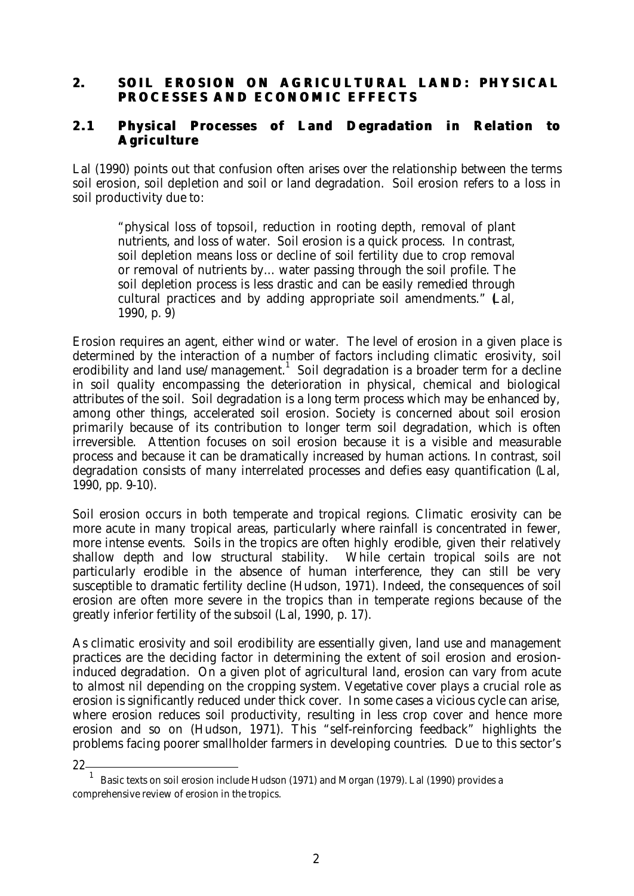## 2. SOIL EROSION ON AGRICULTURAL LAND: PHYSICAL PROCESSES AND ECONOMIC EFFECTS

### 2.1 Physical Processes of Land Degradation in Relation to Agriculture

Lal (1990) points out that confusion often arises over the relationship between the terms soil erosion, soil depletion and soil or land degradation. Soil erosion refers to a loss in soil productivity due to:

> "physical loss of topsoil, reduction in rooting depth, removal of plant nutrients, and loss of water. Soil erosion is a quick process. In contrast, soil depletion means loss or decline of soil fertility due to crop removal or removal of nutrients by… water passing through the soil profile. The soil depletion process is less drastic and can be easily remedied through cultural practices and by adding appropriate soil amendments." (Lal, 1990, p. 9)

Erosion requires an agent, either wind or water. The level of erosion in a given place is determined by the interaction of a number of factors including climatic erosivity, soil erodibility and land use/management.[1] Soil degradation is a broader term for a decline in soil quality encompassing the deterioration in physical, chemical and biological attributes of the soil. Soil degradation is a long term process which may be enhanced by, among other things, accelerated soil erosion. Society is concerned about soil erosion primarily because of its contribution to longer term soil degradation, which is often irreversible. Attention focuses on soil erosion because it is a visible and measurable process and because it can be dramatically increased by human actions. In contrast, soil degradation consists of many interrelated processes and defies easy quantification (Lal, 1990, pp. 9-10).

Soil erosion occurs in both temperate and tropical regions. Climatic erosivity can be more acute in many tropical areas, particularly where rainfall is concentrated in fewer, more intense events. Soils in the tropics are often highly erodible, given their relatively shallow depth and low structural stability. While certain tropical soils are not particularly erodible in the absence of human interference, they can still be very susceptible to dramatic fertility decline (Hudson, 1971). Indeed, the consequences of soil erosion are often more severe in the tropics than in temperate regions because of the greatly inferior fertility of the subsoil (Lal, 1990, p. 17).

As climatic erosivity and soil erodibility are essentially given, land use and management practices are the deciding factor in determining the extent of soil erosion and erosion-induced degradation. On a given plot of agricultural land, erosion can vary from acute to almost nil depending on the cropping system. Vegetative cover plays a crucial role as erosion is significantly reduced under thick cover. In some cases a vicious cycle can arise, where erosion reduces soil productivity, resulting in less crop cover and hence more erosion and so on (Hudson, 1971). This "self-reinforcing feedback" highlights the problems facing poorer smallholder farmers in developing countries. Due to this sector's

22

[1] Basic texts on soil erosion include Hudson (1971) and Morgan (1979). Lal (1990) provides a comprehensive review of erosion in the tropics.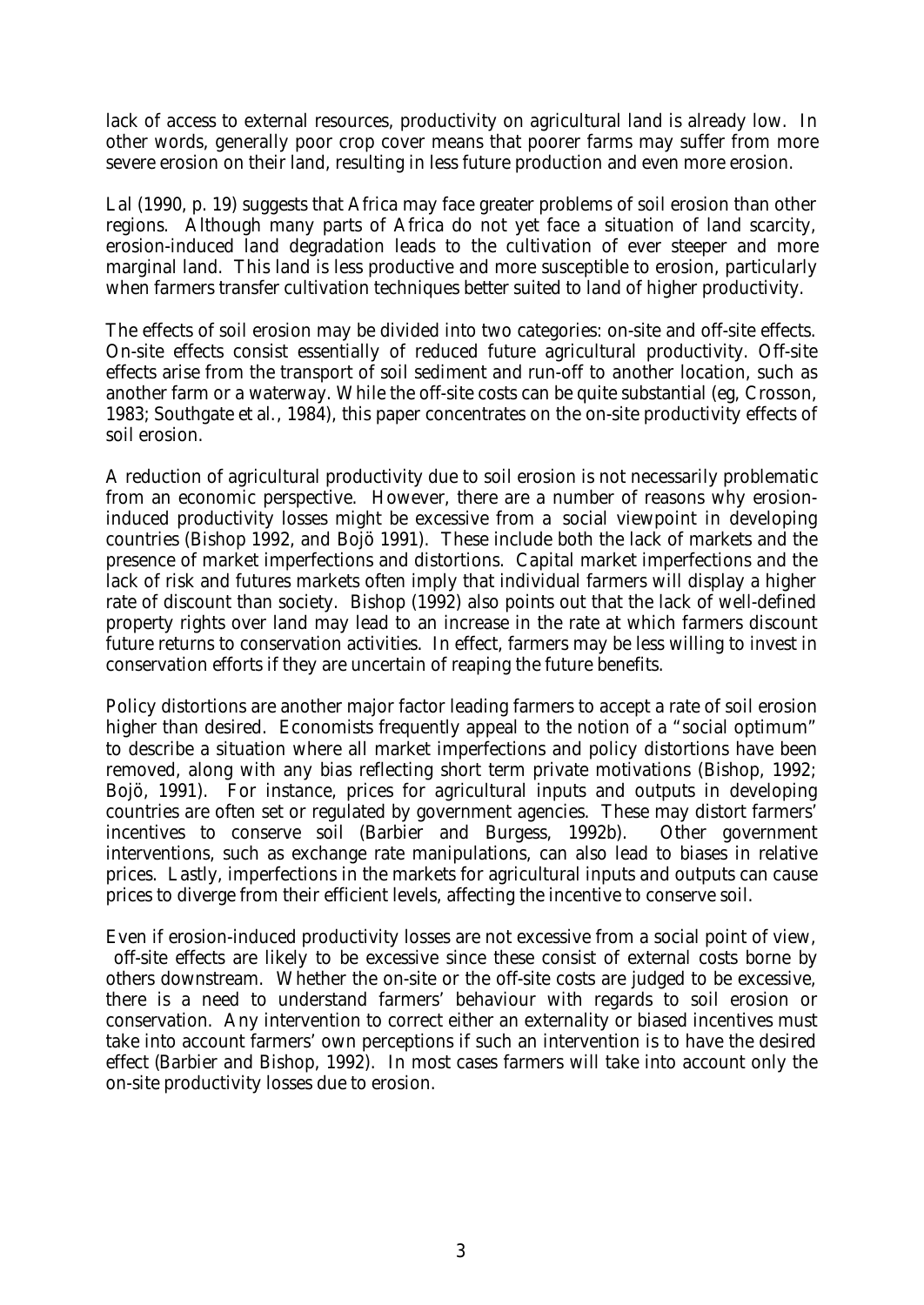lack of access to external resources, productivity on agricultural land is already low. In other words, generally poor crop cover means that poorer farms may suffer from more severe erosion on their land, resulting in less future production and even more erosion.

Lal (1990, p. 19) suggests that Africa may face greater problems of soil erosion than other regions. Although many parts of Africa do not yet face a situation of land scarcity, erosion-induced land degradation leads to the cultivation of ever steeper and more marginal land. This land is less productive and more susceptible to erosion, particularly when farmers transfer cultivation techniques better suited to land of higher productivity.

The effects of soil erosion may be divided into two categories: on-site and off-site effects. On-site effects consist essentially of reduced future agricultural productivity. Off-site effects arise from the transport of soil sediment and run-off to another location, such as another farm or a waterway. While the off-site costs can be quite substantial (eg, Crosson, 1983; Southgate et al., 1984), this paper concentrates on the on-site productivity effects of soil erosion.

A reduction of agricultural productivity due to soil erosion is not necessarily problematic from an economic perspective. However, there are a number of reasons why erosion-induced productivity losses might be excessive from a social viewpoint in developing countries (Bishop 1992, and Bojö 1991). These include both the lack of markets and the presence of market imperfections and distortions. Capital market imperfections and the lack of risk and futures markets often imply that individual farmers will display a higher rate of discount than society. Bishop (1992) also points out that the lack of well-defined property rights over land may lead to an increase in the rate at which farmers discount future returns to conservation activities. In effect, farmers may be less willing to invest in conservation efforts if they are uncertain of reaping the future benefits.

Policy distortions are another major factor leading farmers to accept a rate of soil erosion higher than desired. Economists frequently appeal to the notion of a "social optimum" to describe a situation where all market imperfections and policy distortions have been removed, along with any bias reflecting short term private motivations (Bishop, 1992; Bojö, 1991). For instance, prices for agricultural inputs and outputs in developing countries are often set or regulated by government agencies. These may distort farmers' incentives to conserve soil (Barbier and Burgess, 1992b). Other government interventions, such as exchange rate manipulations, can also lead to biases in relative prices. Lastly, imperfections in the markets for agricultural inputs and outputs can cause prices to diverge from their efficient levels, affecting the incentive to conserve soil.

Even if erosion-induced productivity losses are not excessive from a social point of view, off-site effects are likely to be excessive since these consist of external costs borne by others downstream. Whether the on-site or the off-site costs are judged to be excessive, there is a need to understand farmers' behaviour with regards to soil erosion or conservation. Any intervention to correct either an externality or biased incentives must take into account farmers' own perceptions if such an intervention is to have the desired effect (Barbier and Bishop, 1992). In most cases farmers will take into account only the on-site productivity losses due to erosion.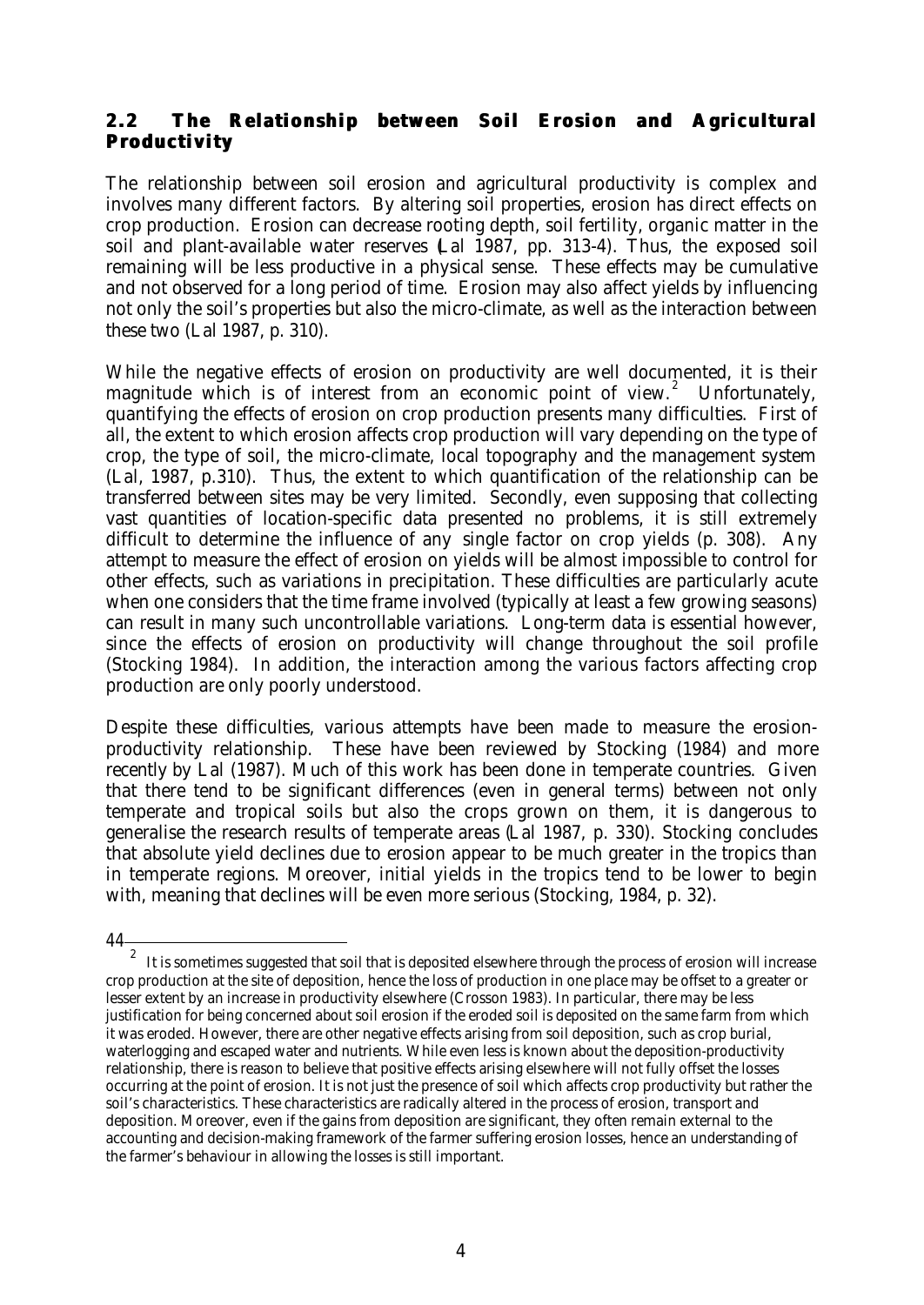## 2.2 The Relationship between Soil Erosion and Agricultural Productivity

The relationship between soil erosion and agricultural productivity is complex and involves many different factors. By altering soil properties, erosion has direct effects on crop production. Erosion can decrease rooting depth, soil fertility, organic matter in the soil and plant-available water reserves (Lal 1987, pp. 313-4). Thus, the exposed soil remaining will be less productive in a physical sense. These effects may be cumulative and not observed for a long period of time. Erosion may also affect yields by influencing not only the soil's properties but also the micro-climate, as well as the interaction between these two (Lal 1987, p. 310).

While the negative effects of erosion on productivity are well documented, it is their magnitude which is of interest from an economic point of view.[2] Unfortunately, quantifying the effects of erosion on crop production presents many difficulties. First of all, the extent to which erosion affects crop production will vary depending on the type of crop, the type of soil, the micro-climate, local topography and the management system (Lal, 1987, p.310). Thus, the extent to which quantification of the relationship can be transferred between sites may be very limited. Secondly, even supposing that collecting vast quantities of location-specific data presented no problems, it is still extremely difficult to determine the influence of any single factor on crop yields (p. 308). Any attempt to measure the effect of erosion on yields will be almost impossible to control for other effects, such as variations in precipitation. These difficulties are particularly acute when one considers that the time frame involved (typically at least a few growing seasons) can result in many such uncontrollable variations. Long-term data is essential however, since the effects of erosion on productivity will change throughout the soil profile (Stocking 1984). In addition, the interaction among the various factors affecting crop production are only poorly understood.

Despite these difficulties, various attempts have been made to measure the erosion-productivity relationship. These have been reviewed by Stocking (1984) and more recently by Lal (1987). Much of this work has been done in temperate countries. Given that there tend to be significant differences (even in general terms) between not only temperate and tropical soils but also the crops grown on them, it is dangerous to generalise the research results of temperate areas (Lal 1987, p. 330). Stocking concludes that absolute yield declines due to erosion appear to be much greater in the tropics than in temperate regions. Moreover, initial yields in the tropics tend to be lower to begin with, meaning that declines will be even more serious (Stocking, 1984, p. 32).

[2] It is sometimes suggested that soil that is deposited elsewhere through the process of erosion will increase crop production at the site of deposition, hence the loss of production in one place may be offset to a greater or lesser extent by an increase in productivity elsewhere (Crosson 1983). In particular, there may be less justification for being concerned about soil erosion if the eroded soil is deposited on the same farm from which it was eroded. However, there are other negative effects arising from soil deposition, such as crop burial, waterlogging and escaped water and nutrients. While even less is known about the deposition-productivity relationship, there is reason to believe that positive effects arising elsewhere will not fully offset the losses occurring at the point of erosion. It is not just the presence of soil which affects crop productivity but rather the soil's characteristics. These characteristics are radically altered in the process of erosion, transport and deposition. Moreover, even if the gains from deposition are significant, they often remain external to the accounting and decision-making framework of the farmer suffering erosion losses, hence an understanding of the farmer's behaviour in allowing the losses is still important.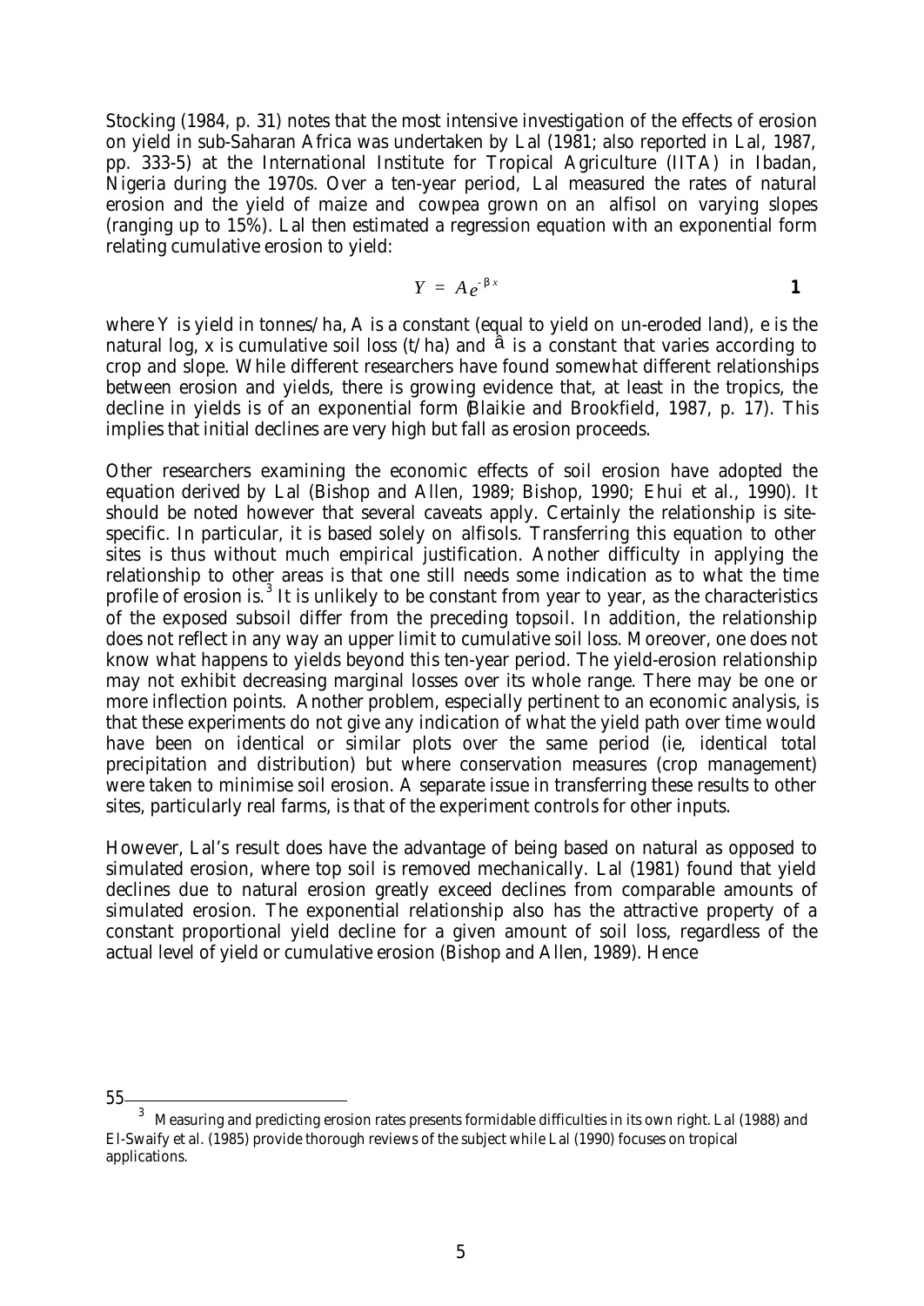Stocking (1984, p. 31) notes that the most intensive investigation of the effects of erosion on yield in sub-Saharan Africa was undertaken by Lal (1981; also reported in Lal, 1987, pp. 333-5) at the International Institute for Tropical Agriculture (IITA) in Ibadan, Nigeria during the 1970s. Over a ten-year period, Lal measured the rates of natural erosion and the yield of maize and cowpea grown on an alfisol on varying slopes (ranging up to 15%). Lal then estimated a regression equation with an exponential form relating cumulative erosion to yield:

$$Y = Ae^{-\beta x} \quad \textbf{1}$$

where Y is yield in tonnes/ha, A is a constant (equal to yield on un-eroded land), e is the natural log, x is cumulative soil loss (t/ha) and â is a constant that varies according to crop and slope. While different researchers have found somewhat different relationships between erosion and yields, there is growing evidence that, at least in the tropics, the decline in yields is of an exponential form (Blaikie and Brookfield, 1987, p. 17). This implies that initial declines are very high but fall as erosion proceeds.

Other researchers examining the economic effects of soil erosion have adopted the equation derived by Lal (Bishop and Allen, 1989; Bishop, 1990; Ehui et al., 1990). It should be noted however that several caveats apply. Certainly the relationship is site-specific. In particular, it is based solely on alfisols. Transferring this equation to other sites is thus without much empirical justification. Another difficulty in applying the relationship to other areas is that one still needs some indication as to what the time profile of erosion is.[3] It is unlikely to be constant from year to year, as the characteristics of the exposed subsoil differ from the preceding topsoil. In addition, the relationship does not reflect in any way an upper limit to cumulative soil loss. Moreover, one does not know what happens to yields beyond this ten-year period. The yield-erosion relationship may not exhibit decreasing marginal losses over its whole range. There may be one or more inflection points. Another problem, especially pertinent to an economic analysis, is that these experiments do not give any indication of what the yield path over time would have been on identical or similar plots over the same period (ie, identical total precipitation and distribution) but where conservation measures (crop management) were taken to minimise soil erosion. A separate issue in transferring these results to other sites, particularly real farms, is that of the experiment controls for other inputs.

However, Lal's result does have the advantage of being based on natural as opposed to simulated erosion, where top soil is removed mechanically. Lal (1981) found that yield declines due to natural erosion greatly exceed declines from comparable amounts of simulated erosion. The exponential relationship also has the attractive property of a constant proportional yield decline for a given amount of soil loss, regardless of the actual level of yield or cumulative erosion (Bishop and Allen, 1989). Hence

[3] Measuring and predicting erosion rates presents formidable difficulties in its own right. Lal (1988) and El-Swaify et al. (1985) provide thorough reviews of the subject while Lal (1990) focuses on tropical applications.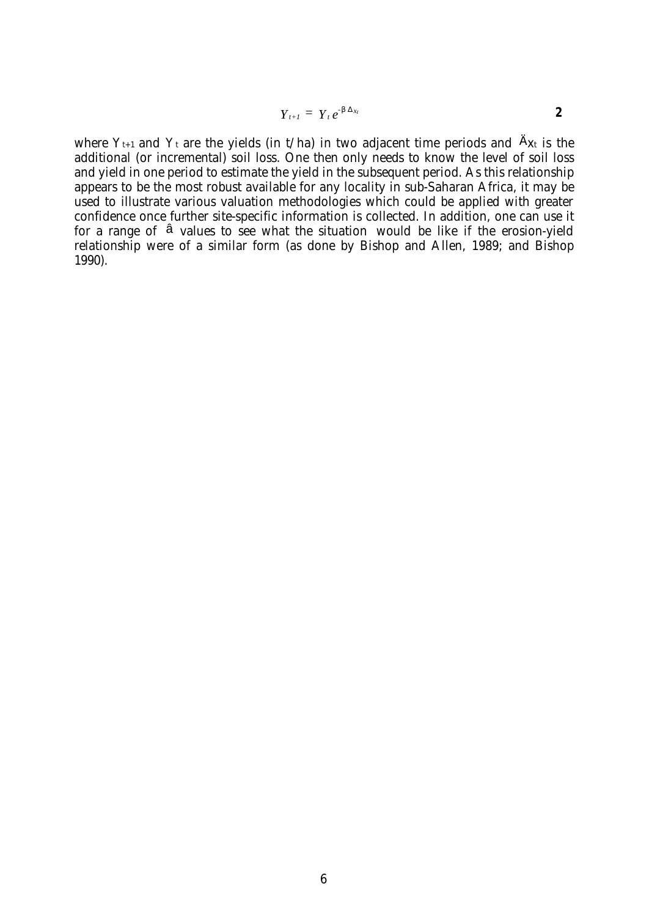$$Y_{t+1} = Y_t e^{-\beta \Delta x_t} \qquad \textbf{2}$$

where $Y_{t+1}$ and $Y_t$ are the yields (in t/ha) in two adjacent time periods and $\Delta x_t$ is the additional (or incremental) soil loss. One then only needs to know the level of soil loss and yield in one period to estimate the yield in the subsequent period. As this relationship appears to be the most robust available for any locality in sub-Saharan Africa, it may be used to illustrate various valuation methodologies which could be applied with greater confidence once further site-specific information is collected. In addition, one can use it for a range of $\beta$ values to see what the situation would be like if the erosion-yield relationship were of a similar form (as done by Bishop and Allen, 1989; and Bishop 1990).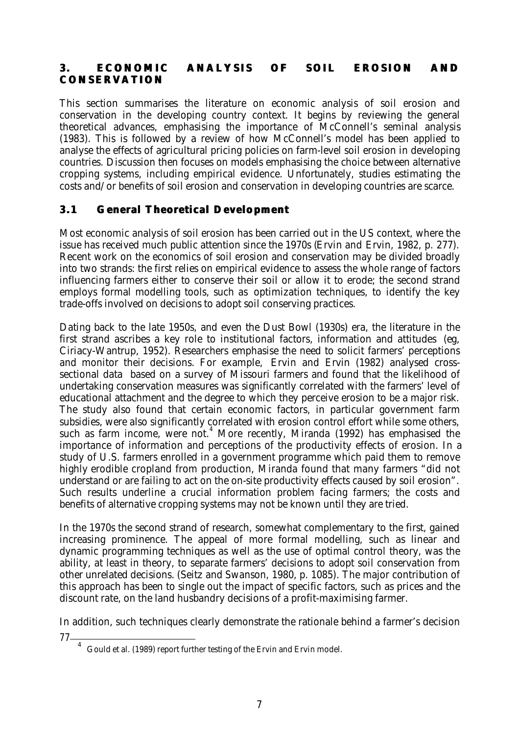## 3. ECONOMIC ANALYSIS OF SOIL EROSION AND CONSERVATION

This section summarises the literature on economic analysis of soil erosion and conservation in the developing country context. It begins by reviewing the general theoretical advances, emphasising the importance of McConnell's seminal analysis (1983). This is followed by a review of how McConnell's model has been applied to analyse the effects of agricultural pricing policies on farm-level soil erosion in developing countries. Discussion then focuses on models emphasising the choice between alternative cropping systems, including empirical evidence. Unfortunately, studies estimating the costs and/or benefits of soil erosion and conservation in developing countries are scarce.

### 3.1 General Theoretical Development

Most economic analysis of soil erosion has been carried out in the US context, where the issue has received much public attention since the 1970s (Ervin and Ervin, 1982, p. 277). Recent work on the economics of soil erosion and conservation may be divided broadly into two strands: the first relies on empirical evidence to assess the whole range of factors influencing farmers either to conserve their soil or allow it to erode; the second strand employs formal modelling tools, such as optimization techniques, to identify the key trade-offs involved on decisions to adopt soil conserving practices.

Dating back to the late 1950s, and even the Dust Bowl (1930s) era, the literature in the first strand ascribes a key role to institutional factors, information and attitudes (eg, Ciriacy-Wantrup, 1952). Researchers emphasise the need to solicit farmers' perceptions and monitor their decisions. For example, Ervin and Ervin (1982) analysed cross-sectional data based on a survey of Missouri farmers and found that the likelihood of undertaking conservation measures was significantly correlated with the farmers' level of educational attachment and the degree to which they perceive erosion to be a major risk. The study also found that certain economic factors, in particular government farm subsidies, were also significantly correlated with erosion control effort while some others, such as farm income, were not.[4] More recently, Miranda (1992) has emphasised the importance of information and perceptions of the productivity effects of erosion. In a study of U.S. farmers enrolled in a government programme which paid them to remove highly erodible cropland from production, Miranda found that many farmers "did not understand or are failing to act on the on-site productivity effects caused by soil erosion". Such results underline a crucial information problem facing farmers; the costs and benefits of alternative cropping systems may not be known until they are tried.

In the 1970s the second strand of research, somewhat complementary to the first, gained increasing prominence. The appeal of more formal modelling, such as linear and dynamic programming techniques as well as the use of optimal control theory, was the ability, at least in theory, to separate farmers' decisions to adopt soil conservation from other unrelated decisions. (Seitz and Swanson, 1980, p. 1085). The major contribution of this approach has been to single out the impact of specific factors, such as prices and the discount rate, on the land husbandry decisions of a profit-maximising farmer.

In addition, such techniques clearly demonstrate the rationale behind a farmer's decision

[4] Gould et al. (1989) report further testing of the Ervin and Ervin model.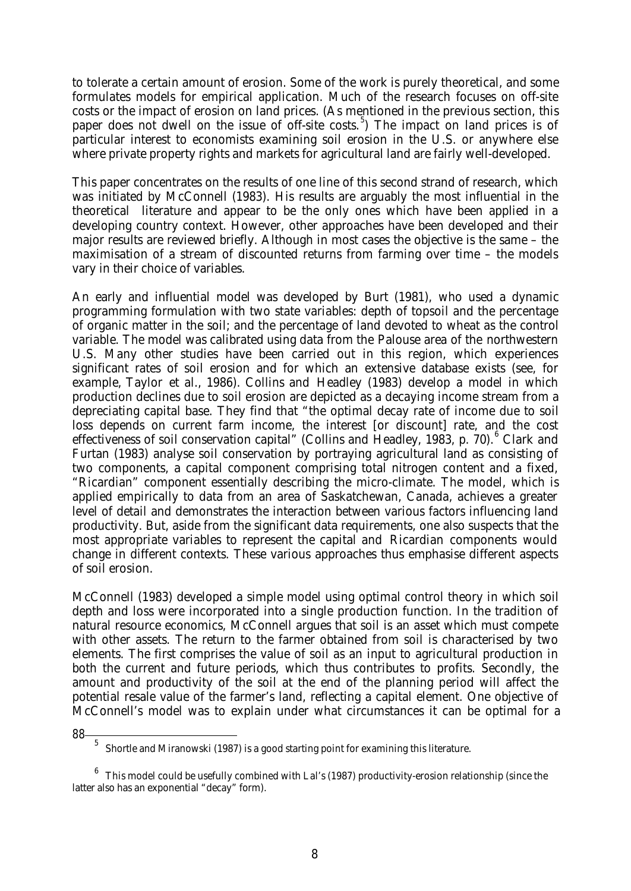to tolerate a certain amount of erosion. Some of the work is purely theoretical, and some formulates models for empirical application. Much of the research focuses on off-site costs or the impact of erosion on land prices. (As mentioned in the previous section, this paper does not dwell on the issue of off-site costs.[5]) The impact on land prices is of particular interest to economists examining soil erosion in the U.S. or anywhere else where private property rights and markets for agricultural land are fairly well-developed.

This paper concentrates on the results of one line of this second strand of research, which was initiated by McConnell (1983). His results are arguably the most influential in the theoretical literature and appear to be the only ones which have been applied in a developing country context. However, other approaches have been developed and their major results are reviewed briefly. Although in most cases the objective is the same – the maximisation of a stream of discounted returns from farming over time – the models vary in their choice of variables.

An early and influential model was developed by Burt (1981), who used a dynamic programming formulation with two state variables: depth of topsoil and the percentage of organic matter in the soil; and the percentage of land devoted to wheat as the control variable. The model was calibrated using data from the Palouse area of the northwestern U.S. Many other studies have been carried out in this region, which experiences significant rates of soil erosion and for which an extensive database exists (see, for example, Taylor et al., 1986). Collins and Headley (1983) develop a model in which production declines due to soil erosion are depicted as a decaying income stream from a depreciating capital base. They find that "the optimal decay rate of income due to soil loss depends on current farm income, the interest [or discount] rate, and the cost effectiveness of soil conservation capital" (Collins and Headley, 1983, p. 70).[6] Clark and Furtan (1983) analyse soil conservation by portraying agricultural land as consisting of two components, a capital component comprising total nitrogen content and a fixed, "Ricardian" component essentially describing the micro-climate. The model, which is applied empirically to data from an area of Saskatchewan, Canada, achieves a greater level of detail and demonstrates the interaction between various factors influencing land productivity. But, aside from the significant data requirements, one also suspects that the most appropriate variables to represent the capital and Ricardian components would change in different contexts. These various approaches thus emphasise different aspects of soil erosion.

McConnell (1983) developed a simple model using optimal control theory in which soil depth and loss were incorporated into a single production function. In the tradition of natural resource economics, McConnell argues that soil is an asset which must compete with other assets. The return to the farmer obtained from soil is characterised by two elements. The first comprises the value of soil as an input to agricultural production in both the current and future periods, which thus contributes to profits. Secondly, the amount and productivity of the soil at the end of the planning period will affect the potential resale value of the farmer's land, reflecting a capital element. One objective of McConnell's model was to explain under what circumstances it can be optimal for a

[5] Shortle and Miranowski (1987) is a good starting point for examining this literature.

[6] This model could be usefully combined with Lal's (1987) productivity-erosion relationship (since the latter also has an exponential "decay" form).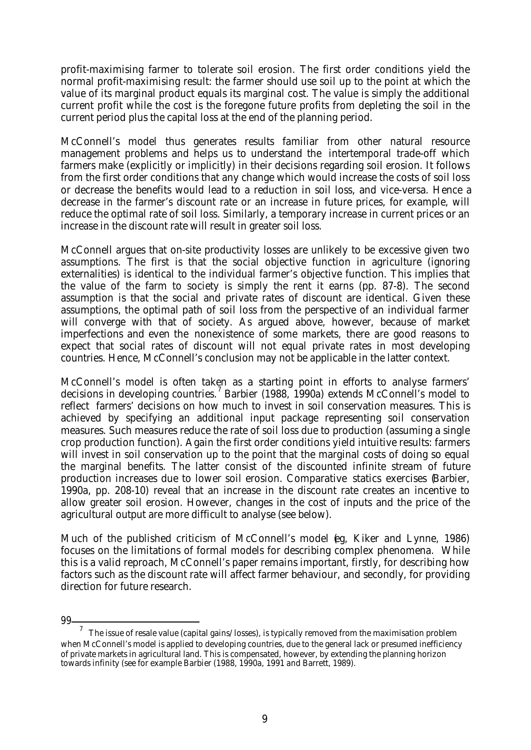profit-maximising farmer to tolerate soil erosion. The first order conditions yield the normal profit-maximising result: the farmer should use soil up to the point at which the value of its marginal product equals its marginal cost. The value is simply the additional current profit while the cost is the foregone future profits from depleting the soil in the current period plus the capital loss at the end of the planning period.

McConnell's model thus generates results familiar from other natural resource management problems and helps us to understand the intertemporal trade-off which farmers make (explicitly or implicitly) in their decisions regarding soil erosion. It follows from the first order conditions that any change which would increase the costs of soil loss or decrease the benefits would lead to a reduction in soil loss, and vice-versa. Hence a decrease in the farmer's discount rate or an increase in future prices, for example, will reduce the optimal rate of soil loss. Similarly, a temporary increase in current prices or an increase in the discount rate will result in greater soil loss.

McConnell argues that on-site productivity losses are unlikely to be excessive given two assumptions. The first is that the social objective function in agriculture (ignoring externalities) is identical to the individual farmer's objective function. This implies that the value of the farm to society is simply the rent it earns (pp. 87-8). The second assumption is that the social and private rates of discount are identical. Given these assumptions, the optimal path of soil loss from the perspective of an individual farmer will converge with that of society. As argued above, however, because of market imperfections and even the nonexistence of some markets, there are good reasons to expect that social rates of discount will not equal private rates in most developing countries. Hence, McConnell's conclusion may not be applicable in the latter context.

McConnell's model is often taken as a starting point in efforts to analyse farmers' decisions in developing countries.[7] Barbier (1988, 1990a) extends McConnell's model to reflect farmers' decisions on how much to invest in soil conservation measures. This is achieved by specifying an additional input package representing soil conservation measures. Such measures reduce the rate of soil loss due to production (assuming a single crop production function). Again the first order conditions yield intuitive results: farmers will invest in soil conservation up to the point that the marginal costs of doing so equal the marginal benefits. The latter consist of the discounted infinite stream of future production increases due to lower soil erosion. Comparative statics exercises (Barbier, 1990a, pp. 208-10) reveal that an increase in the discount rate creates an incentive to allow greater soil erosion. However, changes in the cost of inputs and the price of the agricultural output are more difficult to analyse (see below).

Much of the published criticism of McConnell's model (eg, Kiker and Lynne, 1986) focuses on the limitations of formal models for describing complex phenomena. While this is a valid reproach, McConnell's paper remains important, firstly, for describing how factors such as the discount rate will affect farmer behaviour, and secondly, for providing direction for future research.

---

[7] The issue of resale value (capital gains/losses), is typically removed from the maximisation problem when McConnell's model is applied to developing countries, due to the general lack or presumed inefficiency of private markets in agricultural land. This is compensated, however, by extending the planning horizon towards infinity (see for example Barbier (1988, 1990a, 1991 and Barrett, 1989).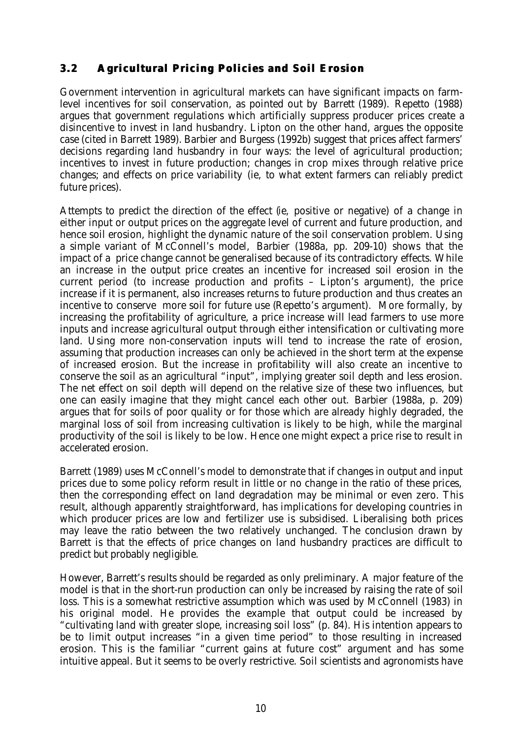### 3.2 Agricultural Pricing Policies and Soil Erosion

Government intervention in agricultural markets can have significant impacts on farm-level incentives for soil conservation, as pointed out by Barrett (1989). Repetto (1988) argues that government regulations which artificially suppress producer prices create a disincentive to invest in land husbandry. Lipton on the other hand, argues the opposite case (cited in Barrett 1989). Barbier and Burgess (1992b) suggest that prices affect farmers' decisions regarding land husbandry in four ways: the level of agricultural production; incentives to invest in future production; changes in crop mixes through relative price changes; and effects on price variability (ie, to what extent farmers can reliably predict future prices).

Attempts to predict the direction of the effect (ie, positive or negative) of a change in either input or output prices on the aggregate level of current and future production, and hence soil erosion, highlight the dynamic nature of the soil conservation problem. Using a simple variant of McConnell's model, Barbier (1988a, pp. 209-10) shows that the impact of a price change cannot be generalised because of its contradictory effects. While an increase in the output price creates an incentive for increased soil erosion in the current period (to increase production and profits – Lipton's argument), the price increase if it is permanent, also increases returns to future production and thus creates an incentive to conserve more soil for future use (Repetto's argument). More formally, by increasing the profitability of agriculture, a price increase will lead farmers to use more inputs and increase agricultural output through either intensification or cultivating more land. Using more non-conservation inputs will tend to increase the rate of erosion, assuming that production increases can only be achieved in the short term at the expense of increased erosion. But the increase in profitability will also create an incentive to conserve the soil as an agricultural "input", implying greater soil depth and less erosion. The net effect on soil depth will depend on the relative size of these two influences, but one can easily imagine that they might cancel each other out. Barbier (1988a, p. 209) argues that for soils of poor quality or for those which are already highly degraded, the marginal loss of soil from increasing cultivation is likely to be high, while the marginal productivity of the soil is likely to be low. Hence one might expect a price rise to result in accelerated erosion.

Barrett (1989) uses McConnell's model to demonstrate that if changes in output and input prices due to some policy reform result in little or no change in the ratio of these prices, then the corresponding effect on land degradation may be minimal or even zero. This result, although apparently straightforward, has implications for developing countries in which producer prices are low and fertilizer use is subsidised. Liberalising both prices may leave the ratio between the two relatively unchanged. The conclusion drawn by Barrett is that the effects of price changes on land husbandry practices are difficult to predict but probably negligible.

However, Barrett's results should be regarded as only preliminary. A major feature of the model is that in the short-run production can only be increased by raising the rate of soil loss. This is a somewhat restrictive assumption which was used by McConnell (1983) in his original model. He provides the example that output could be increased by "cultivating land with greater slope, increasing soil loss" (p. 84). His intention appears to be to limit output increases "in a given time period" to those resulting in increased erosion. This is the familiar "current gains at future cost" argument and has some intuitive appeal. But it seems to be overly restrictive. Soil scientists and agronomists have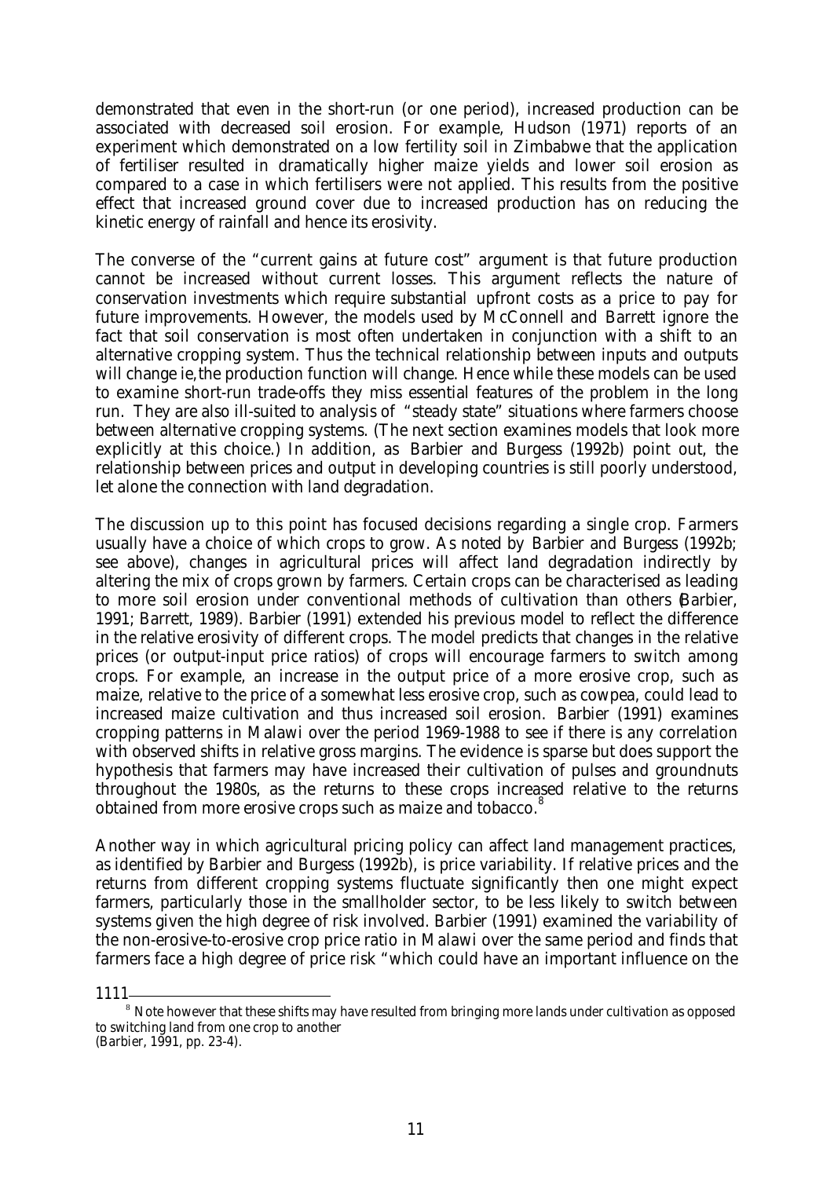demonstrated that even in the short-run (or one period), increased production can be associated with decreased soil erosion. For example, Hudson (1971) reports of an experiment which demonstrated on a low fertility soil in Zimbabwe that the application of fertiliser resulted in dramatically higher maize yields and lower soil erosion as compared to a case in which fertilisers were not applied. This results from the positive effect that increased ground cover due to increased production has on reducing the kinetic energy of rainfall and hence its erosivity.

The converse of the "current gains at future cost" argument is that future production cannot be increased without current losses. This argument reflects the nature of conservation investments which require substantial upfront costs as a price to pay for future improvements. However, the models used by McConnell and Barrett ignore the fact that soil conservation is most often undertaken in conjunction with a shift to an alternative cropping system. Thus the technical relationship between inputs and outputs will change ie, the production function will change. Hence while these models can be used to examine short-run trade-offs they miss essential features of the problem in the long run. They are also ill-suited to analysis of "steady state" situations where farmers choose between alternative cropping systems. (The next section examines models that look more explicitly at this choice.) In addition, as Barbier and Burgess (1992b) point out, the relationship between prices and output in developing countries is still poorly understood, let alone the connection with land degradation.

The discussion up to this point has focused decisions regarding a single crop. Farmers usually have a choice of which crops to grow. As noted by Barbier and Burgess (1992b; see above), changes in agricultural prices will affect land degradation indirectly by altering the mix of crops grown by farmers. Certain crops can be characterised as leading to more soil erosion under conventional methods of cultivation than others (Barbier, 1991; Barrett, 1989). Barbier (1991) extended his previous model to reflect the difference in the relative erosivity of different crops. The model predicts that changes in the relative prices (or output-input price ratios) of crops will encourage farmers to switch among crops. For example, an increase in the output price of a more erosive crop, such as maize, relative to the price of a somewhat less erosive crop, such as cowpea, could lead to increased maize cultivation and thus increased soil erosion. Barbier (1991) examines cropping patterns in Malawi over the period 1969-1988 to see if there is any correlation with observed shifts in relative gross margins. The evidence is sparse but does support the hypothesis that farmers may have increased their cultivation of pulses and groundnuts throughout the 1980s, as the returns to these crops increased relative to the returns obtained from more erosive crops such as maize and tobacco.[8]

Another way in which agricultural pricing policy can affect land management practices, as identified by Barbier and Burgess (1992b), is price variability. If relative prices and the returns from different cropping systems fluctuate significantly then one might expect farmers, particularly those in the smallholder sector, to be less likely to switch between systems given the high degree of risk involved. Barbier (1991) examined the variability of the non-erosive-to-erosive crop price ratio in Malawi over the same period and finds that farmers face a high degree of price risk "which could have an important influence on the

[8] Note however that these shifts may have resulted from bringing more lands under cultivation as opposed to switching land from one crop to another (Barbier, 1991, pp. 23-4).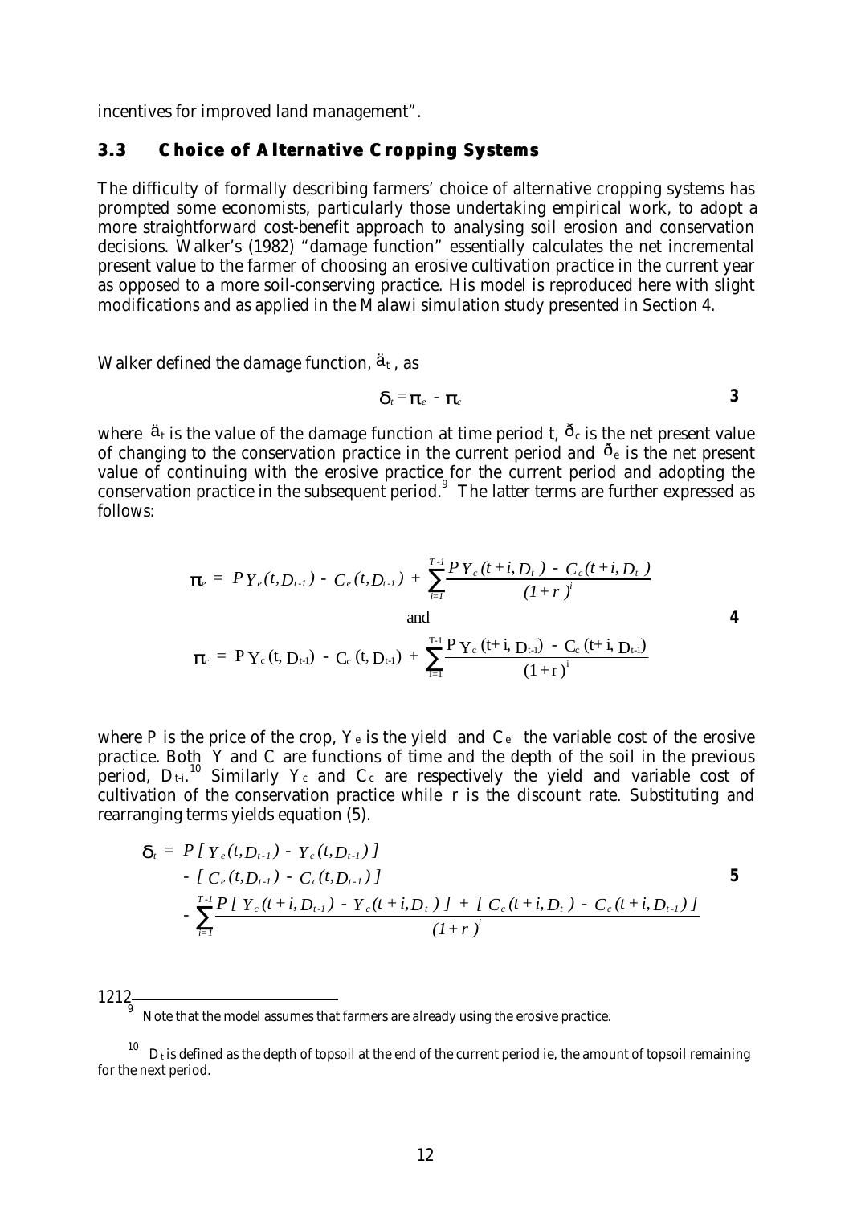incentives for improved land management".

### 3.3 Choice of Alternative Cropping Systems

The difficulty of formally describing farmers' choice of alternative cropping systems has prompted some economists, particularly those undertaking empirical work, to adopt a more straightforward cost-benefit approach to analysing soil erosion and conservation decisions. Walker's (1982) "damage function" essentially calculates the net incremental present value to the farmer of choosing an erosive cultivation practice in the current year as opposed to a more soil-conserving practice. His model is reproduced here with slight modifications and as applied in the Malawi simulation study presented in Section 4.

Walker defined the damage function, $\delta_t$, as

$$\delta_t = \pi_e - \pi_c \tag{3}$$

where $\delta_t$ is the value of the damage function at time period t, $\pi_c$ is the net present value of changing to the conservation practice in the current period and $\pi_e$ is the net present value of continuing with the erosive practice for the current period and adopting the conservation practice in the subsequent period.[9] The latter terms are further expressed as follows:

$$\pi_e = P\,Y_e(t, D_{t-1}) - C_e(t, D_{t-1}) + \sum_{i=1}^{T-1} \frac{P\,Y_c(t+i, D_t) - C_c(t+i, D_t)}{(1+r)^i}$$

and

$$\pi_c = P\,Y_c(t, D_{t-1}) - C_c(t, D_{t-1}) + \sum_{i=1}^{T-1} \frac{P\,Y_c(t+i, D_{t-1}) - C_c(t+i, D_{t-1})}{(1+r)^i} \tag{4}$$

where P is the price of the crop, $Y_e$ is the yield and $C_e$ the variable cost of the erosive practice. Both Y and C are functions of time and the depth of the soil in the previous period, $D_{t-i}$.[10] Similarly $Y_c$ and $C_c$ are respectively the yield and variable cost of cultivation of the conservation practice while r is the discount rate. Substituting and rearranging terms yields equation (5).

$$\begin{aligned}
\delta_t = {} & P\,[\,Y_e(t, D_{t-1}) - Y_c(t, D_{t-1})\,] \\
& - [\,C_e(t, D_{t-1}) - C_c(t, D_{t-1})\,] \\
& - \sum_{i=1}^{T-1} \frac{P\,[\,Y_c(t+i, D_{t-1}) - Y_c(t+i, D_t)\,] + [\,C_c(t+i, D_t) - C_c(t+i, D_{t-1})\,]}{(1+r)^i}
\end{aligned} \tag{5}$$

---

[9] Note that the model assumes that farmers are already using the erosive practice.

[10] $D_t$ is defined as the depth of topsoil at the end of the current period ie, the amount of topsoil remaining for the next period.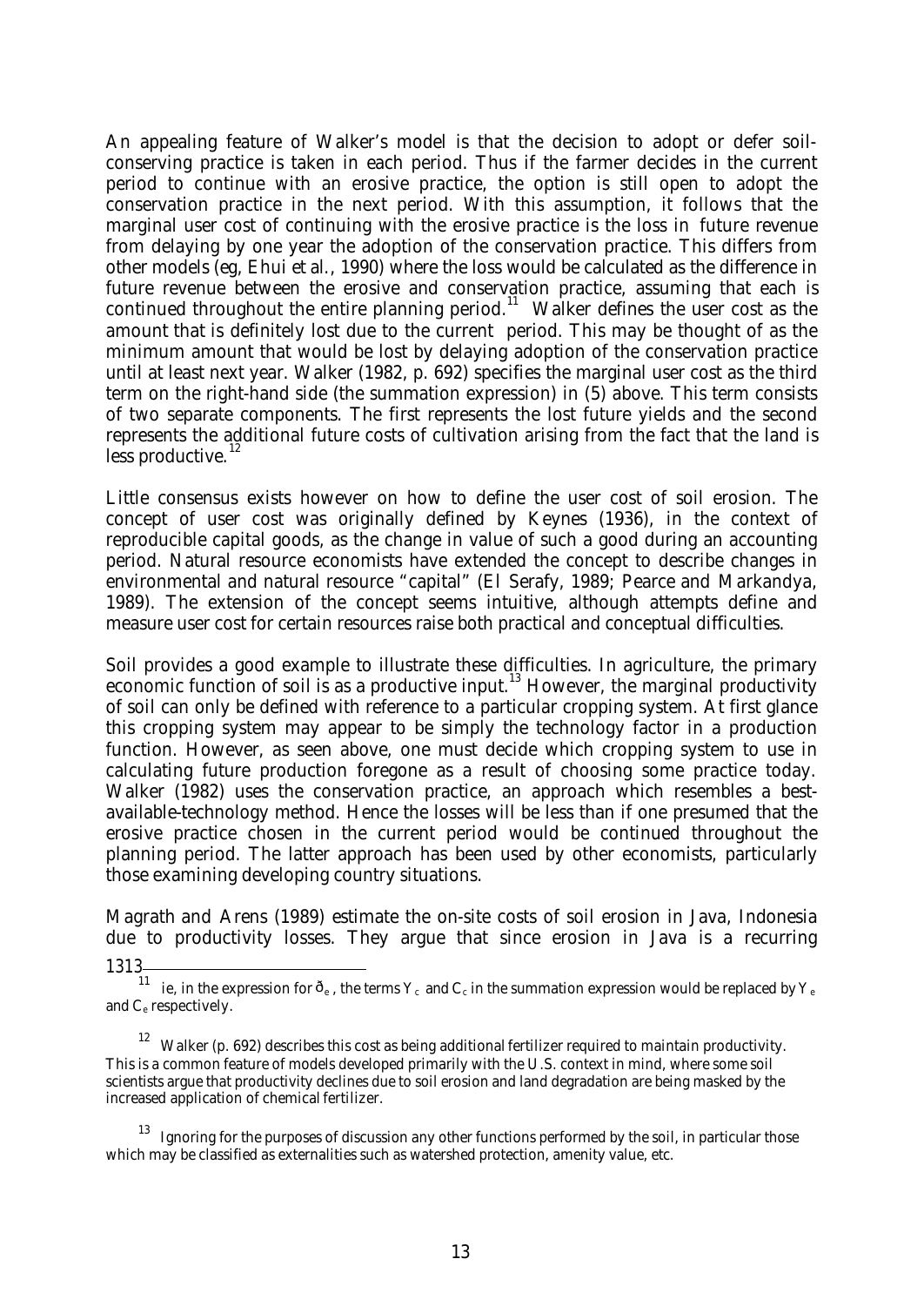An appealing feature of Walker's model is that the decision to adopt or defer soil-conserving practice is taken in each period. Thus if the farmer decides in the current period to continue with an erosive practice, the option is still open to adopt the conservation practice in the next period. With this assumption, it follows that the marginal user cost of continuing with the erosive practice is the loss in future revenue from delaying by one year the adoption of the conservation practice. This differs from other models (eg, Ehui et al., 1990) where the loss would be calculated as the difference in future revenue between the erosive and conservation practice, assuming that each is continued throughout the entire planning period.[11] Walker defines the user cost as the amount that is definitely lost due to the current period. This may be thought of as the minimum amount that would be lost by delaying adoption of the conservation practice until at least next year. Walker (1982, p. 692) specifies the marginal user cost as the third term on the right-hand side (the summation expression) in (5) above. This term consists of two separate components. The first represents the lost future yields and the second represents the additional future costs of cultivation arising from the fact that the land is less productive.[12]

Little consensus exists however on how to define the user cost of soil erosion. The concept of user cost was originally defined by Keynes (1936), in the context of reproducible capital goods, as the change in value of such a good during an accounting period. Natural resource economists have extended the concept to describe changes in environmental and natural resource "capital" (El Serafy, 1989; Pearce and Markandya, 1989). The extension of the concept seems intuitive, although attempts define and measure user cost for certain resources raise both practical and conceptual difficulties.

Soil provides a good example to illustrate these difficulties. In agriculture, the primary economic function of soil is as a productive input.[13] However, the marginal productivity of soil can only be defined with reference to a particular cropping system. At first glance this cropping system may appear to be simply the technology factor in a production function. However, as seen above, one must decide which cropping system to use in calculating future production foregone as a result of choosing some practice today. Walker (1982) uses the conservation practice, an approach which resembles a best-available-technology method. Hence the losses will be less than if one presumed that the erosive practice chosen in the current period would be continued throughout the planning period. The latter approach has been used by other economists, particularly those examining developing country situations.

Magrath and Arens (1989) estimate the on-site costs of soil erosion in Java, Indonesia due to productivity losses. They argue that since erosion in Java is a recurring

1313

[11] ie, in the expression for $\delta_e$, the terms $Y_c$ and $C_c$ in the summation expression would be replaced by $Y_e$ and $C_e$ respectively.

[12] Walker (p. 692) describes this cost as being additional fertilizer required to maintain productivity. This is a common feature of models developed primarily with the U.S. context in mind, where some soil scientists argue that productivity declines due to soil erosion and land degradation are being masked by the increased application of chemical fertilizer.

[13] Ignoring for the purposes of discussion any other functions performed by the soil, in particular those which may be classified as externalities such as watershed protection, amenity value, etc.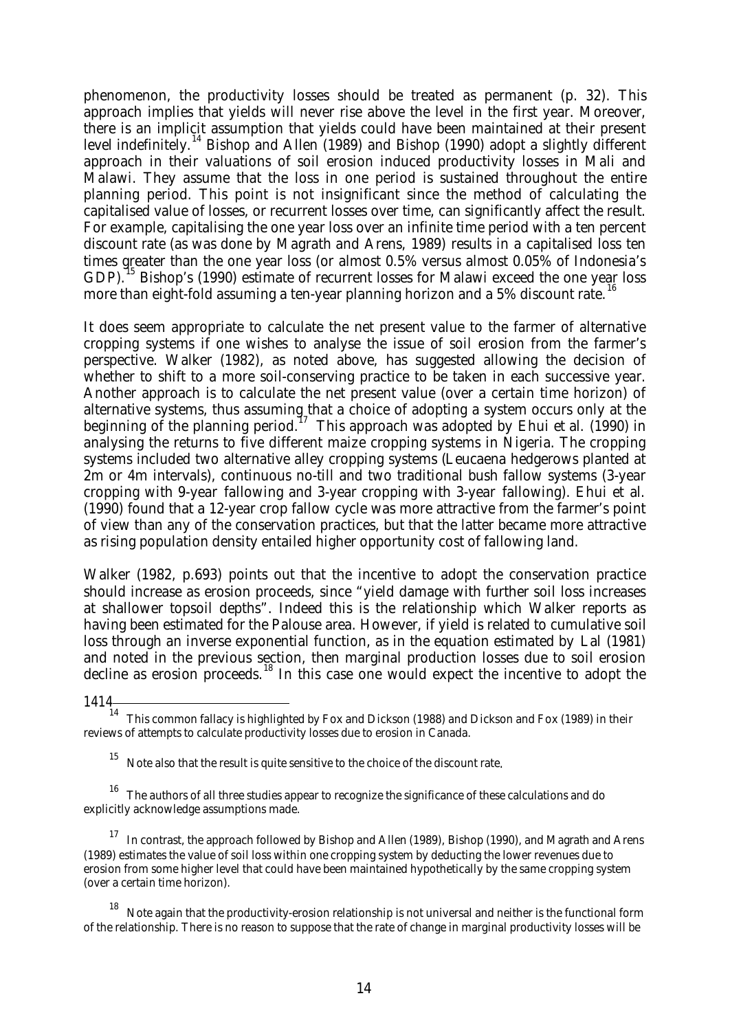phenomenon, the productivity losses should be treated as permanent (p. 32). This approach implies that yields will never rise above the level in the first year. Moreover, there is an implicit assumption that yields could have been maintained at their present level indefinitely.[14] Bishop and Allen (1989) and Bishop (1990) adopt a slightly different approach in their valuations of soil erosion induced productivity losses in Mali and Malawi. They assume that the loss in one period is sustained throughout the entire planning period. This point is not insignificant since the method of calculating the capitalised value of losses, or recurrent losses over time, can significantly affect the result. For example, capitalising the one year loss over an infinite time period with a ten percent discount rate (as was done by Magrath and Arens, 1989) results in a capitalised loss ten times greater than the one year loss (or almost 0.5% versus almost 0.05% of Indonesia's GDP).[15] Bishop's (1990) estimate of recurrent losses for Malawi exceed the one year loss more than eight-fold assuming a ten-year planning horizon and a 5% discount rate.[16]

It does seem appropriate to calculate the net present value to the farmer of alternative cropping systems if one wishes to analyse the issue of soil erosion from the farmer's perspective. Walker (1982), as noted above, has suggested allowing the decision of whether to shift to a more soil-conserving practice to be taken in each successive year. Another approach is to calculate the net present value (over a certain time horizon) of alternative systems, thus assuming that a choice of adopting a system occurs only at the beginning of the planning period.[17] This approach was adopted by Ehui et al. (1990) in analysing the returns to five different maize cropping systems in Nigeria. The cropping systems included two alternative alley cropping systems (Leucaena hedgerows planted at 2m or 4m intervals), continuous no-till and two traditional bush fallow systems (3-year cropping with 9-year fallowing and 3-year cropping with 3-year fallowing). Ehui et al. (1990) found that a 12-year crop fallow cycle was more attractive from the farmer's point of view than any of the conservation practices, but that the latter became more attractive as rising population density entailed higher opportunity cost of fallowing land.

Walker (1982, p.693) points out that the incentive to adopt the conservation practice should increase as erosion proceeds, since "yield damage with further soil loss increases at shallower topsoil depths". Indeed this is the relationship which Walker reports as having been estimated for the Palouse area. However, if yield is related to cumulative soil loss through an inverse exponential function, as in the equation estimated by Lal (1981) and noted in the previous section, then marginal production losses due to soil erosion decline as erosion proceeds.[18] In this case one would expect the incentive to adopt the

---

[14] This common fallacy is highlighted by Fox and Dickson (1988) and Dickson and Fox (1989) in their reviews of attempts to calculate productivity losses due to erosion in Canada.

[15] Note also that the result is quite sensitive to the choice of the discount rate.

[16] The authors of all three studies appear to recognize the significance of these calculations and do explicitly acknowledge assumptions made.

[17] In contrast, the approach followed by Bishop and Allen (1989), Bishop (1990), and Magrath and Arens (1989) estimates the value of soil loss within one cropping system by deducting the lower revenues due to erosion from some higher level that could have been maintained hypothetically by the same cropping system (over a certain time horizon).

[18] Note again that the productivity-erosion relationship is not universal and neither is the functional form of the relationship. There is no reason to suppose that the rate of change in marginal productivity losses will be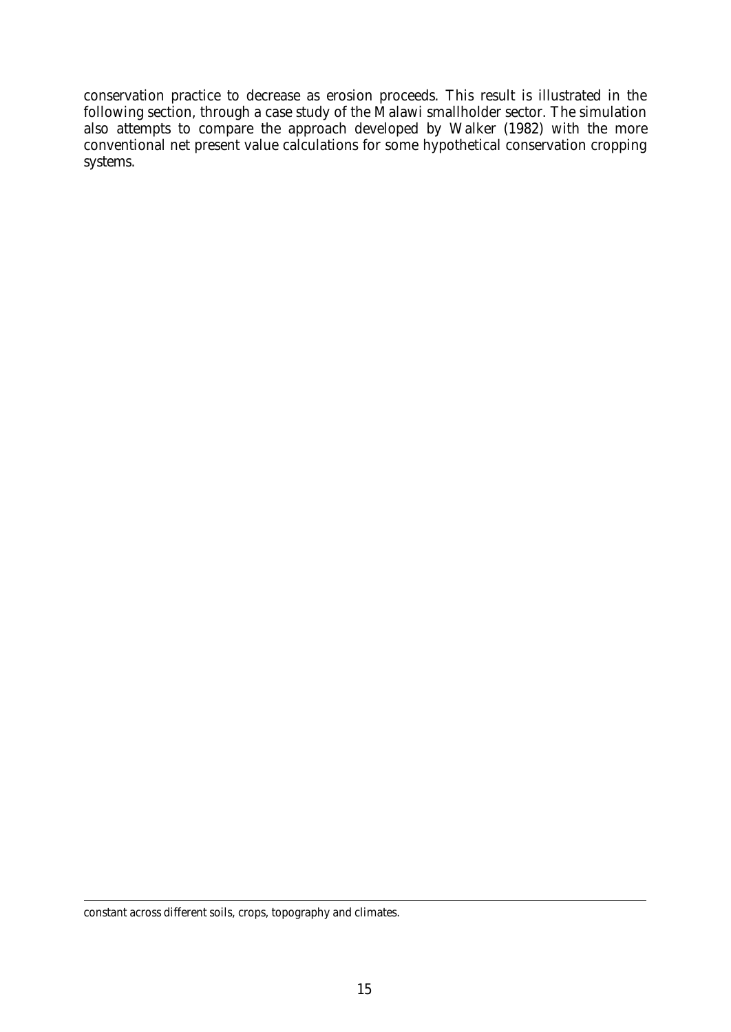conservation practice to decrease as erosion proceeds. This result is illustrated in the following section, through a case study of the Malawi smallholder sector. The simulation also attempts to compare the approach developed by Walker (1982) with the more conventional net present value calculations for some hypothetical conservation cropping systems.

---

constant across different soils, crops, topography and climates.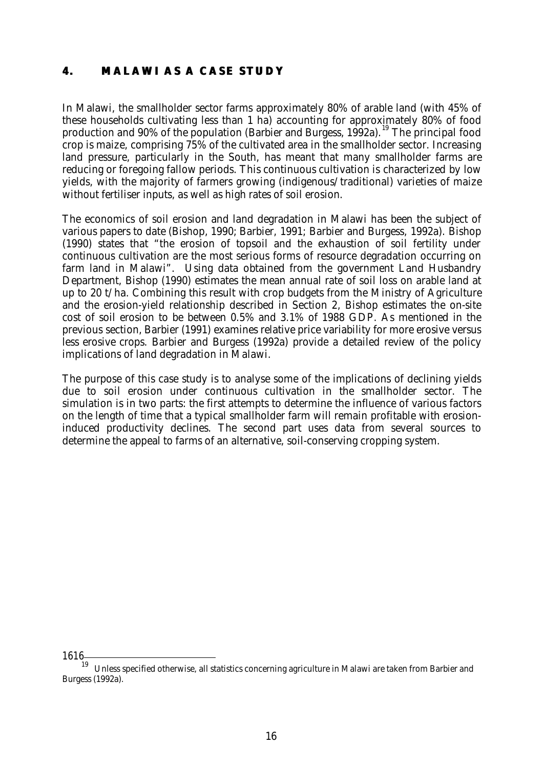# 4. MALAWI AS A CASE STUDY

In Malawi, the smallholder sector farms approximately 80% of arable land (with 45% of these households cultivating less than 1 ha) accounting for approximately 80% of food production and 90% of the population (Barbier and Burgess, 1992a).[19] The principal food crop is maize, comprising 75% of the cultivated area in the smallholder sector. Increasing land pressure, particularly in the South, has meant that many smallholder farms are reducing or foregoing fallow periods. This continuous cultivation is characterized by low yields, with the majority of farmers growing (indigenous/traditional) varieties of maize without fertiliser inputs, as well as high rates of soil erosion.

The economics of soil erosion and land degradation in Malawi has been the subject of various papers to date (Bishop, 1990; Barbier, 1991; Barbier and Burgess, 1992a). Bishop (1990) states that "the erosion of topsoil and the exhaustion of soil fertility under continuous cultivation are the most serious forms of resource degradation occurring on farm land in Malawi". Using data obtained from the government Land Husbandry Department, Bishop (1990) estimates the mean annual rate of soil loss on arable land at up to 20 t/ha. Combining this result with crop budgets from the Ministry of Agriculture and the erosion-yield relationship described in Section 2, Bishop estimates the on-site cost of soil erosion to be between 0.5% and 3.1% of 1988 GDP. As mentioned in the previous section, Barbier (1991) examines relative price variability for more erosive versus less erosive crops. Barbier and Burgess (1992a) provide a detailed review of the policy implications of land degradation in Malawi.

The purpose of this case study is to analyse some of the implications of declining yields due to soil erosion under continuous cultivation in the smallholder sector. The simulation is in two parts: the first attempts to determine the influence of various factors on the length of time that a typical smallholder farm will remain profitable with erosion-induced productivity declines. The second part uses data from several sources to determine the appeal to farms of an alternative, soil-conserving cropping system.

1616

[19] Unless specified otherwise, all statistics concerning agriculture in Malawi are taken from Barbier and Burgess (1992a).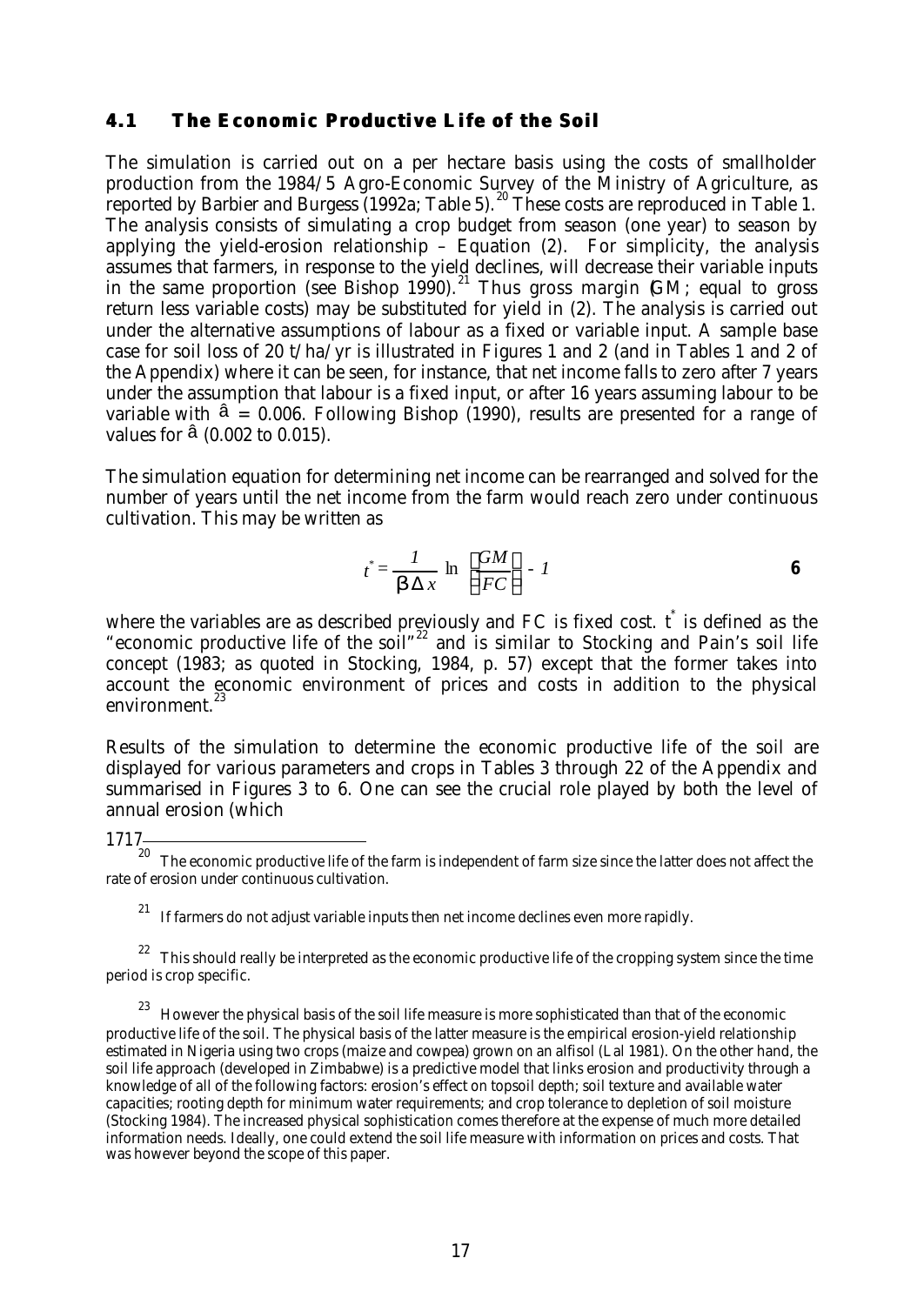### 4.1 The Economic Productive Life of the Soil

The simulation is carried out on a per hectare basis using the costs of smallholder production from the 1984/5 Agro-Economic Survey of the Ministry of Agriculture, as reported by Barbier and Burgess (1992a; Table 5).[20] These costs are reproduced in Table 1. The analysis consists of simulating a crop budget from season (one year) to season by applying the yield-erosion relationship – Equation (2). For simplicity, the analysis assumes that farmers, in response to the yield declines, will decrease their variable inputs in the same proportion (see Bishop 1990).[21] Thus gross margin (GM; equal to gross return less variable costs) may be substituted for yield in (2). The analysis is carried out under the alternative assumptions of labour as a fixed or variable input. A sample base case for soil loss of 20 t/ha/yr is illustrated in Figures 1 and 2 (and in Tables 1 and 2 of the Appendix) where it can be seen, for instance, that net income falls to zero after 7 years under the assumption that labour is a fixed input, or after 16 years assuming labour to be variable with $\beta = 0.006$. Following Bishop (1990), results are presented for a range of values for $\beta$ (0.002 to 0.015).

The simulation equation for determining net income can be rearranged and solved for the number of years until the net income from the farm would reach zero under continuous cultivation. This may be written as

$$t^* = \frac{1}{\beta \Delta x} \ln \left( \frac{GM}{FC} \right) - 1 \qquad \textbf{6}$$

where the variables are as described previously and FC is fixed cost. $t^*$ is defined as the "economic productive life of the soil"[22] and is similar to Stocking and Pain's soil life concept (1983; as quoted in Stocking, 1984, p. 57) except that the former takes into account the economic environment of prices and costs in addition to the physical environment.[23]

Results of the simulation to determine the economic productive life of the soil are displayed for various parameters and crops in Tables 3 through 22 of the Appendix and summarised in Figures 3 to 6. One can see the crucial role played by both the level of annual erosion (which

---

[20] The economic productive life of the farm is independent of farm size since the latter does not affect the rate of erosion under continuous cultivation.

[21] If farmers do not adjust variable inputs then net income declines even more rapidly.

[22] This should really be interpreted as the economic productive life of the cropping system since the time period is crop specific.

[23] However the physical basis of the soil life measure is more sophisticated than that of the economic productive life of the soil. The physical basis of the latter measure is the empirical erosion-yield relationship estimated in Nigeria using two crops (maize and cowpea) grown on an alfisol (Lal 1981). On the other hand, the soil life approach (developed in Zimbabwe) is a predictive model that links erosion and productivity through a knowledge of all of the following factors: erosion's effect on topsoil depth; soil texture and available water capacities; rooting depth for minimum water requirements; and crop tolerance to depletion of soil moisture (Stocking 1984). The increased physical sophistication comes therefore at the expense of much more detailed information needs. Ideally, one could extend the soil life measure with information on prices and costs. That was however beyond the scope of this paper.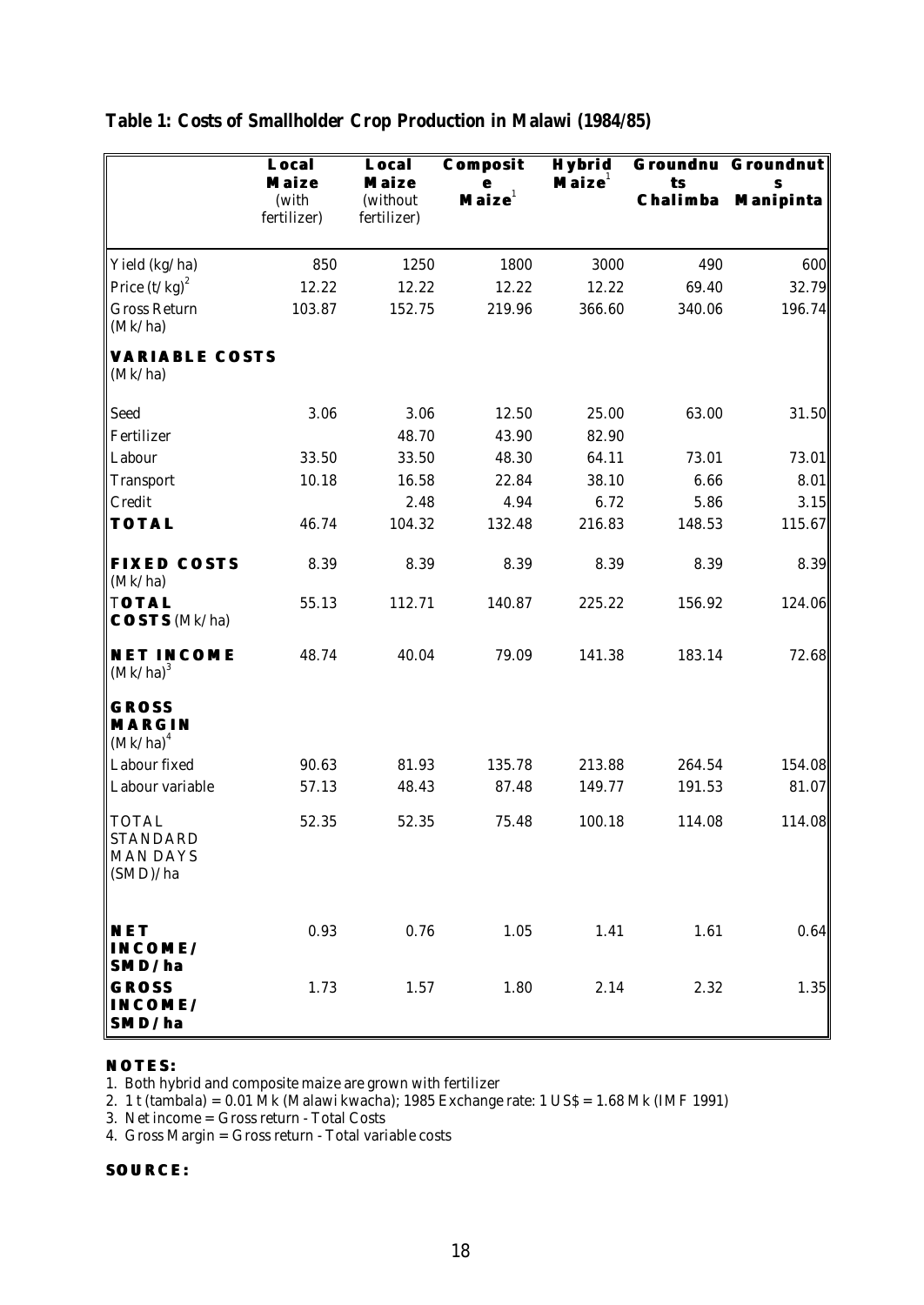**Table 1: Costs of Smallholder Crop Production in Malawi (1984/85)**

| | **Local Maize** (with fertilizer) | **Local Maize** (without fertilizer) | **Composite Maize**[1] | **Hybrid Maize**[1] | **Groundnuts Chalimba** | **Groundnuts Manipinta** |
|---|---|---|---|---|---|---|
| Yield (kg/ha) | 850 | 1250 | 1800 | 3000 | 490 | 600 |
| Price (t/kg)[2] | 12.22 | 12.22 | 12.22 | 12.22 | 69.40 | 32.79 |
| Gross Return (Mk/ha) | 103.87 | 152.75 | 219.96 | 366.60 | 340.06 | 196.74 |
| **VARIABLE COSTS** (Mk/ha) | | | | | | |
| Seed | 3.06 | 3.06 | 12.50 | 25.00 | 63.00 | 31.50 |
| Fertilizer | | 48.70 | 43.90 | 82.90 | | |
| Labour | 33.50 | 33.50 | 48.30 | 64.11 | 73.01 | 73.01 |
| Transport | 10.18 | 16.58 | 22.84 | 38.10 | 6.66 | 8.01 |
| Credit | | 2.48 | 4.94 | 6.72 | 5.86 | 3.15 |
| **TOTAL** | 46.74 | 104.32 | 132.48 | 216.83 | 148.53 | 115.67 |
| **FIXED COSTS** (Mk/ha) | 8.39 | 8.39 | 8.39 | 8.39 | 8.39 | 8.39 |
| **TOTAL COSTS** (Mk/ha) | 55.13 | 112.71 | 140.87 | 225.22 | 156.92 | 124.06 |
| **NET INCOME** (Mk/ha)[3] | 48.74 | 40.04 | 79.09 | 141.38 | 183.14 | 72.68 |
| **GROSS MARGIN** (Mk/ha)[4] | | | | | | |
| Labour fixed | 90.63 | 81.93 | 135.78 | 213.88 | 264.54 | 154.08 |
| Labour variable | 57.13 | 48.43 | 87.48 | 149.77 | 191.53 | 81.07 |
| TOTAL STANDARD MAN DAYS (SMD)/ha | 52.35 | 52.35 | 75.48 | 100.18 | 114.08 | 114.08 |
| **NET INCOME/ SMD/ha** | 0.93 | 0.76 | 1.05 | 1.41 | 1.61 | 0.64 |
| **GROSS INCOME/ SMD/ha** | 1.73 | 1.57 | 1.80 | 2.14 | 2.32 | 1.35 |

**NOTES:**

1. Both hybrid and composite maize are grown with fertilizer
2. 1 t (tambala) = 0.01 Mk (Malawi kwacha); 1985 Exchange rate: 1 US$ = 1.68 Mk (IMF 1991)
3. Net income = Gross return - Total Costs
4. Gross Margin = Gross return - Total variable costs

**SOURCE:**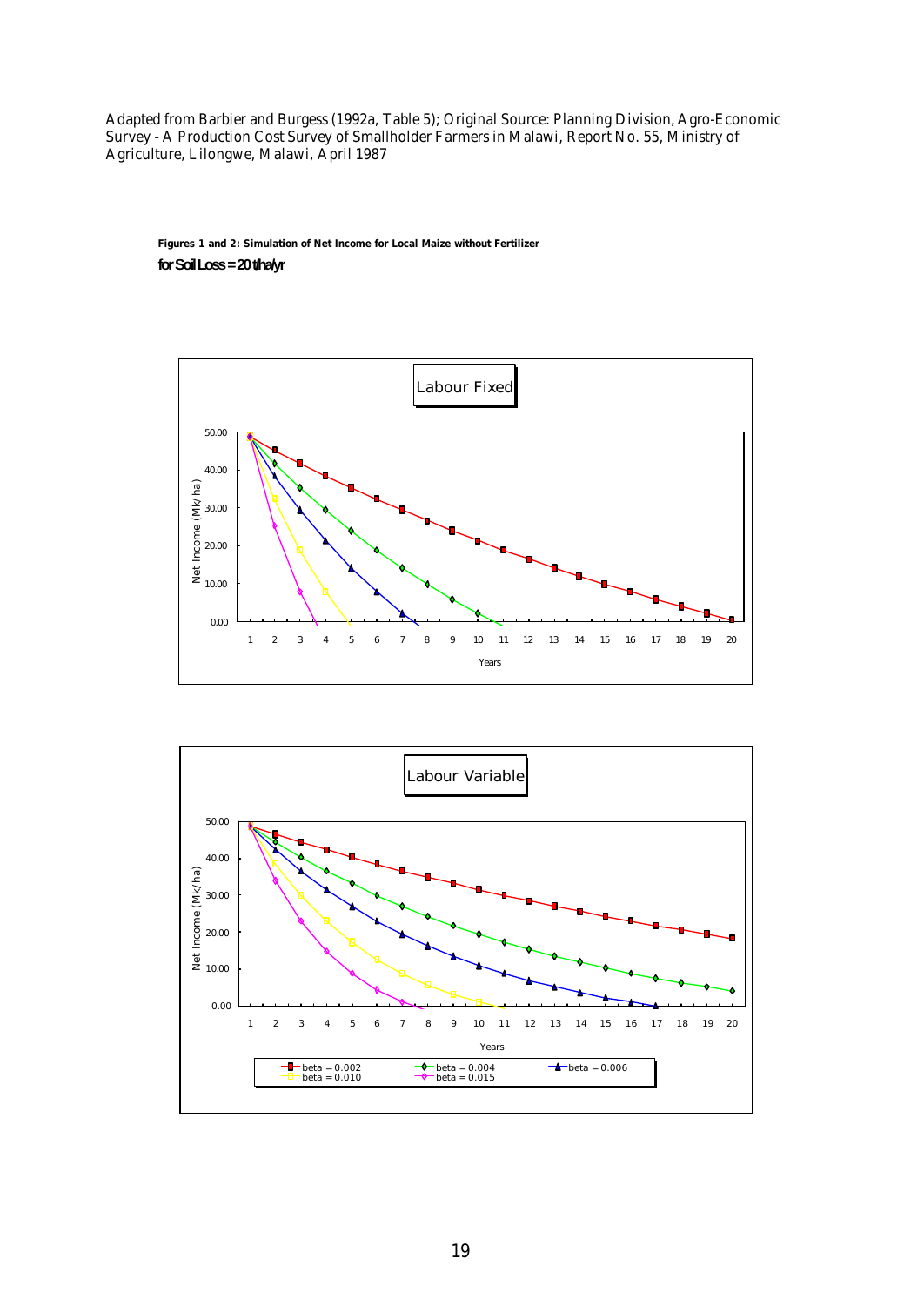Adapted from Barbier and Burgess (1992a, Table 5); Original Source: Planning Division, Agro-Economic Survey - A Production Cost Survey of Smallholder Farmers in Malawi, Report No. 55, Ministry of Agriculture, Lilongwe, Malawi, April 1987

**Figures 1 and 2: Simulation of Net Income for Local Maize without Fertilizer**

**for Soil Loss = 20 t/ha/yr**

Labour Fixed

Net Income (Mk/ha)

50.00
40.00
30.00
20.00
10.00
0.00

1 2 3 4 5 6 7 8 9 10 11 12 13 14 15 16 17 18 19 20

Years

Labour Variable

Net Income (Mk/ha)

50.00
40.00
30.00
20.00
10.00
0.00

1 2 3 4 5 6 7 8 9 10 11 12 13 14 15 16 17 18 19 20

Years

beta = 0.002
beta = 0.004
beta = 0.006
beta = 0.010
beta = 0.015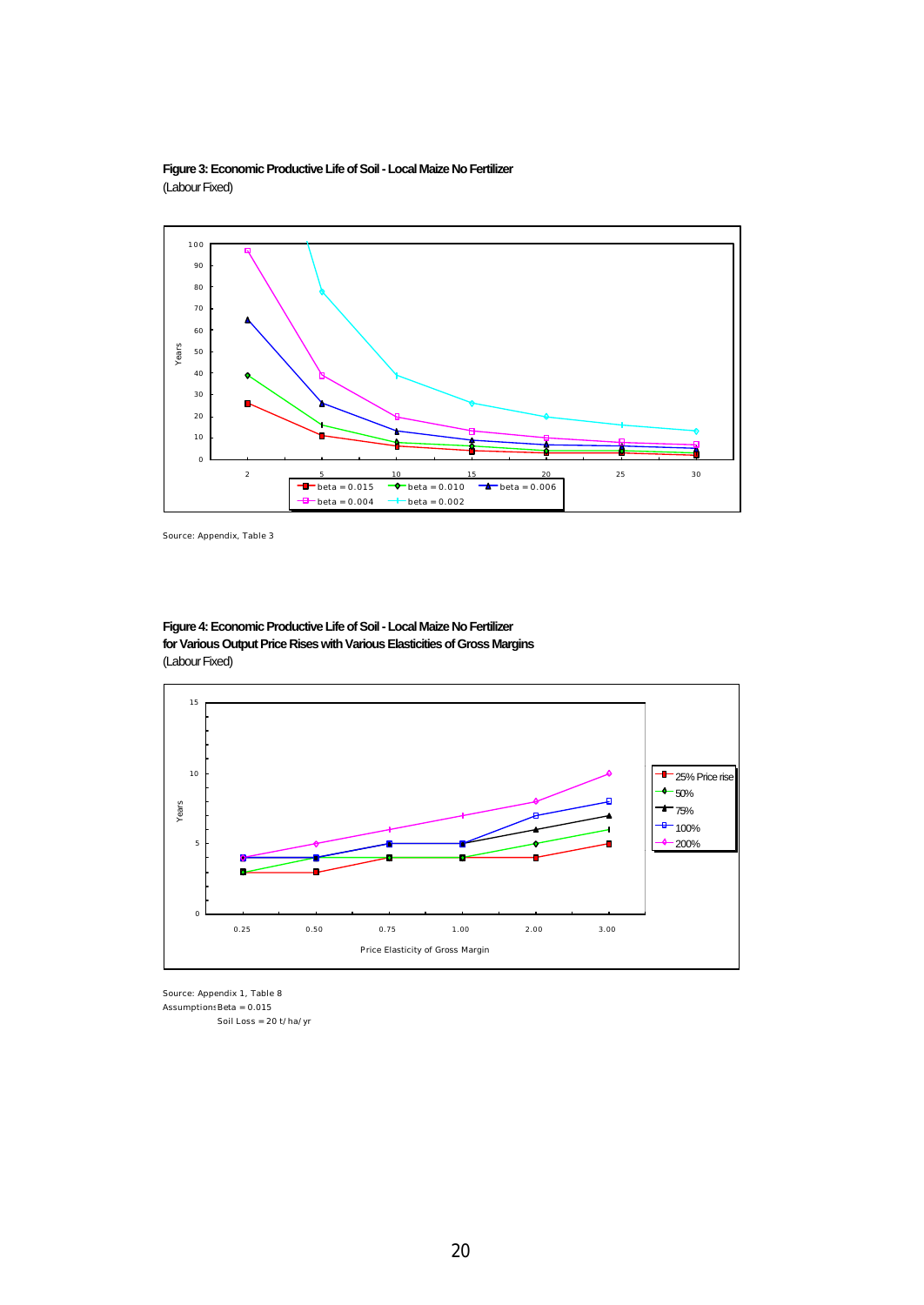**Figure 3: Economic Productive Life of Soil - Local Maize No Fertilizer**
(Labour Fixed)

Years

100
90
80
70
60
50
40
30
20
10
0

2
5
10
15
20
25
30

beta = 0.015
beta = 0.010
beta = 0.006
beta = 0.004
beta = 0.002

Source: Appendix, Table 3

**Figure 4: Economic Productive Life of Soil - Local Maize No Fertilizer**
**for Various Output Price Rises with Various Elasticities of Gross Margins**
(Labour Fixed)

Years

15
10
5
0

0.25
0.50
0.75
1.00
2.00
3.00

Price Elasticity of Gross Margin

25% Price rise
50%
75%
100%
200%

Source: Appendix 1, Table 8
Assumptions: Beta = 0.015
Soil Loss = 20 t/ha/yr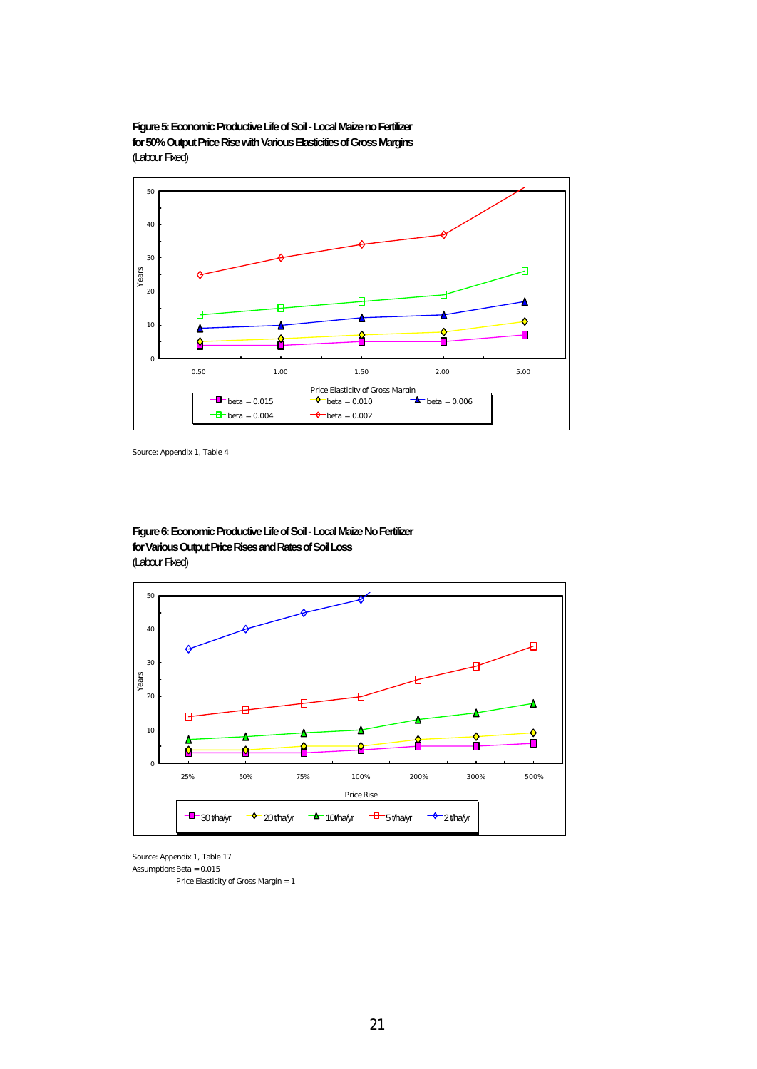**Figure 5: Economic Productive Life of Soil - Local Maize no Fertilizer for 50% Output Price Rise with Various Elasticities of Gross Margins**
(Labour Fixed)

Years

0
10
20
30
40
50

0.50
1.00
1.50
2.00
5.00

Price Elasticity of Gross Margin

beta = 0.015
beta = 0.010
beta = 0.006
beta = 0.004
beta = 0.002

Source: Appendix 1, Table 4

**Figure 6: Economic Productive Life of Soil - Local Maize No Fertilizer for Various Output Price Rises and Rates of Soil Loss**
(Labour Fixed)

Years

0
10
20
30
40
50

25%
50%
75%
100%
200%
300%
500%

Price Rise

30 t/ha/yr
20 t/ha/yr
10t/ha/yr
5 t/ha/yr
2 t/ha/yr

Source: Appendix 1, Table 17
Assumptions: Beta = 0.015
Price Elasticity of Gross Margin = 1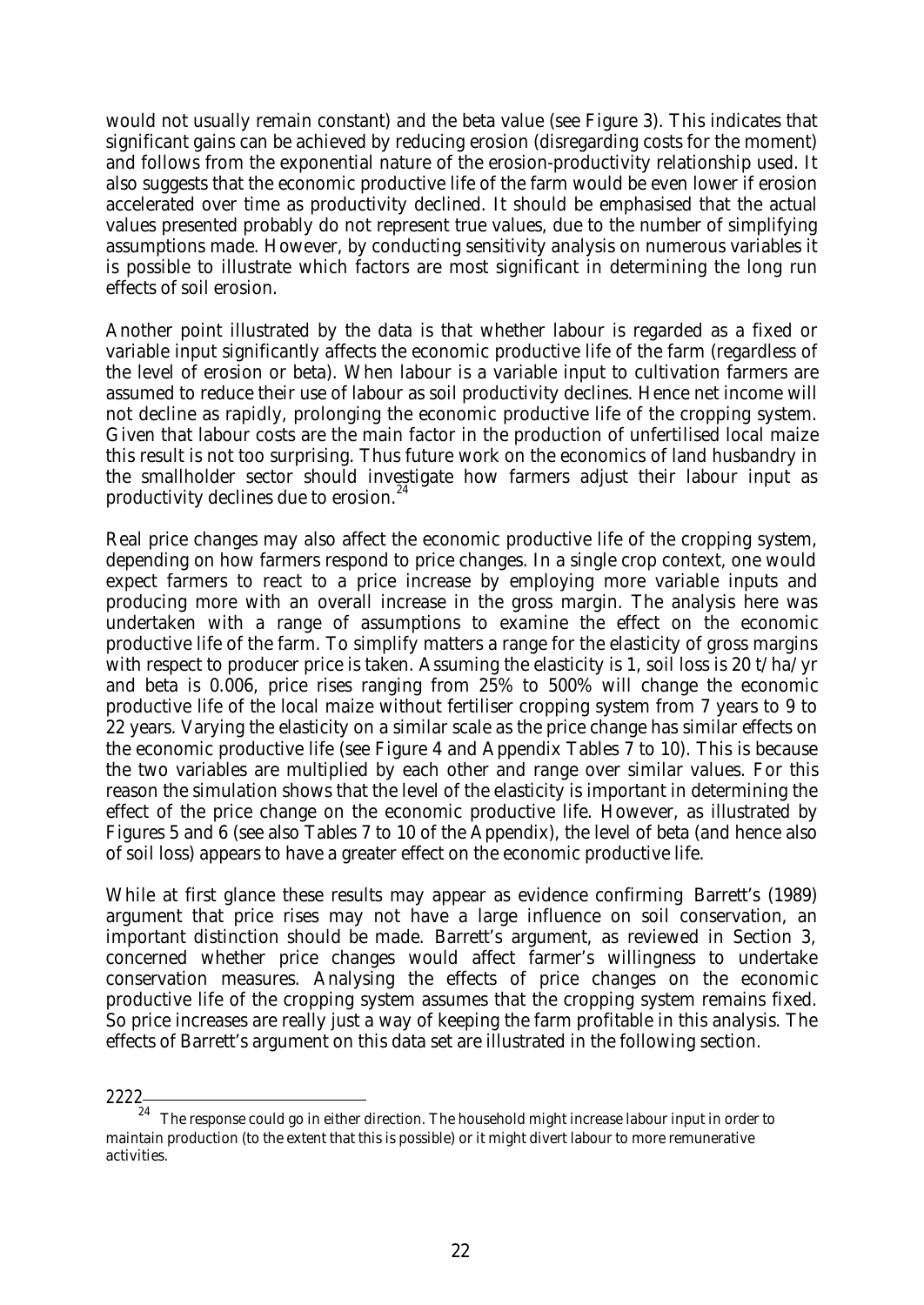would not usually remain constant) and the beta value (see Figure 3). This indicates that significant gains can be achieved by reducing erosion (disregarding costs for the moment) and follows from the exponential nature of the erosion-productivity relationship used. It also suggests that the economic productive life of the farm would be even lower if erosion accelerated over time as productivity declined. It should be emphasised that the actual values presented probably do not represent true values, due to the number of simplifying assumptions made. However, by conducting sensitivity analysis on numerous variables it is possible to illustrate which factors are most significant in determining the long run effects of soil erosion.

Another point illustrated by the data is that whether labour is regarded as a fixed or variable input significantly affects the economic productive life of the farm (regardless of the level of erosion or beta). When labour is a variable input to cultivation farmers are assumed to reduce their use of labour as soil productivity declines. Hence net income will not decline as rapidly, prolonging the economic productive life of the cropping system. Given that labour costs are the main factor in the production of unfertilised local maize this result is not too surprising. Thus future work on the economics of land husbandry in the smallholder sector should investigate how farmers adjust their labour input as productivity declines due to erosion.[24]

Real price changes may also affect the economic productive life of the cropping system, depending on how farmers respond to price changes. In a single crop context, one would expect farmers to react to a price increase by employing more variable inputs and producing more with an overall increase in the gross margin. The analysis here was undertaken with a range of assumptions to examine the effect on the economic productive life of the farm. To simplify matters a range for the elasticity of gross margins with respect to producer price is taken. Assuming the elasticity is 1, soil loss is 20 t/ha/yr and beta is 0.006, price rises ranging from 25% to 500% will change the economic productive life of the local maize without fertiliser cropping system from 7 years to 9 to 22 years. Varying the elasticity on a similar scale as the price change has similar effects on the economic productive life (see Figure 4 and Appendix Tables 7 to 10). This is because the two variables are multiplied by each other and range over similar values. For this reason the simulation shows that the level of the elasticity is important in determining the effect of the price change on the economic productive life. However, as illustrated by Figures 5 and 6 (see also Tables 7 to 10 of the Appendix), the level of beta (and hence also of soil loss) appears to have a greater effect on the economic productive life.

While at first glance these results may appear as evidence confirming Barrett's (1989) argument that price rises may not have a large influence on soil conservation, an important distinction should be made. Barrett's argument, as reviewed in Section 3, concerned whether price changes would affect farmer's willingness to undertake conservation measures. Analysing the effects of price changes on the economic productive life of the cropping system assumes that the cropping system remains fixed. So price increases are really just a way of keeping the farm profitable in this analysis. The effects of Barrett's argument on this data set are illustrated in the following section.

2222

[24] The response could go in either direction. The household might increase labour input in order to maintain production (to the extent that this is possible) or it might divert labour to more remunerative activities.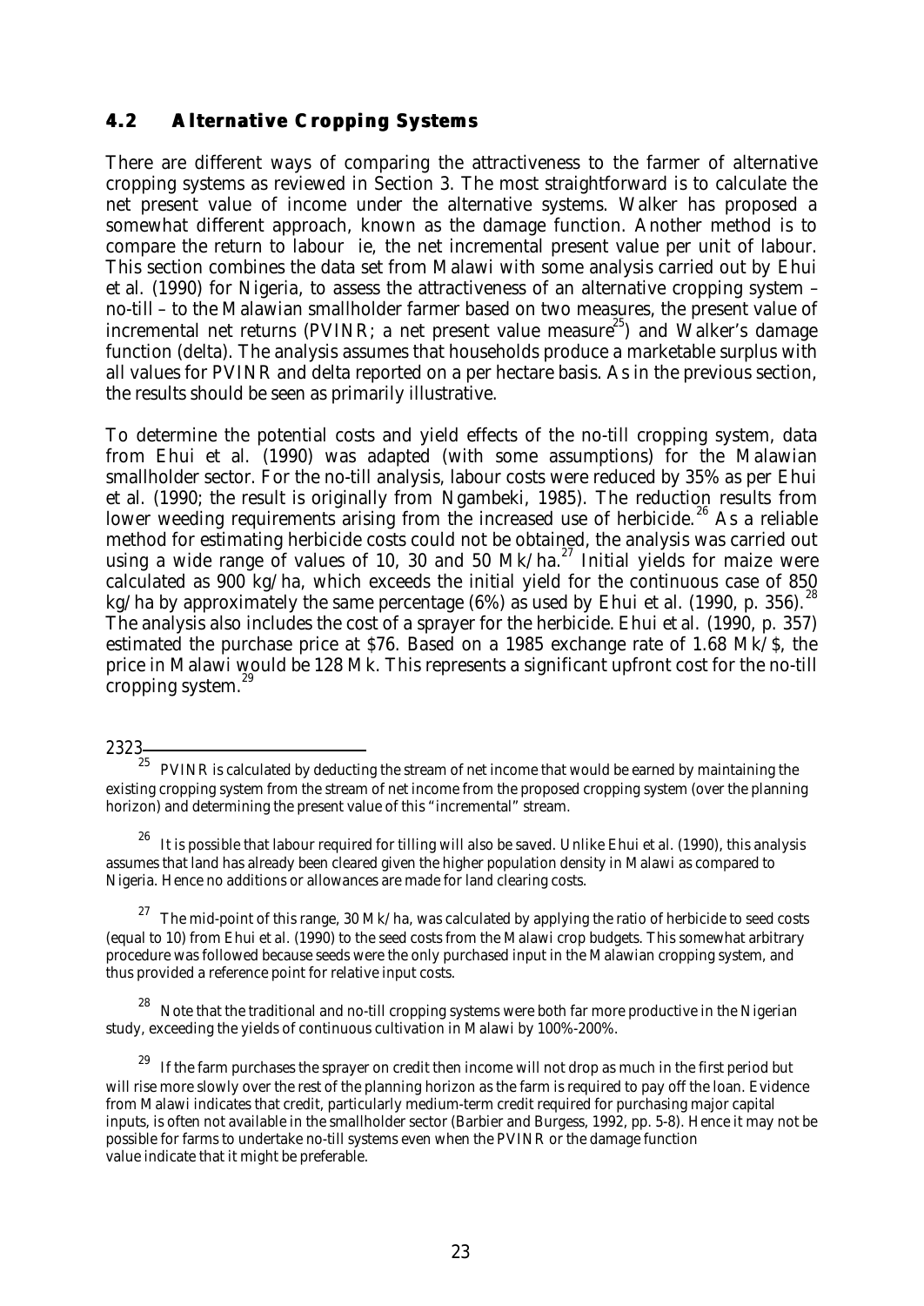## 4.2 Alternative Cropping Systems

There are different ways of comparing the attractiveness to the farmer of alternative cropping systems as reviewed in Section 3. The most straightforward is to calculate the net present value of income under the alternative systems. Walker has proposed a somewhat different approach, known as the damage function. Another method is to compare the return to labour ie, the net incremental present value per unit of labour. This section combines the data set from Malawi with some analysis carried out by Ehui et al. (1990) for Nigeria, to assess the attractiveness of an alternative cropping system – no-till – to the Malawian smallholder farmer based on two measures, the present value of incremental net returns (PVINR; a net present value measure[25]) and Walker's damage function (delta). The analysis assumes that households produce a marketable surplus with all values for PVINR and delta reported on a per hectare basis. As in the previous section, the results should be seen as primarily illustrative.

To determine the potential costs and yield effects of the no-till cropping system, data from Ehui et al. (1990) was adapted (with some assumptions) for the Malawian smallholder sector. For the no-till analysis, labour costs were reduced by 35% as per Ehui et al. (1990; the result is originally from Ngambeki, 1985). The reduction results from lower weeding requirements arising from the increased use of herbicide.[26] As a reliable method for estimating herbicide costs could not be obtained, the analysis was carried out using a wide range of values of 10, 30 and 50 Mk/ha.[27] Initial yields for maize were calculated as 900 kg/ha, which exceeds the initial yield for the continuous case of 850 kg/ha by approximately the same percentage (6%) as used by Ehui et al. (1990, p. 356).[28] The analysis also includes the cost of a sprayer for the herbicide. Ehui et al. (1990, p. 357) estimated the purchase price at $76. Based on a 1985 exchange rate of 1.68 Mk/$, the price in Malawi would be 128 Mk. This represents a significant upfront cost for the no-till cropping system.[29]

2323

[25] PVINR is calculated by deducting the stream of net income that would be earned by maintaining the existing cropping system from the stream of net income from the proposed cropping system (over the planning horizon) and determining the present value of this "incremental" stream.

[26] It is possible that labour required for tilling will also be saved. Unlike Ehui et al. (1990), this analysis assumes that land has already been cleared given the higher population density in Malawi as compared to Nigeria. Hence no additions or allowances are made for land clearing costs.

[27] The mid-point of this range, 30 Mk/ha, was calculated by applying the ratio of herbicide to seed costs (equal to 10) from Ehui et al. (1990) to the seed costs from the Malawi crop budgets. This somewhat arbitrary procedure was followed because seeds were the only purchased input in the Malawian cropping system, and thus provided a reference point for relative input costs.

[28] Note that the traditional and no-till cropping systems were both far more productive in the Nigerian study, exceeding the yields of continuous cultivation in Malawi by 100%-200%.

[29] If the farm purchases the sprayer on credit then income will not drop as much in the first period but will rise more slowly over the rest of the planning horizon as the farm is required to pay off the loan. Evidence from Malawi indicates that credit, particularly medium-term credit required for purchasing major capital inputs, is often not available in the smallholder sector (Barbier and Burgess, 1992, pp. 5-8). Hence it may not be possible for farms to undertake no-till systems even when the PVINR or the damage function value indicate that it might be preferable.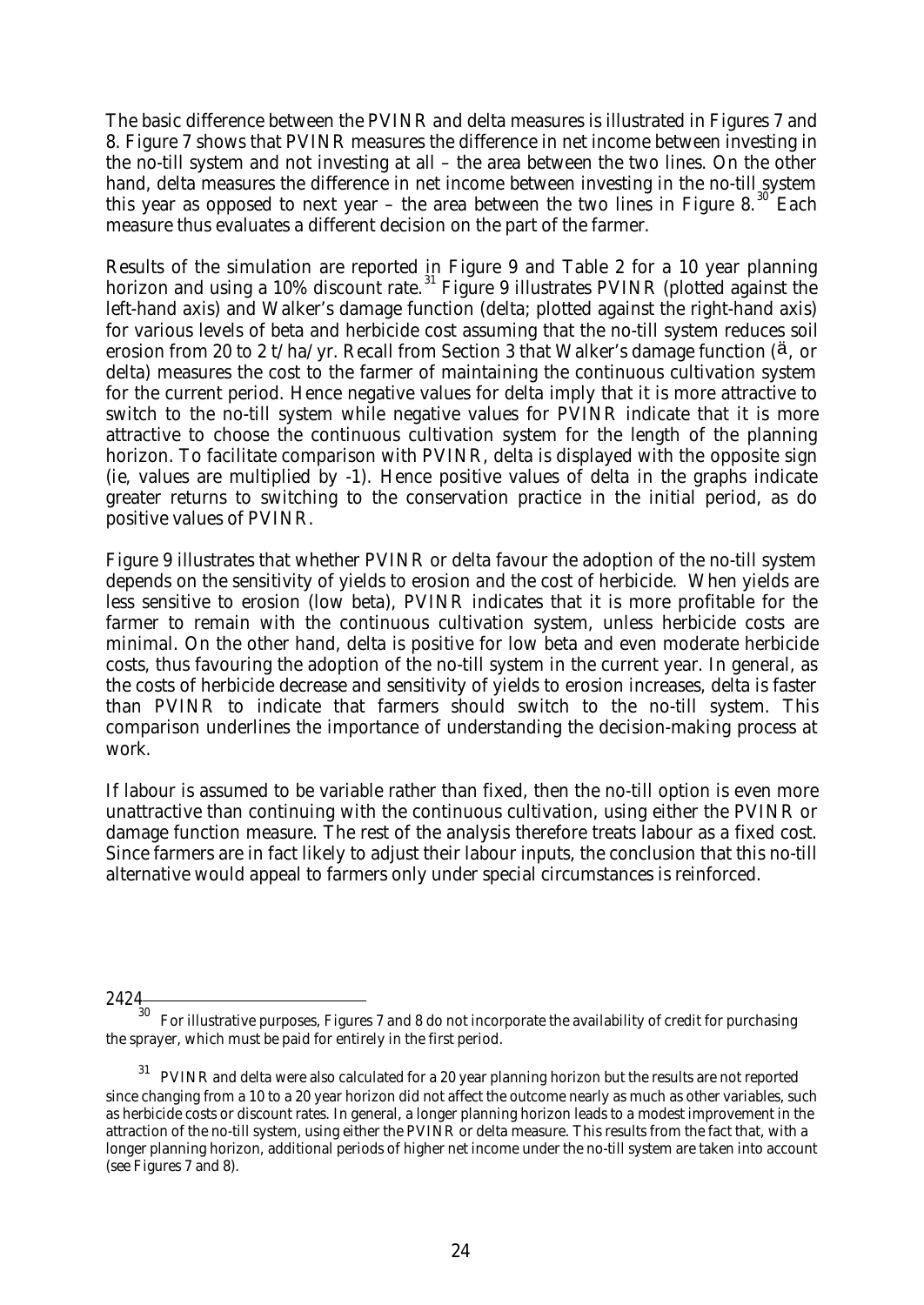The basic difference between the PVINR and delta measures is illustrated in Figures 7 and 8. Figure 7 shows that PVINR measures the difference in net income between investing in the no-till system and not investing at all – the area between the two lines. On the other hand, delta measures the difference in net income between investing in the no-till system this year as opposed to next year – the area between the two lines in Figure 8.[30] Each measure thus evaluates a different decision on the part of the farmer.

Results of the simulation are reported in Figure 9 and Table 2 for a 10 year planning horizon and using a 10% discount rate.[31] Figure 9 illustrates PVINR (plotted against the left-hand axis) and Walker's damage function (delta; plotted against the right-hand axis) for various levels of beta and herbicide cost assuming that the no-till system reduces soil erosion from 20 to 2 t/ha/yr. Recall from Section 3 that Walker's damage function (ä, or delta) measures the cost to the farmer of maintaining the continuous cultivation system for the current period. Hence negative values for delta imply that it is more attractive to switch to the no-till system while negative values for PVINR indicate that it is more attractive to choose the continuous cultivation system for the length of the planning horizon. To facilitate comparison with PVINR, delta is displayed with the opposite sign (ie, values are multiplied by -1). Hence positive values of delta in the graphs indicate greater returns to switching to the conservation practice in the initial period, as do positive values of PVINR.

Figure 9 illustrates that whether PVINR or delta favour the adoption of the no-till system depends on the sensitivity of yields to erosion and the cost of herbicide. When yields are less sensitive to erosion (low beta), PVINR indicates that it is more profitable for the farmer to remain with the continuous cultivation system, unless herbicide costs are minimal. On the other hand, delta is positive for low beta and even moderate herbicide costs, thus favouring the adoption of the no-till system in the current year. In general, as the costs of herbicide decrease and sensitivity of yields to erosion increases, delta is faster than PVINR to indicate that farmers should switch to the no-till system. This comparison underlines the importance of understanding the decision-making process at work.

If labour is assumed to be variable rather than fixed, then the no-till option is even more unattractive than continuing with the continuous cultivation, using either the PVINR or damage function measure. The rest of the analysis therefore treats labour as a fixed cost. Since farmers are in fact likely to adjust their labour inputs, the conclusion that this no-till alternative would appeal to farmers only under special circumstances is reinforced.

2424

[30] For illustrative purposes, Figures 7 and 8 do not incorporate the availability of credit for purchasing the sprayer, which must be paid for entirely in the first period.

[31] PVINR and delta were also calculated for a 20 year planning horizon but the results are not reported since changing from a 10 to a 20 year horizon did not affect the outcome nearly as much as other variables, such as herbicide costs or discount rates. In general, a longer planning horizon leads to a modest improvement in the attraction of the no-till system, using either the PVINR or delta measure. This results from the fact that, with a longer planning horizon, additional periods of higher net income under the no-till system are taken into account (see Figures 7 and 8).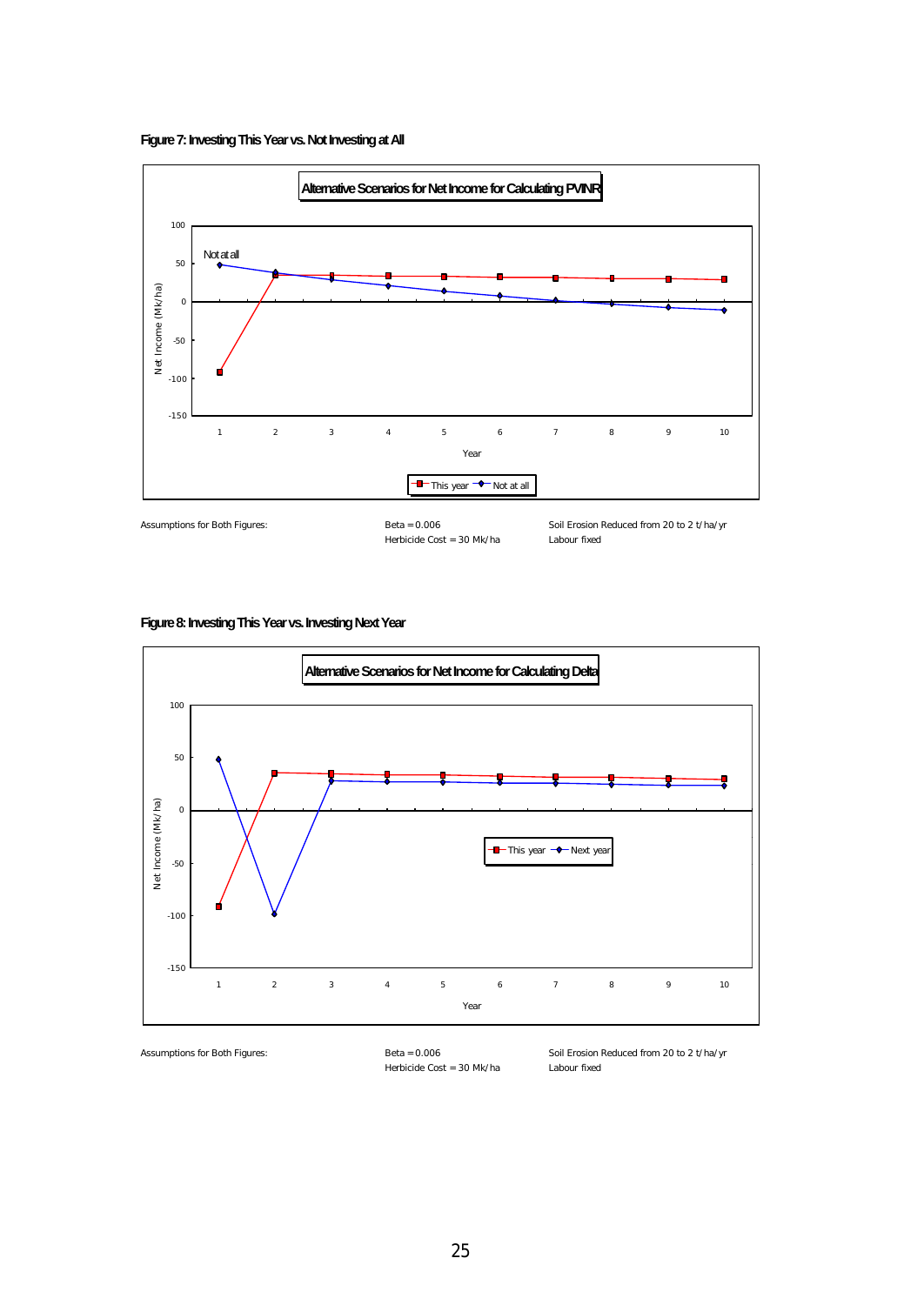**Figure 7: Investing This Year vs. Not Investing at All**

Alternative Scenarios for Net Income for Calculating PVINR

Net Income (Mk/ha)

100
50
0
-50
-100
-150

Not at all

1 2 3 4 5 6 7 8 9 10

Year

This year   Not at all

Assumptions for Both Figures:

Beta = 0.006
Herbicide Cost = 30 Mk/ha

Soil Erosion Reduced from 20 to 2 t/ha/yr
Labour fixed

**Figure 8: Investing This Year vs. Investing Next Year**

Alternative Scenarios for Net Income for Calculating Delta

Net Income (Mk/ha)

100
50
0
-50
-100
-150

This year   Next year

1 2 3 4 5 6 7 8 9 10

Year

Assumptions for Both Figures:

Beta = 0.006
Herbicide Cost = 30 Mk/ha

Soil Erosion Reduced from 20 to 2 t/ha/yr
Labour fixed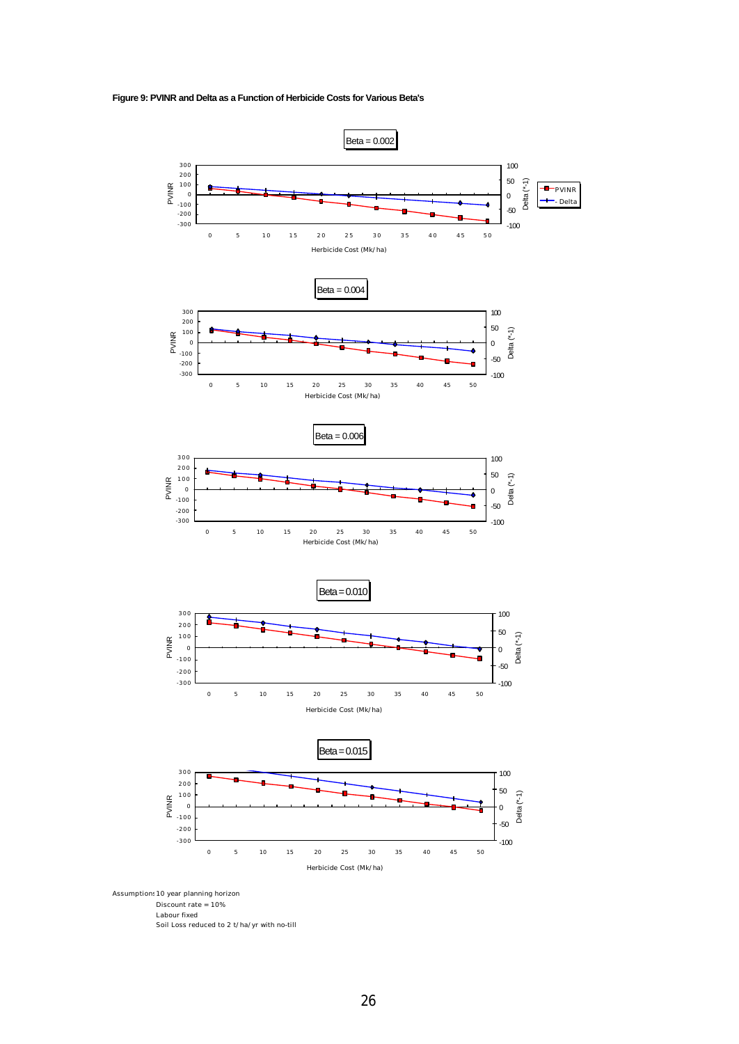**Figure 9: PVINR and Delta as a Function of Herbicide Costs for Various Beta's**

Beta = 0.002

PVINR

300
200
100
0
-100
-200
-300

0 5 10 15 20 25 30 35 40 45 50

Herbicide Cost (Mk/ha)

Delta (*-1)

100
50
0
-50
-100

PVINR
Delta

Beta = 0.004

PVINR

300
200
100
0
-100
-200
-300

0 5 10 15 20 25 30 35 40 45 50

Herbicide Cost (Mk/ha)

Delta (*-1)

100
50
0
-50
-100

Beta = 0.006

PVINR

300
200
100
0
-100
-200
-300

0 5 10 15 20 25 30 35 40 45 50

Herbicide Cost (Mk/ha)

Delta (*-1)

100
50
0
-50
-100

Beta = 0.010

PVINR

300
200
100
0
-100
-200
-300

0 5 10 15 20 25 30 35 40 45 50

Herbicide Cost (Mk/ha)

Delta (*-1)

100
50
0
-50
-100

Beta = 0.015

PVINR

300
200
100
0
-100
-200
-300

0 5 10 15 20 25 30 35 40 45 50

Herbicide Cost (Mk/ha)

Delta (*-1)

100
50
0
-50
-100

Assumptions: 10 year planning horizon
Discount rate = 10%
Labour fixed
Soil Loss reduced to 2 t/ha/yr with no-till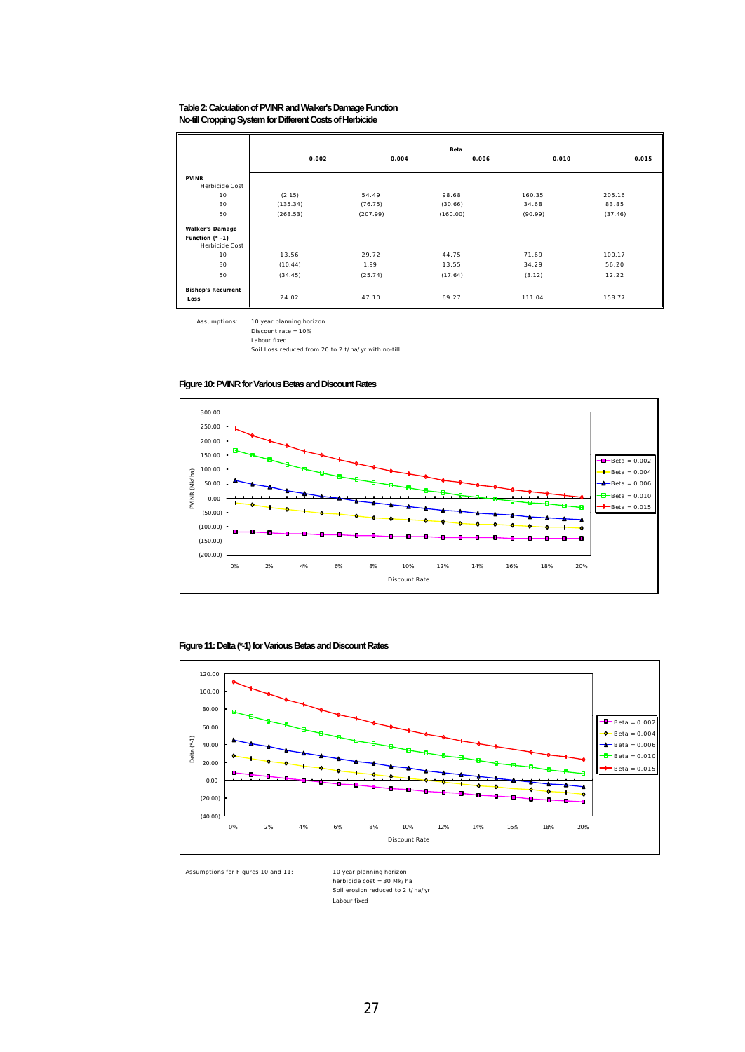**Table 2: Calculation of PVINR and Walker's Damage Function**
**No-till Cropping System for Different Costs of Herbicide**

| | Beta | | | | |
|---|---|---|---|---|---|
| | 0.002 | 0.004 | 0.006 | 0.010 | 0.015 |
| **PVINR** | | | | | |
| Herbicide Cost | | | | | |
| 10 | (2.15) | 54.49 | 98.68 | 160.35 | 205.16 |
| 30 | (135.34) | (76.75) | (30.66) | 34.68 | 83.85 |
| 50 | (268.53) | (207.99) | (160.00) | (90.99) | (37.46) |
| **Walker's Damage Function (* -1)** | | | | | |
| Herbicide Cost | | | | | |
| 10 | 13.56 | 29.72 | 44.75 | 71.69 | 100.17 |
| 30 | (10.44) | 1.99 | 13.55 | 34.29 | 56.20 |
| 50 | (34.45) | (25.74) | (17.64) | (3.12) | 12.22 |
| **Bishop's Recurrent Loss** | 24.02 | 47.10 | 69.27 | 111.04 | 158.77 |

Assumptions: 10 year planning horizon
Discount rate = 10%
Labour fixed
Soil Loss reduced from 20 to 2 t/ha/yr with no-till

**Figure 10: PVINR for Various Betas and Discount Rates**

PVINR (Mk/ha)
300.00
250.00
200.00
150.00
100.00
50.00
0.00
(50.00)
(100.00)
(150.00)
(200.00)
0% 2% 4% 6% 8% 10% 12% 14% 16% 18% 20%
Discount Rate
Beta = 0.002
Beta = 0.004
Beta = 0.006
Beta = 0.010
Beta = 0.015

**Figure 11: Delta (*-1) for Various Betas and Discount Rates**

Delta (*-1)
120.00
100.00
80.00
60.00
40.00
20.00
0.00
(20.00)
(40.00)
0% 2% 4% 6% 8% 10% 12% 14% 16% 18% 20%
Discount Rate
Beta = 0.002
Beta = 0.004
Beta = 0.006
Beta = 0.010
Beta = 0.015

Assumptions for Figures 10 and 11: 10 year planning horizon
herbicide cost = 30 Mk/ha
Soil erosion reduced to 2 t/ha/yr
Labour fixed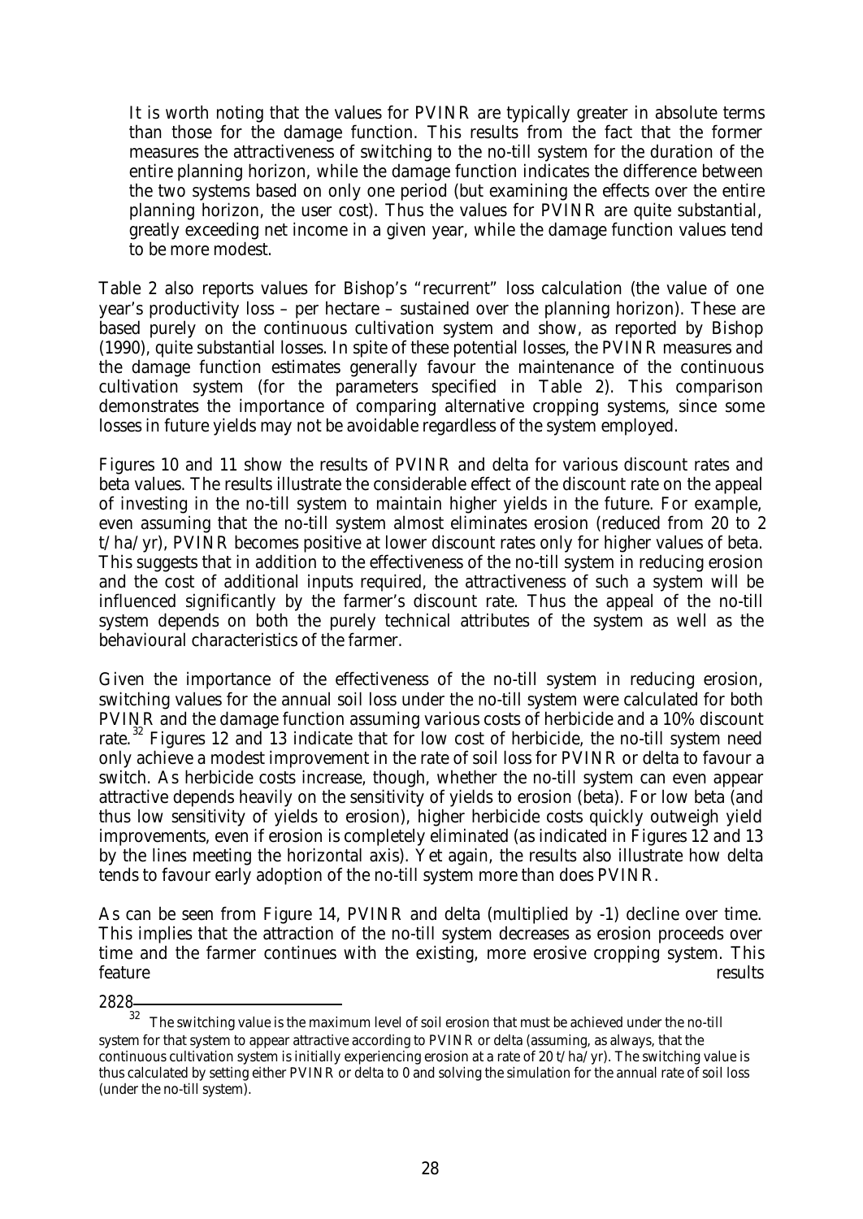It is worth noting that the values for PVINR are typically greater in absolute terms than those for the damage function. This results from the fact that the former measures the attractiveness of switching to the no-till system for the duration of the entire planning horizon, while the damage function indicates the difference between the two systems based on only one period (but examining the effects over the entire planning horizon, the user cost). Thus the values for PVINR are quite substantial, greatly exceeding net income in a given year, while the damage function values tend to be more modest.

Table 2 also reports values for Bishop's "recurrent" loss calculation (the value of one year's productivity loss – per hectare – sustained over the planning horizon). These are based purely on the continuous cultivation system and show, as reported by Bishop (1990), quite substantial losses. In spite of these potential losses, the PVINR measures and the damage function estimates generally favour the maintenance of the continuous cultivation system (for the parameters specified in Table 2). This comparison demonstrates the importance of comparing alternative cropping systems, since some losses in future yields may not be avoidable regardless of the system employed.

Figures 10 and 11 show the results of PVINR and delta for various discount rates and beta values. The results illustrate the considerable effect of the discount rate on the appeal of investing in the no-till system to maintain higher yields in the future. For example, even assuming that the no-till system almost eliminates erosion (reduced from 20 to 2 t/ha/yr), PVINR becomes positive at lower discount rates only for higher values of beta. This suggests that in addition to the effectiveness of the no-till system in reducing erosion and the cost of additional inputs required, the attractiveness of such a system will be influenced significantly by the farmer's discount rate. Thus the appeal of the no-till system depends on both the purely technical attributes of the system as well as the behavioural characteristics of the farmer.

Given the importance of the effectiveness of the no-till system in reducing erosion, switching values for the annual soil loss under the no-till system were calculated for both PVINR and the damage function assuming various costs of herbicide and a 10% discount rate.[32] Figures 12 and 13 indicate that for low cost of herbicide, the no-till system need only achieve a modest improvement in the rate of soil loss for PVINR or delta to favour a switch. As herbicide costs increase, though, whether the no-till system can even appear attractive depends heavily on the sensitivity of yields to erosion (beta). For low beta (and thus low sensitivity of yields to erosion), higher herbicide costs quickly outweigh yield improvements, even if erosion is completely eliminated (as indicated in Figures 12 and 13 by the lines meeting the horizontal axis). Yet again, the results also illustrate how delta tends to favour early adoption of the no-till system more than does PVINR.

As can be seen from Figure 14, PVINR and delta (multiplied by -1) decline over time. This implies that the attraction of the no-till system decreases as erosion proceeds over time and the farmer continues with the existing, more erosive cropping system. This feature results

[32] The switching value is the maximum level of soil erosion that must be achieved under the no-till system for that system to appear attractive according to PVINR or delta (assuming, as always, that the continuous cultivation system is initially experiencing erosion at a rate of 20 t/ha/yr). The switching value is thus calculated by setting either PVINR or delta to 0 and solving the simulation for the annual rate of soil loss (under the no-till system).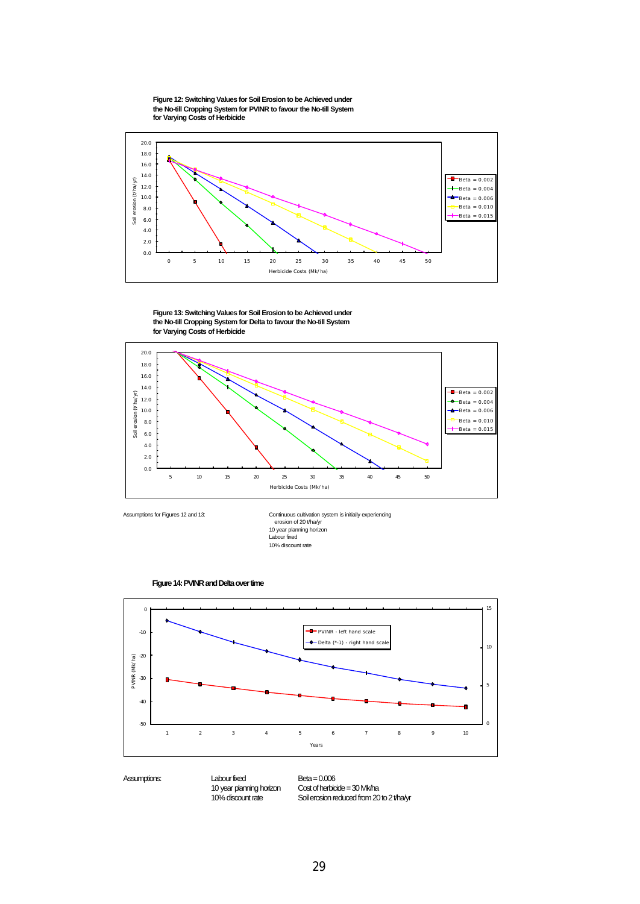**Figure 12: Switching Values for Soil Erosion to be Achieved under the No-till Cropping System for PVINR to favour the No-till System for Varying Costs of Herbicide**

Soil erosion (t/ha/yr)

20.0
18.0
16.0
14.0
12.0
10.0
8.0
6.0
4.0
2.0
0.0

0 5 10 15 20 25 30 35 40 45 50

Herbicide Costs (Mk/ha)

Beta = 0.002
Beta = 0.004
Beta = 0.006
Beta = 0.010
Beta = 0.015

**Figure 13: Switching Values for Soil Erosion to be Achieved under the No-till Cropping System for Delta to favour the No-till System for Varying Costs of Herbicide**

Soil erosion (t/ha/yr)

20.0
18.0
16.0
14.0
12.0
10.0
8.0
6.0
4.0
2.0
0.0

5 10 15 20 25 30 35 40 45 50

Herbicide Costs (Mk/ha)

Beta = 0.002
Beta = 0.004
Beta = 0.006
Beta = 0.010
Beta = 0.015

Assumptions for Figures 12 and 13:

Continuous cultivation system is initially experiencing erosion of 20 t/ha/yr
10 year planning horizon
Labour fixed
10% discount rate

**Figure 14: PVINR and Delta over time**

PVINR (Mk/ha)

0
-10
-20
-30
-40
-50

15
10
5
0

1 2 3 4 5 6 7 8 9 10

Years

PVINR - left hand scale
Delta (*-1) - right hand scale

Assumptions:

Labour fixed
10 year planning horizon
10% discount rate

Beta = 0.006
Cost of herbicide = 30 Mk/ha
Soil erosion reduced from 20 to 2 t/ha/yr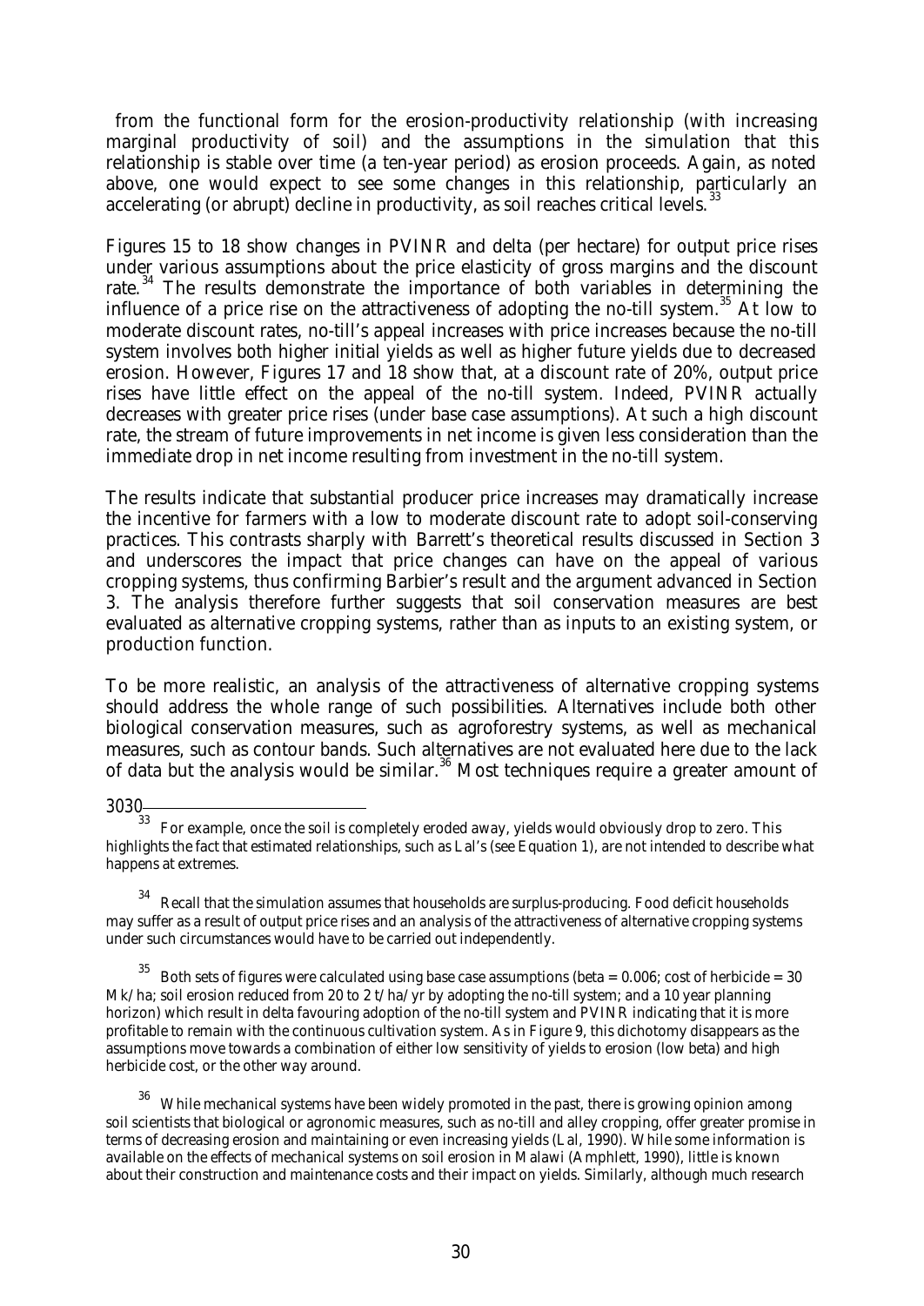from the functional form for the erosion-productivity relationship (with increasing marginal productivity of soil) and the assumptions in the simulation that this relationship is stable over time (a ten-year period) as erosion proceeds. Again, as noted above, one would expect to see some changes in this relationship, particularly an accelerating (or abrupt) decline in productivity, as soil reaches critical levels.[33]

Figures 15 to 18 show changes in PVINR and delta (per hectare) for output price rises under various assumptions about the price elasticity of gross margins and the discount rate.[34] The results demonstrate the importance of both variables in determining the influence of a price rise on the attractiveness of adopting the no-till system.[35] At low to moderate discount rates, no-till's appeal increases with price increases because the no-till system involves both higher initial yields as well as higher future yields due to decreased erosion. However, Figures 17 and 18 show that, at a discount rate of 20%, output price rises have little effect on the appeal of the no-till system. Indeed, PVINR actually decreases with greater price rises (under base case assumptions). At such a high discount rate, the stream of future improvements in net income is given less consideration than the immediate drop in net income resulting from investment in the no-till system.

The results indicate that substantial producer price increases may dramatically increase the incentive for farmers with a low to moderate discount rate to adopt soil-conserving practices. This contrasts sharply with Barrett's theoretical results discussed in Section 3 and underscores the impact that price changes can have on the appeal of various cropping systems, thus confirming Barbier's result and the argument advanced in Section 3. The analysis therefore further suggests that soil conservation measures are best evaluated as alternative cropping systems, rather than as inputs to an existing system, or production function.

To be more realistic, an analysis of the attractiveness of alternative cropping systems should address the whole range of such possibilities. Alternatives include both other biological conservation measures, such as agroforestry systems, as well as mechanical measures, such as contour bands. Such alternatives are not evaluated here due to the lack of data but the analysis would be similar.[36] Most techniques require a greater amount of

3030

[33] For example, once the soil is completely eroded away, yields would obviously drop to zero. This highlights the fact that estimated relationships, such as Lal's (see Equation 1), are not intended to describe what happens at extremes.

[34] Recall that the simulation assumes that households are surplus-producing. Food deficit households may suffer as a result of output price rises and an analysis of the attractiveness of alternative cropping systems under such circumstances would have to be carried out independently.

[35] Both sets of figures were calculated using base case assumptions (beta = 0.006; cost of herbicide = 30 Mk/ha; soil erosion reduced from 20 to 2 t/ha/yr by adopting the no-till system; and a 10 year planning horizon) which result in delta favouring adoption of the no-till system and PVINR indicating that it is more profitable to remain with the continuous cultivation system. As in Figure 9, this dichotomy disappears as the assumptions move towards a combination of either low sensitivity of yields to erosion (low beta) and high herbicide cost, or the other way around.

[36] While mechanical systems have been widely promoted in the past, there is growing opinion among soil scientists that biological or agronomic measures, such as no-till and alley cropping, offer greater promise in terms of decreasing erosion and maintaining or even increasing yields (Lal, 1990). While some information is available on the effects of mechanical systems on soil erosion in Malawi (Amphlett, 1990), little is known about their construction and maintenance costs and their impact on yields. Similarly, although much research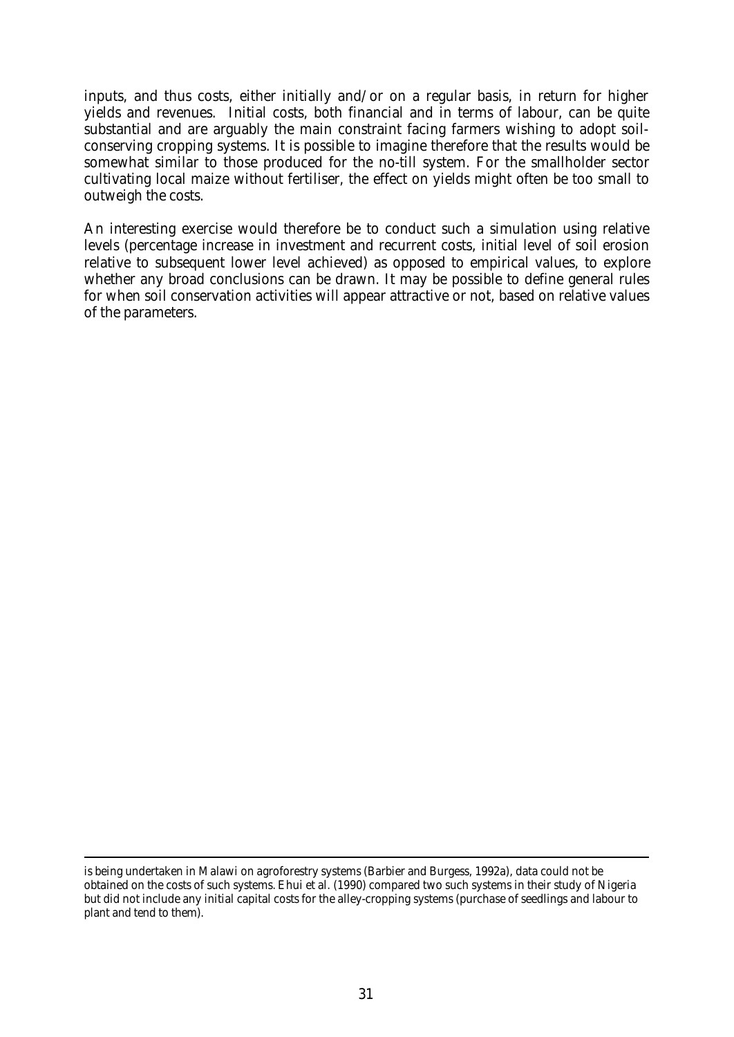inputs, and thus costs, either initially and/or on a regular basis, in return for higher yields and revenues. Initial costs, both financial and in terms of labour, can be quite substantial and are arguably the main constraint facing farmers wishing to adopt soil-conserving cropping systems. It is possible to imagine therefore that the results would be somewhat similar to those produced for the no-till system. For the smallholder sector cultivating local maize without fertiliser, the effect on yields might often be too small to outweigh the costs.

An interesting exercise would therefore be to conduct such a simulation using relative levels (percentage increase in investment and recurrent costs, initial level of soil erosion relative to subsequent lower level achieved) as opposed to empirical values, to explore whether any broad conclusions can be drawn. It may be possible to define general rules for when soil conservation activities will appear attractive or not, based on relative values of the parameters.

---

is being undertaken in Malawi on agroforestry systems (Barbier and Burgess, 1992a), data could not be obtained on the costs of such systems. Ehui et al. (1990) compared two such systems in their study of Nigeria but did not include any initial capital costs for the alley-cropping systems (purchase of seedlings and labour to plant and tend to them).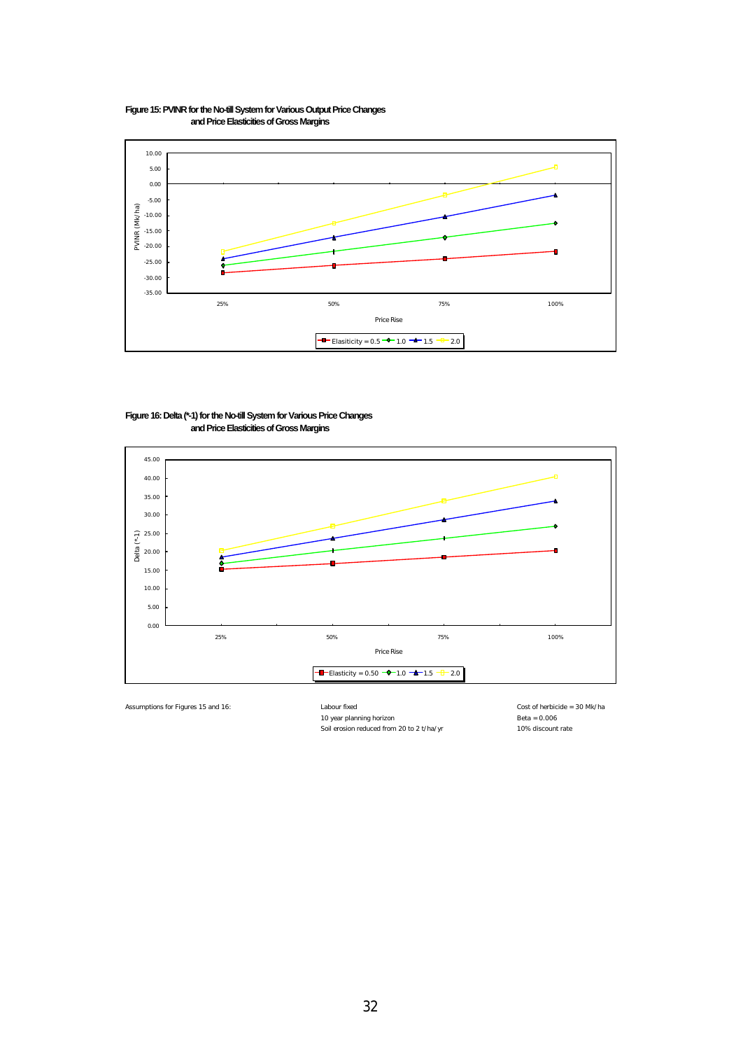**Figure 15: PVINR for the No-till System for Various Output Price Changes and Price Elasticities of Gross Margins**

10.00
5.00
0.00
-5.00
-10.00
-15.00
-20.00
-25.00
-30.00
-35.00

PVINR (Mk/ha)

25%
50%
75%
100%

Price Rise

Elasiticity = 0.5
1.0
1.5
2.0

**Figure 16: Delta (*-1) for the No-till System for Various Price Changes and Price Elasticities of Gross Margins**

45.00
40.00
35.00
30.00
25.00
20.00
15.00
10.00
5.00
0.00

Delta (*-1)

25%
50%
75%
100%

Price Rise

Elasticity = 0.50
1.0
1.5
2.0

Assumptions for Figures 15 and 16:

Labour fixed
10 year planning horizon
Soil erosion reduced from 20 to 2 t/ha/yr

Cost of herbicide = 30 Mk/ha
Beta = 0.006
10% discount rate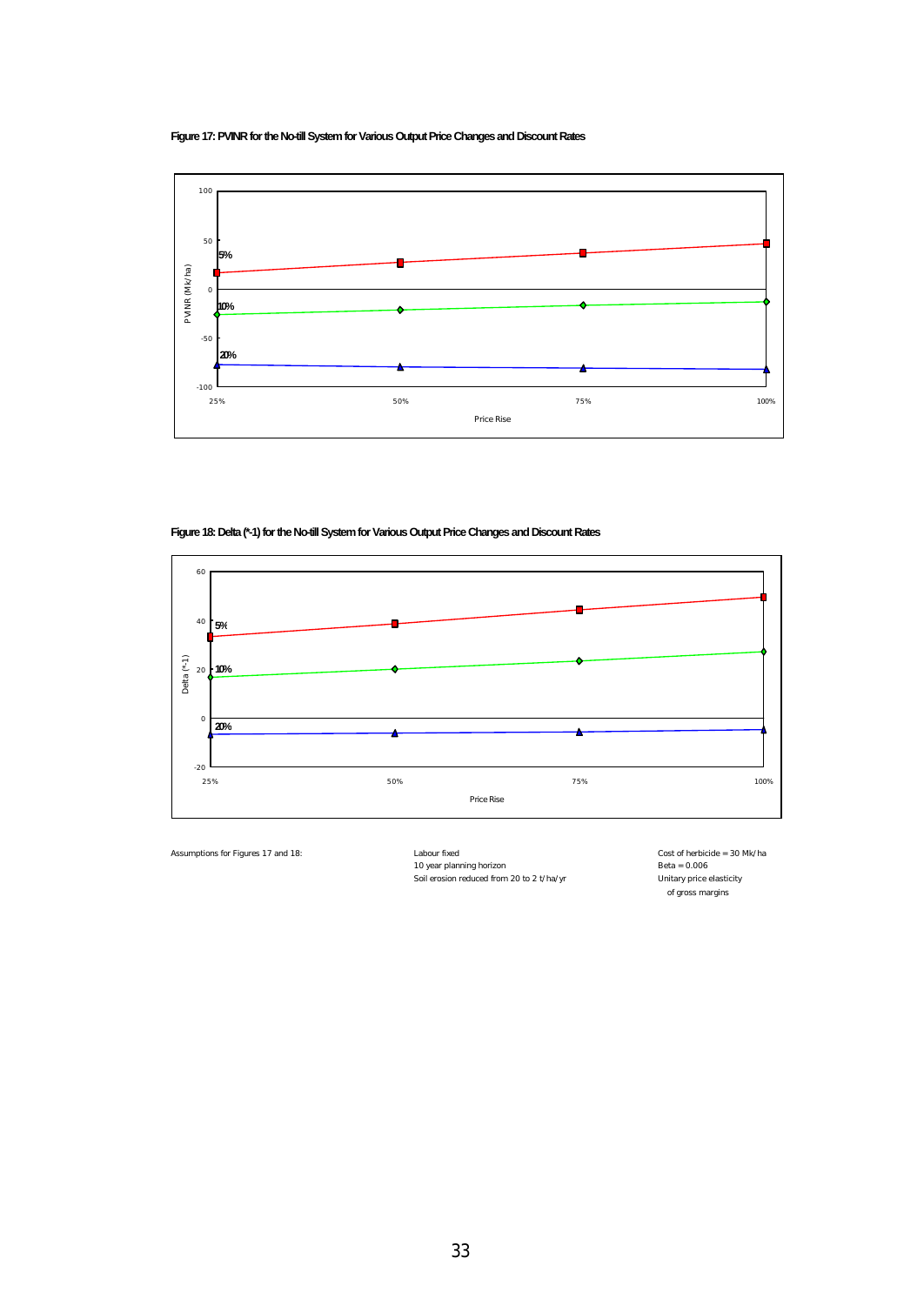**Figure 17: PVINR for the No-till System for Various Output Price Changes and Discount Rates**

100
50
0
-50
-100
PVINR (Mk/ha)
5%
10%
20%
25%
50%
75%
100%
Price Rise

**Figure 18: Delta (*-1) for the No-till System for Various Output Price Changes and Discount Rates**

60
40
20
0
-20
Delta (*-1)
5%
10%
20%
25%
50%
75%
100%
Price Rise

Assumptions for Figures 17 and 18:

Labour fixed
10 year planning horizon
Soil erosion reduced from 20 to 2 t/ha/yr

Cost of herbicide = 30 Mk/ha
Beta = 0.006
Unitary price elasticity
of gross margins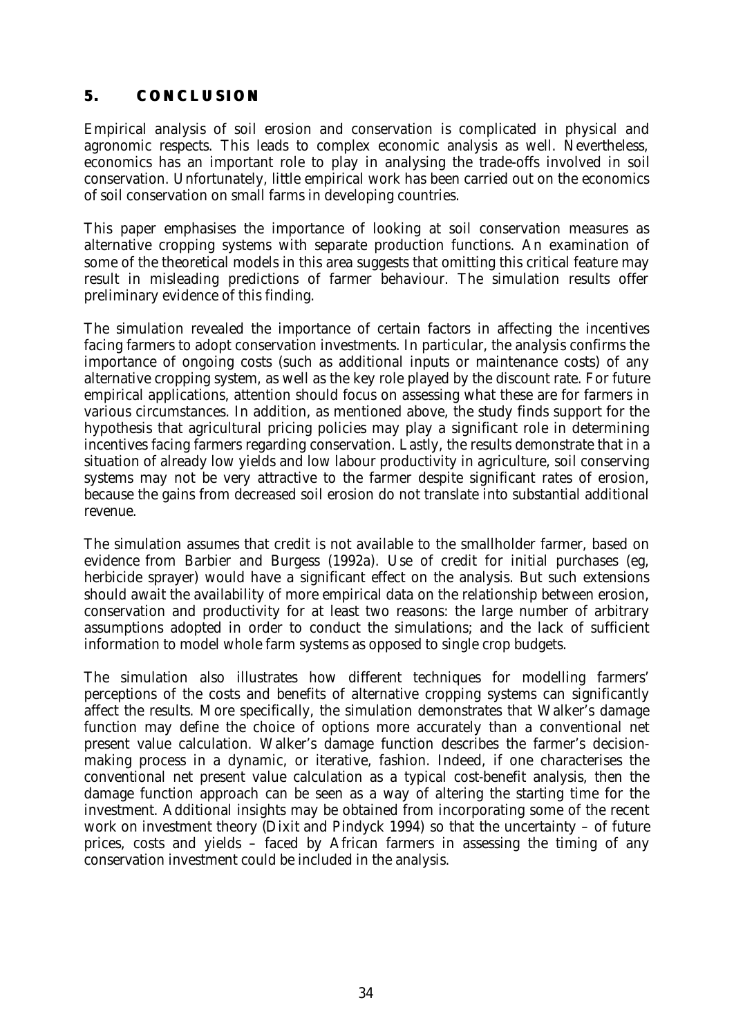# 5. CONCLUSION

Empirical analysis of soil erosion and conservation is complicated in physical and agronomic respects. This leads to complex economic analysis as well. Nevertheless, economics has an important role to play in analysing the trade-offs involved in soil conservation. Unfortunately, little empirical work has been carried out on the economics of soil conservation on small farms in developing countries.

This paper emphasises the importance of looking at soil conservation measures as alternative cropping systems with separate production functions. An examination of some of the theoretical models in this area suggests that omitting this critical feature may result in misleading predictions of farmer behaviour. The simulation results offer preliminary evidence of this finding.

The simulation revealed the importance of certain factors in affecting the incentives facing farmers to adopt conservation investments. In particular, the analysis confirms the importance of ongoing costs (such as additional inputs or maintenance costs) of any alternative cropping system, as well as the key role played by the discount rate. For future empirical applications, attention should focus on assessing what these are for farmers in various circumstances. In addition, as mentioned above, the study finds support for the hypothesis that agricultural pricing policies may play a significant role in determining incentives facing farmers regarding conservation. Lastly, the results demonstrate that in a situation of already low yields and low labour productivity in agriculture, soil conserving systems may not be very attractive to the farmer despite significant rates of erosion, because the gains from decreased soil erosion do not translate into substantial additional revenue.

The simulation assumes that credit is not available to the smallholder farmer, based on evidence from Barbier and Burgess (1992a). Use of credit for initial purchases (eg, herbicide sprayer) would have a significant effect on the analysis. But such extensions should await the availability of more empirical data on the relationship between erosion, conservation and productivity for at least two reasons: the large number of arbitrary assumptions adopted in order to conduct the simulations; and the lack of sufficient information to model whole farm systems as opposed to single crop budgets.

The simulation also illustrates how different techniques for modelling farmers' perceptions of the costs and benefits of alternative cropping systems can significantly affect the results. More specifically, the simulation demonstrates that Walker's damage function may define the choice of options more accurately than a conventional net present value calculation. Walker's damage function describes the farmer's decision-making process in a dynamic, or iterative, fashion. Indeed, if one characterises the conventional net present value calculation as a typical cost-benefit analysis, then the damage function approach can be seen as a way of altering the starting time for the investment. Additional insights may be obtained from incorporating some of the recent work on investment theory (Dixit and Pindyck 1994) so that the uncertainty – of future prices, costs and yields – faced by African farmers in assessing the timing of any conservation investment could be included in the analysis.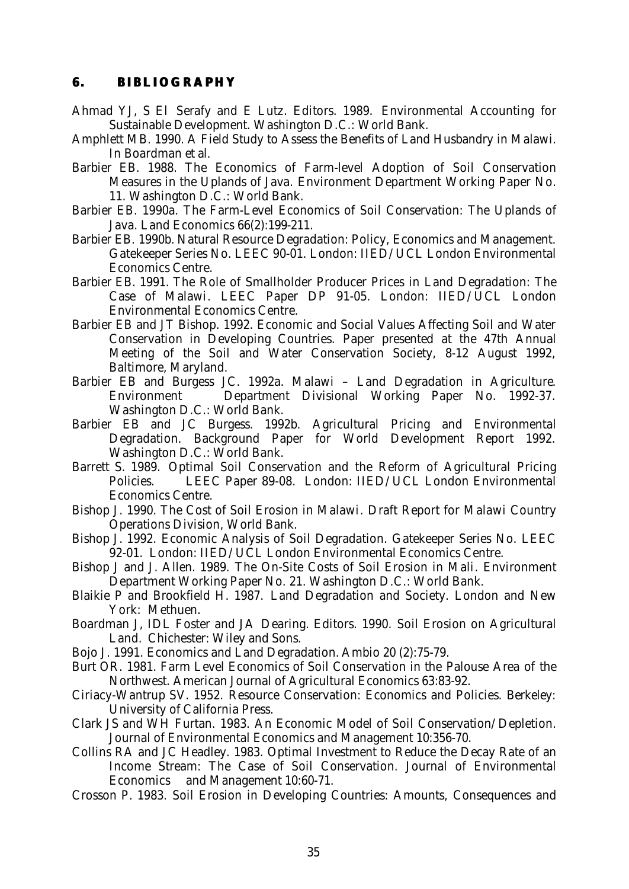## 6. BIBLIOGRAPHY

Ahmad YJ, S El Serafy and E Lutz. Editors. 1989. Environmental Accounting for Sustainable Development. Washington D.C.: World Bank.

Amphlett MB. 1990. A Field Study to Assess the Benefits of Land Husbandry in Malawi. In Boardman et al.

Barbier EB. 1988. The Economics of Farm-level Adoption of Soil Conservation Measures in the Uplands of Java. Environment Department Working Paper No. 11. Washington D.C.: World Bank.

Barbier EB. 1990a. The Farm-Level Economics of Soil Conservation: The Uplands of Java. Land Economics 66(2):199-211.

Barbier EB. 1990b. Natural Resource Degradation: Policy, Economics and Management. Gatekeeper Series No. LEEC 90-01. London: IIED/UCL London Environmental Economics Centre.

Barbier EB. 1991. The Role of Smallholder Producer Prices in Land Degradation: The Case of Malawi. LEEC Paper DP 91-05. London: IIED/UCL London Environmental Economics Centre.

Barbier EB and JT Bishop. 1992. Economic and Social Values Affecting Soil and Water Conservation in Developing Countries. Paper presented at the 47th Annual Meeting of the Soil and Water Conservation Society, 8-12 August 1992, Baltimore, Maryland.

Barbier EB and Burgess JC. 1992a. Malawi – Land Degradation in Agriculture. Environment Department Divisional Working Paper No. 1992-37. Washington D.C.: World Bank.

Barbier EB and JC Burgess. 1992b. Agricultural Pricing and Environmental Degradation. Background Paper for World Development Report 1992. Washington D.C.: World Bank.

Barrett S. 1989. Optimal Soil Conservation and the Reform of Agricultural Pricing Policies. LEEC Paper 89-08. London: IIED/UCL London Environmental Economics Centre.

Bishop J. 1990. The Cost of Soil Erosion in Malawi. Draft Report for Malawi Country Operations Division, World Bank.

Bishop J. 1992. Economic Analysis of Soil Degradation. Gatekeeper Series No. LEEC 92-01. London: IIED/UCL London Environmental Economics Centre.

Bishop J and J. Allen. 1989. The On-Site Costs of Soil Erosion in Mali. Environment Department Working Paper No. 21. Washington D.C.: World Bank.

Blaikie P and Brookfield H. 1987. Land Degradation and Society. London and New York: Methuen.

Boardman J, IDL Foster and JA Dearing. Editors. 1990. Soil Erosion on Agricultural Land. Chichester: Wiley and Sons.

Bojo J. 1991. Economics and Land Degradation. Ambio 20 (2):75-79.

Burt OR. 1981. Farm Level Economics of Soil Conservation in the Palouse Area of the Northwest. American Journal of Agricultural Economics 63:83-92.

Ciriacy-Wantrup SV. 1952. Resource Conservation: Economics and Policies. Berkeley: University of California Press.

Clark JS and WH Furtan. 1983. An Economic Model of Soil Conservation/Depletion. Journal of Environmental Economics and Management 10:356-70.

Collins RA and JC Headley. 1983. Optimal Investment to Reduce the Decay Rate of an Income Stream: The Case of Soil Conservation. Journal of Environmental Economics and Management 10:60-71.

Crosson P. 1983. Soil Erosion in Developing Countries: Amounts, Consequences and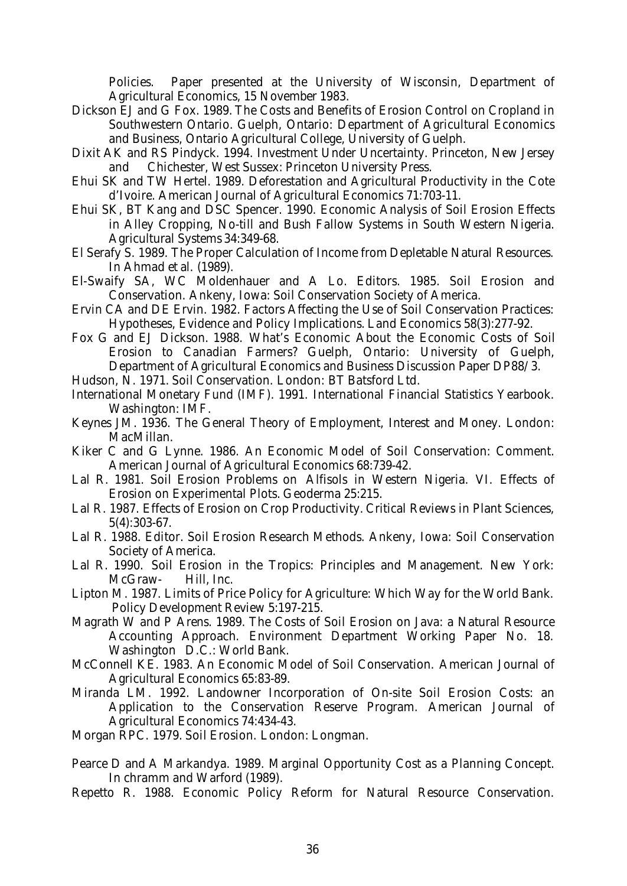Policies. Paper presented at the University of Wisconsin, Department of Agricultural Economics, 15 November 1983.

Dickson EJ and G Fox. 1989. The Costs and Benefits of Erosion Control on Cropland in Southwestern Ontario. Guelph, Ontario: Department of Agricultural Economics and Business, Ontario Agricultural College, University of Guelph.

Dixit AK and RS Pindyck. 1994. Investment Under Uncertainty. Princeton, New Jersey and Chichester, West Sussex: Princeton University Press.

Ehui SK and TW Hertel. 1989. Deforestation and Agricultural Productivity in the Cote d'Ivoire. American Journal of Agricultural Economics 71:703-11.

Ehui SK, BT Kang and DSC Spencer. 1990. Economic Analysis of Soil Erosion Effects in Alley Cropping, No-till and Bush Fallow Systems in South Western Nigeria. Agricultural Systems 34:349-68.

El Serafy S. 1989. The Proper Calculation of Income from Depletable Natural Resources. In Ahmad et al. (1989).

El-Swaify SA, WC Moldenhauer and A Lo. Editors. 1985. Soil Erosion and Conservation. Ankeny, Iowa: Soil Conservation Society of America.

Ervin CA and DE Ervin. 1982. Factors Affecting the Use of Soil Conservation Practices: Hypotheses, Evidence and Policy Implications. Land Economics 58(3):277-92.

Fox G and EJ Dickson. 1988. What's Economic About the Economic Costs of Soil Erosion to Canadian Farmers? Guelph, Ontario: University of Guelph, Department of Agricultural Economics and Business Discussion Paper DP88/3.

Hudson, N. 1971. Soil Conservation. London: BT Batsford Ltd.

International Monetary Fund (IMF). 1991. International Financial Statistics Yearbook. Washington: IMF.

Keynes JM. 1936. The General Theory of Employment, Interest and Money. London: MacMillan.

Kiker C and G Lynne. 1986. An Economic Model of Soil Conservation: Comment. American Journal of Agricultural Economics 68:739-42.

Lal R. 1981. Soil Erosion Problems on Alfisols in Western Nigeria. VI. Effects of Erosion on Experimental Plots. Geoderma 25:215.

Lal R. 1987. Effects of Erosion on Crop Productivity. Critical Reviews in Plant Sciences, 5(4):303-67.

Lal R. 1988. Editor. Soil Erosion Research Methods. Ankeny, Iowa: Soil Conservation Society of America.

Lal R. 1990. Soil Erosion in the Tropics: Principles and Management. New York: McGraw- Hill, Inc.

Lipton M. 1987. Limits of Price Policy for Agriculture: Which Way for the World Bank. Policy Development Review 5:197-215.

Magrath W and P Arens. 1989. The Costs of Soil Erosion on Java: a Natural Resource Accounting Approach. Environment Department Working Paper No. 18. Washington D.C.: World Bank.

McConnell KE. 1983. An Economic Model of Soil Conservation. American Journal of Agricultural Economics 65:83-89.

Miranda LM. 1992. Landowner Incorporation of On-site Soil Erosion Costs: an Application to the Conservation Reserve Program. American Journal of Agricultural Economics 74:434-43.

Morgan RPC. 1979. Soil Erosion. London: Longman.

Pearce D and A Markandya. 1989. Marginal Opportunity Cost as a Planning Concept. In chramm and Warford (1989).

Repetto R. 1988. Economic Policy Reform for Natural Resource Conservation.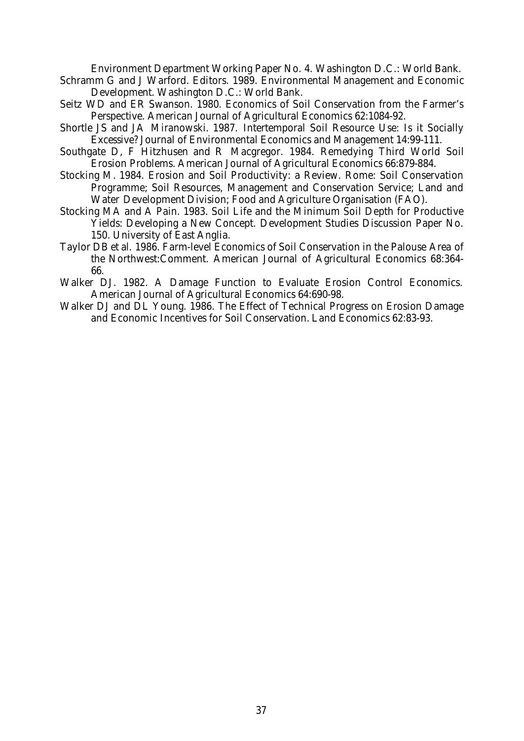Environment Department Working Paper No. 4. Washington D.C.: World Bank.

Schramm G and J Warford. Editors. 1989. Environmental Management and Economic Development. Washington D.C.: World Bank.

Seitz WD and ER Swanson. 1980. Economics of Soil Conservation from the Farmer's Perspective. American Journal of Agricultural Economics 62:1084-92.

Shortle JS and JA Miranowski. 1987. Intertemporal Soil Resource Use: Is it Socially Excessive? Journal of Environmental Economics and Management 14:99-111.

Southgate D, F Hitzhusen and R Macgregor. 1984. Remedying Third World Soil Erosion Problems. American Journal of Agricultural Economics 66:879-884.

Stocking M. 1984. Erosion and Soil Productivity: a Review. Rome: Soil Conservation Programme; Soil Resources, Management and Conservation Service; Land and Water Development Division; Food and Agriculture Organisation (FAO).

Stocking MA and A Pain. 1983. Soil Life and the Minimum Soil Depth for Productive Yields: Developing a New Concept. Development Studies Discussion Paper No. 150. University of East Anglia.

Taylor DB et al. 1986. Farm-level Economics of Soil Conservation in the Palouse Area of the Northwest:Comment. American Journal of Agricultural Economics 68:364-66.

Walker DJ. 1982. A Damage Function to Evaluate Erosion Control Economics. American Journal of Agricultural Economics 64:690-98.

Walker DJ and DL Young. 1986. The Effect of Technical Progress on Erosion Damage and Economic Incentives for Soil Conservation. Land Economics 62:83-93.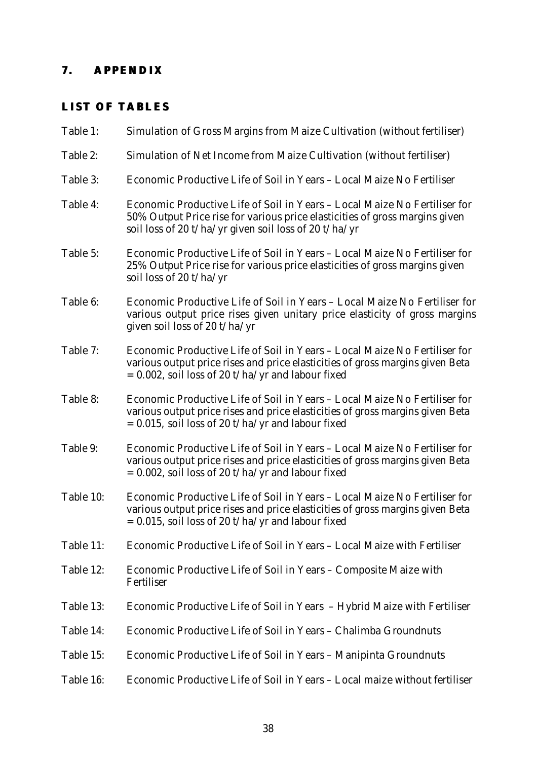# 7. APPENDIX

## LIST OF TABLES

Table 1: Simulation of Gross Margins from Maize Cultivation (without fertiliser)

Table 2: Simulation of Net Income from Maize Cultivation (without fertiliser)

Table 3: Economic Productive Life of Soil in Years – Local Maize No Fertiliser

Table 4: Economic Productive Life of Soil in Years – Local Maize No Fertiliser for 50% Output Price rise for various price elasticities of gross margins given soil loss of 20 t/ha/yr given soil loss of 20 t/ha/yr

Table 5: Economic Productive Life of Soil in Years – Local Maize No Fertiliser for 25% Output Price rise for various price elasticities of gross margins given soil loss of 20 t/ha/yr

Table 6: Economic Productive Life of Soil in Years – Local Maize No Fertiliser for various output price rises given unitary price elasticity of gross margins given soil loss of 20 t/ha/yr

Table 7: Economic Productive Life of Soil in Years – Local Maize No Fertiliser for various output price rises and price elasticities of gross margins given Beta = 0.002, soil loss of 20 t/ha/yr and labour fixed

Table 8: Economic Productive Life of Soil in Years – Local Maize No Fertiliser for various output price rises and price elasticities of gross margins given Beta = 0.015, soil loss of 20 t/ha/yr and labour fixed

Table 9: Economic Productive Life of Soil in Years – Local Maize No Fertiliser for various output price rises and price elasticities of gross margins given Beta = 0.002, soil loss of 20 t/ha/yr and labour fixed

Table 10: Economic Productive Life of Soil in Years – Local Maize No Fertiliser for various output price rises and price elasticities of gross margins given Beta = 0.015, soil loss of 20 t/ha/yr and labour fixed

Table 11: Economic Productive Life of Soil in Years – Local Maize with Fertiliser

Table 12: Economic Productive Life of Soil in Years – Composite Maize with Fertiliser

Table 13: Economic Productive Life of Soil in Years – Hybrid Maize with Fertiliser

Table 14: Economic Productive Life of Soil in Years – Chalimba Groundnuts

Table 15: Economic Productive Life of Soil in Years – Manipinta Groundnuts

Table 16: Economic Productive Life of Soil in Years – Local maize without fertiliser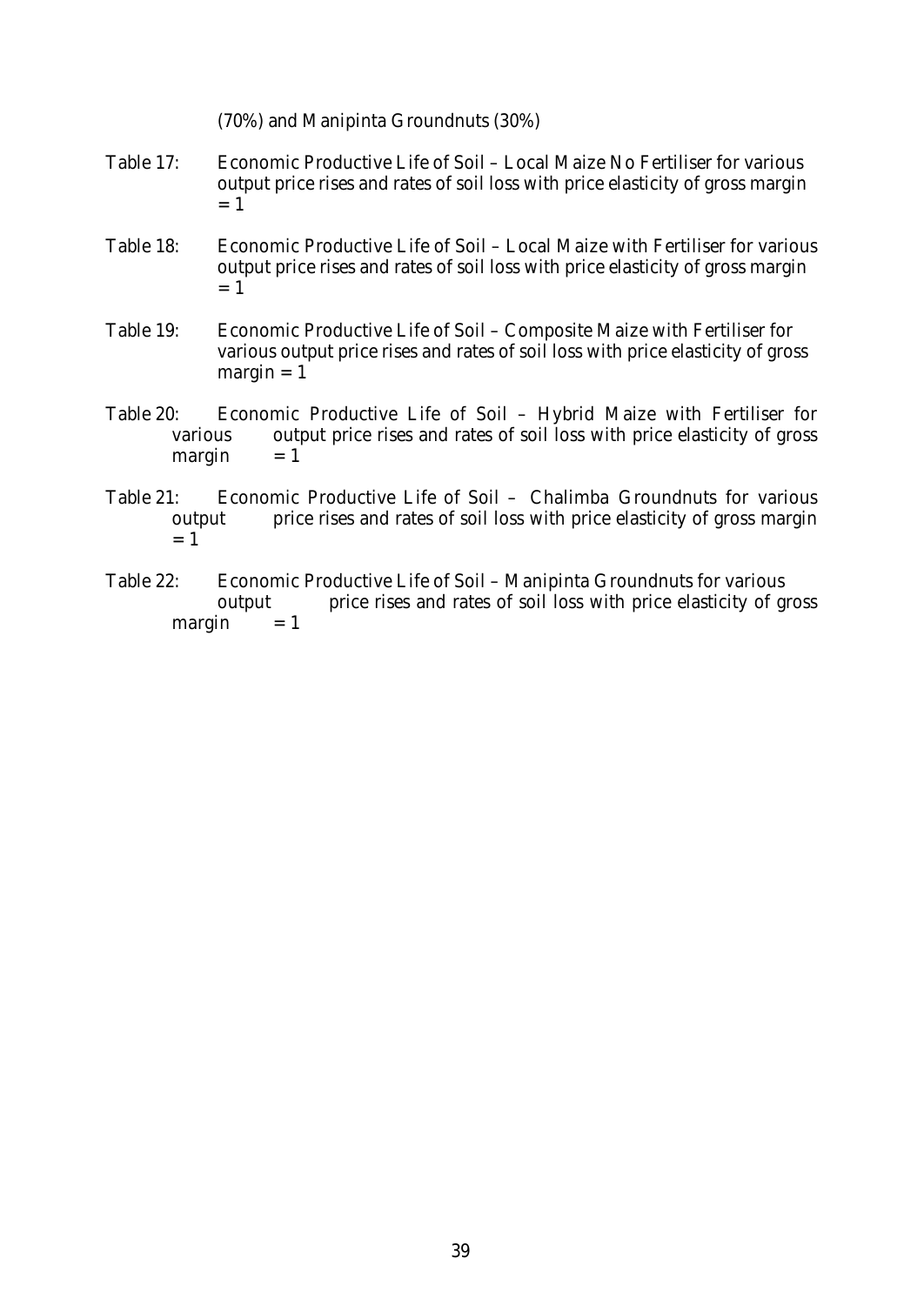(70%) and Manipinta Groundnuts (30%)

Table 17: Economic Productive Life of Soil – Local Maize No Fertiliser for various output price rises and rates of soil loss with price elasticity of gross margin = 1

Table 18: Economic Productive Life of Soil – Local Maize with Fertiliser for various output price rises and rates of soil loss with price elasticity of gross margin = 1

Table 19: Economic Productive Life of Soil – Composite Maize with Fertiliser for various output price rises and rates of soil loss with price elasticity of gross margin = 1

Table 20: Economic Productive Life of Soil – Hybrid Maize with Fertiliser for various output price rises and rates of soil loss with price elasticity of gross margin = 1

Table 21: Economic Productive Life of Soil – Chalimba Groundnuts for various output price rises and rates of soil loss with price elasticity of gross margin = 1

Table 22: Economic Productive Life of Soil – Manipinta Groundnuts for various output price rises and rates of soil loss with price elasticity of gross margin = 1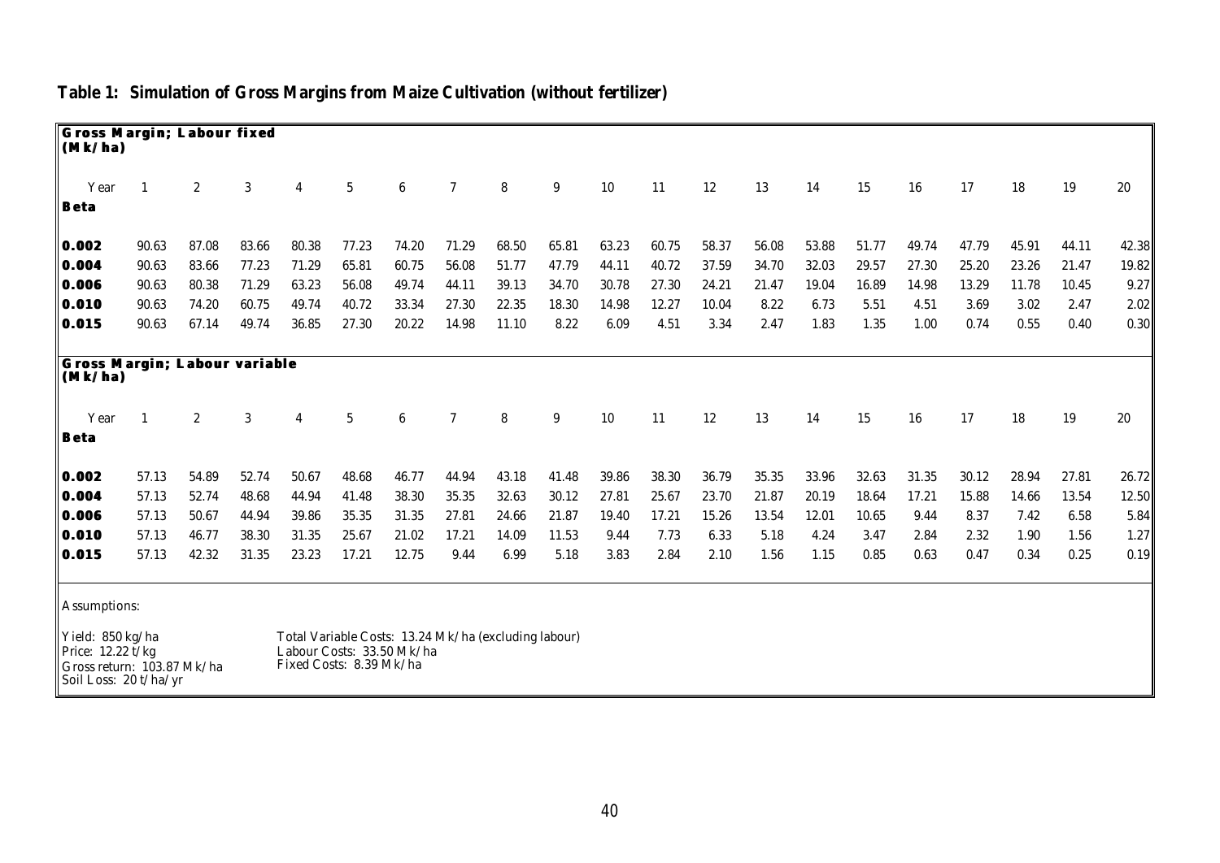**Table 1: Simulation of Gross Margins from Maize Cultivation (without fertilizer)**

**Gross Margin; Labour fixed (Mk/ha)**

| Year / Beta | 1 | 2 | 3 | 4 | 5 | 6 | 7 | 8 | 9 | 10 | 11 | 12 | 13 | 14 | 15 | 16 | 17 | 18 | 19 | 20 |
|---|---|---|---|---|---|---|---|---|---|---|---|---|---|---|---|---|---|---|---|---|
| **0.002** | 90.63 | 87.08 | 83.66 | 80.38 | 77.23 | 74.20 | 71.29 | 68.50 | 65.81 | 63.23 | 60.75 | 58.37 | 56.08 | 53.88 | 51.77 | 49.74 | 47.79 | 45.91 | 44.11 | 42.38 |
| **0.004** | 90.63 | 83.66 | 77.23 | 71.29 | 65.81 | 60.75 | 56.08 | 51.77 | 47.79 | 44.11 | 40.72 | 37.59 | 34.70 | 32.03 | 29.57 | 27.30 | 25.20 | 23.26 | 21.47 | 19.82 |
| **0.006** | 90.63 | 80.38 | 71.29 | 63.23 | 56.08 | 49.74 | 44.11 | 39.13 | 34.70 | 30.78 | 27.30 | 24.21 | 21.47 | 19.04 | 16.89 | 14.98 | 13.29 | 11.78 | 10.45 | 9.27 |
| **0.010** | 90.63 | 74.20 | 60.75 | 49.74 | 40.72 | 33.34 | 27.30 | 22.35 | 18.30 | 14.98 | 12.27 | 10.04 | 8.22 | 6.73 | 5.51 | 4.51 | 3.69 | 3.02 | 2.47 | 2.02 |
| **0.015** | 90.63 | 67.14 | 49.74 | 36.85 | 27.30 | 20.22 | 14.98 | 11.10 | 8.22 | 6.09 | 4.51 | 3.34 | 2.47 | 1.83 | 1.35 | 1.00 | 0.74 | 0.55 | 0.40 | 0.30 |

**Gross Margin; Labour variable (Mk/ha)**

| Year / Beta | 1 | 2 | 3 | 4 | 5 | 6 | 7 | 8 | 9 | 10 | 11 | 12 | 13 | 14 | 15 | 16 | 17 | 18 | 19 | 20 |
|---|---|---|---|---|---|---|---|---|---|---|---|---|---|---|---|---|---|---|---|---|
| **0.002** | 57.13 | 54.89 | 52.74 | 50.67 | 48.68 | 46.77 | 44.94 | 43.18 | 41.48 | 39.86 | 38.30 | 36.79 | 35.35 | 33.96 | 32.63 | 31.35 | 30.12 | 28.94 | 27.81 | 26.72 |
| **0.004** | 57.13 | 52.74 | 48.68 | 44.94 | 41.48 | 38.30 | 35.35 | 32.63 | 30.12 | 27.81 | 25.67 | 23.70 | 21.87 | 20.19 | 18.64 | 17.21 | 15.88 | 14.66 | 13.54 | 12.50 |
| **0.006** | 57.13 | 50.67 | 44.94 | 39.86 | 35.35 | 31.35 | 27.81 | 24.66 | 21.87 | 19.40 | 17.21 | 15.26 | 13.54 | 12.01 | 10.65 | 9.44 | 8.37 | 7.42 | 6.58 | 5.84 |
| **0.010** | 57.13 | 46.77 | 38.30 | 31.35 | 25.67 | 21.02 | 17.21 | 14.09 | 11.53 | 9.44 | 7.73 | 6.33 | 5.18 | 4.24 | 3.47 | 2.84 | 2.32 | 1.90 | 1.56 | 1.27 |
| **0.015** | 57.13 | 42.32 | 31.35 | 23.23 | 17.21 | 12.75 | 9.44 | 6.99 | 5.18 | 3.83 | 2.84 | 2.10 | 1.56 | 1.15 | 0.85 | 0.63 | 0.47 | 0.34 | 0.25 | 0.19 |

Assumptions:

Yield: 850 kg/ha
Price: 12.22 t/kg
Gross return: 103.87 Mk/ha
Soil Loss: 20 t/ha/yr

Total Variable Costs: 13.24 Mk/ha (excluding labour)
Labour Costs: 33.50 Mk/ha
Fixed Costs: 8.39 Mk/ha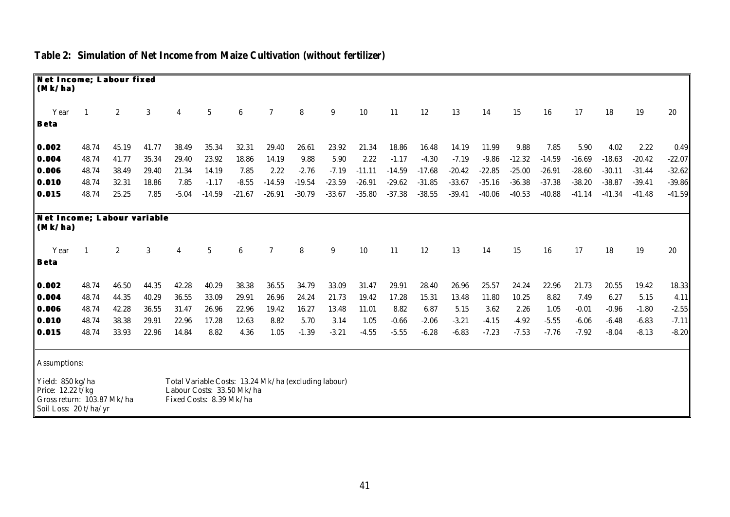**Table 2: Simulation of Net Income from Maize Cultivation (without fertilizer)**

**Net Income; Labour fixed (Mk/ha)**

| Year | 1 | 2 | 3 | 4 | 5 | 6 | 7 | 8 | 9 | 10 | 11 | 12 | 13 | 14 | 15 | 16 | 17 | 18 | 19 | 20 |
|---|---|---|---|---|---|---|---|---|---|---|---|---|---|---|---|---|---|---|---|---|
| **Beta** | | | | | | | | | | | | | | | | | | | | |
| **0.002** | 48.74 | 45.19 | 41.77 | 38.49 | 35.34 | 32.31 | 29.40 | 26.61 | 23.92 | 21.34 | 18.86 | 16.48 | 14.19 | 11.99 | 9.88 | 7.85 | 5.90 | 4.02 | 2.22 | 0.49 |
| **0.004** | 48.74 | 41.77 | 35.34 | 29.40 | 23.92 | 18.86 | 14.19 | 9.88 | 5.90 | 2.22 | -1.17 | -4.30 | -7.19 | -9.86 | -12.32 | -14.59 | -16.69 | -18.63 | -20.42 | -22.07 |
| **0.006** | 48.74 | 38.49 | 29.40 | 21.34 | 14.19 | 7.85 | 2.22 | -2.76 | -7.19 | -11.11 | -14.59 | -17.68 | -20.42 | -22.85 | -25.00 | -26.91 | -28.60 | -30.11 | -31.44 | -32.62 |
| **0.010** | 48.74 | 32.31 | 18.86 | 7.85 | -1.17 | -8.55 | -14.59 | -19.54 | -23.59 | -26.91 | -29.62 | -31.85 | -33.67 | -35.16 | -36.38 | -37.38 | -38.20 | -38.87 | -39.41 | -39.86 |
| **0.015** | 48.74 | 25.25 | 7.85 | -5.04 | -14.59 | -21.67 | -26.91 | -30.79 | -33.67 | -35.80 | -37.38 | -38.55 | -39.41 | -40.06 | -40.53 | -40.88 | -41.14 | -41.34 | -41.48 | -41.59 |

**Net Income; Labour variable (Mk/ha)**

| Year | 1 | 2 | 3 | 4 | 5 | 6 | 7 | 8 | 9 | 10 | 11 | 12 | 13 | 14 | 15 | 16 | 17 | 18 | 19 | 20 |
|---|---|---|---|---|---|---|---|---|---|---|---|---|---|---|---|---|---|---|---|---|
| **Beta** | | | | | | | | | | | | | | | | | | | | |
| **0.002** | 48.74 | 46.50 | 44.35 | 42.28 | 40.29 | 38.38 | 36.55 | 34.79 | 33.09 | 31.47 | 29.91 | 28.40 | 26.96 | 25.57 | 24.24 | 22.96 | 21.73 | 20.55 | 19.42 | 18.33 |
| **0.004** | 48.74 | 44.35 | 40.29 | 36.55 | 33.09 | 29.91 | 26.96 | 24.24 | 21.73 | 19.42 | 17.28 | 15.31 | 13.48 | 11.80 | 10.25 | 8.82 | 7.49 | 6.27 | 5.15 | 4.11 |
| **0.006** | 48.74 | 42.28 | 36.55 | 31.47 | 26.96 | 22.96 | 19.42 | 16.27 | 13.48 | 11.01 | 8.82 | 6.87 | 5.15 | 3.62 | 2.26 | 1.05 | -0.01 | -0.96 | -1.80 | -2.55 |
| **0.010** | 48.74 | 38.38 | 29.91 | 22.96 | 17.28 | 12.63 | 8.82 | 5.70 | 3.14 | 1.05 | -0.66 | -2.06 | -3.21 | -4.15 | -4.92 | -5.55 | -6.06 | -6.48 | -6.83 | -7.11 |
| **0.015** | 48.74 | 33.93 | 22.96 | 14.84 | 8.82 | 4.36 | 1.05 | -1.39 | -3.21 | -4.55 | -5.55 | -6.28 | -6.83 | -7.23 | -7.53 | -7.76 | -7.92 | -8.04 | -8.13 | -8.20 |

Assumptions:

Yield: 850 kg/ha
Price: 12.22 t/kg
Gross return: 103.87 Mk/ha
Soil Loss: 20 t/ha/yr

Total Variable Costs: 13.24 Mk/ha (excluding labour)
Labour Costs: 33.50 Mk/ha
Fixed Costs: 8.39 Mk/ha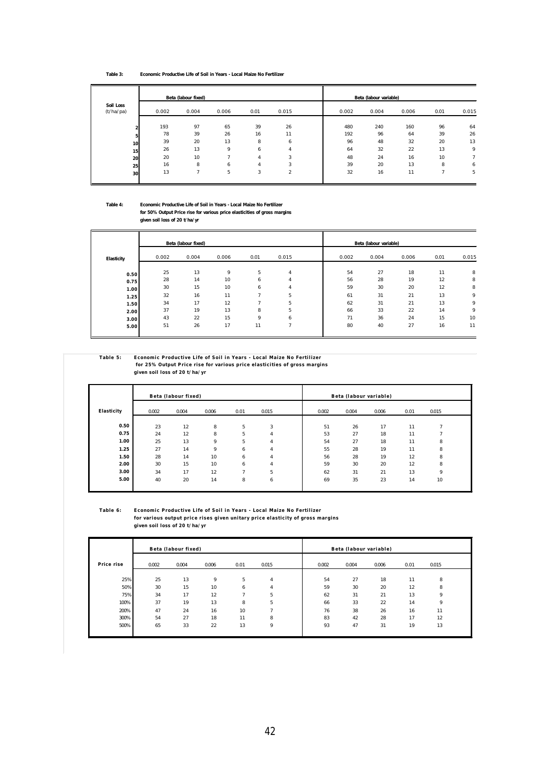**Table 3:** Economic Productive Life of Soil in Years - Local Maize No Fertilizer

| | Beta (labour fixed) | | | | | Beta (labour variable) | | | | |
|---|---|---|---|---|---|---|---|---|---|---|
| Soil Loss (t/ha/pa) | 0.002 | 0.004 | 0.006 | 0.01 | 0.015 | 0.002 | 0.004 | 0.006 | 0.01 | 0.015 |
| 2 | 193 | 97 | 65 | 39 | 26 | 480 | 240 | 160 | 96 | 64 |
| 5 | 78 | 39 | 26 | 16 | 11 | 192 | 96 | 64 | 39 | 26 |
| 10 | 39 | 20 | 13 | 8 | 6 | 96 | 48 | 32 | 20 | 13 |
| 15 | 26 | 13 | 9 | 6 | 4 | 64 | 32 | 22 | 13 | 9 |
| 20 | 20 | 10 | 7 | 4 | 3 | 48 | 24 | 16 | 10 | 7 |
| 25 | 16 | 8 | 6 | 4 | 3 | 39 | 20 | 13 | 8 | 6 |
| 30 | 13 | 7 | 5 | 3 | 2 | 32 | 16 | 11 | 7 | 5 |

**Table 4:** Economic Productive Life of Soil in Years - Local Maize No Fertilizer for 50% Output Price rise for various price elasticities of gross margins given soil loss of 20 t/ha/yr

| | Beta (labour fixed) | | | | | Beta (labour variable) | | | | |
|---|---|---|---|---|---|---|---|---|---|---|
| Elasticity | 0.002 | 0.004 | 0.006 | 0.01 | 0.015 | 0.002 | 0.004 | 0.006 | 0.01 | 0.015 |
| 0.50 | 25 | 13 | 9 | 5 | 4 | 54 | 27 | 18 | 11 | 8 |
| 0.75 | 28 | 14 | 10 | 6 | 4 | 56 | 28 | 19 | 12 | 8 |
| 1.00 | 30 | 15 | 10 | 6 | 4 | 59 | 30 | 20 | 12 | 8 |
| 1.25 | 32 | 16 | 11 | 7 | 5 | 61 | 31 | 21 | 13 | 9 |
| 1.50 | 34 | 17 | 12 | 7 | 5 | 62 | 31 | 21 | 13 | 9 |
| 2.00 | 37 | 19 | 13 | 8 | 5 | 66 | 33 | 22 | 14 | 9 |
| 3.00 | 43 | 22 | 15 | 9 | 6 | 71 | 36 | 24 | 15 | 10 |
| 5.00 | 51 | 26 | 17 | 11 | 7 | 80 | 40 | 27 | 16 | 11 |

**Table 5:** Economic Productive Life of Soil in Years - Local Maize No Fertilizer for 25% Output Price rise for various price elasticities of gross margins given soil loss of 20 t/ha/yr

| | Beta (labour fixed) | | | | | Beta (labour variable) | | | | |
|---|---|---|---|---|---|---|---|---|---|---|
| Elasticity | 0.002 | 0.004 | 0.006 | 0.01 | 0.015 | 0.002 | 0.004 | 0.006 | 0.01 | 0.015 |
| 0.50 | 23 | 12 | 8 | 5 | 3 | 51 | 26 | 17 | 11 | 7 |
| 0.75 | 24 | 12 | 8 | 5 | 4 | 53 | 27 | 18 | 11 | 7 |
| 1.00 | 25 | 13 | 9 | 5 | 4 | 54 | 27 | 18 | 11 | 8 |
| 1.25 | 27 | 14 | 9 | 6 | 4 | 55 | 28 | 19 | 11 | 8 |
| 1.50 | 28 | 14 | 10 | 6 | 4 | 56 | 28 | 19 | 12 | 8 |
| 2.00 | 30 | 15 | 10 | 6 | 4 | 59 | 30 | 20 | 12 | 8 |
| 3.00 | 34 | 17 | 12 | 7 | 5 | 62 | 31 | 21 | 13 | 9 |
| 5.00 | 40 | 20 | 14 | 8 | 6 | 69 | 35 | 23 | 14 | 10 |

**Table 6:** Economic Productive Life of Soil in Years - Local Maize No Fertilizer for various output price rises given unitary price elasticity of gross margins given soil loss of 20 t/ha/yr

| | Beta (labour fixed) | | | | | Beta (labour variable) | | | | |
|---|---|---|---|---|---|---|---|---|---|---|
| Price rise | 0.002 | 0.004 | 0.006 | 0.01 | 0.015 | 0.002 | 0.004 | 0.006 | 0.01 | 0.015 |
| 25% | 25 | 13 | 9 | 5 | 4 | 54 | 27 | 18 | 11 | 8 |
| 50% | 30 | 15 | 10 | 6 | 4 | 59 | 30 | 20 | 12 | 8 |
| 75% | 34 | 17 | 12 | 7 | 5 | 62 | 31 | 21 | 13 | 9 |
| 100% | 37 | 19 | 13 | 8 | 5 | 66 | 33 | 22 | 14 | 9 |
| 200% | 47 | 24 | 16 | 10 | 7 | 76 | 38 | 26 | 16 | 11 |
| 300% | 54 | 27 | 18 | 11 | 8 | 83 | 42 | 28 | 17 | 12 |
| 500% | 65 | 33 | 22 | 13 | 9 | 93 | 47 | 31 | 19 | 13 |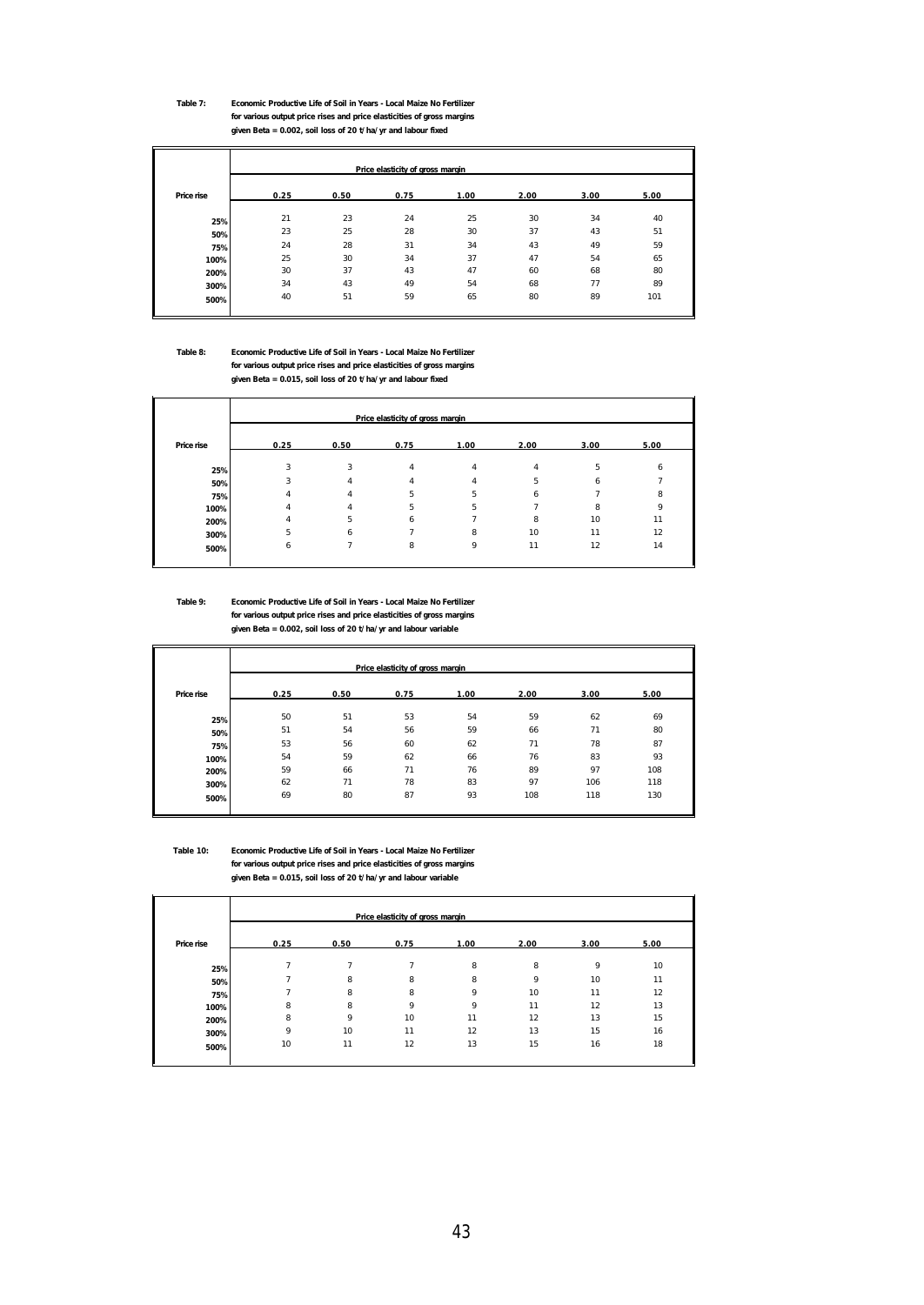**Table 7:** **Economic Productive Life of Soil in Years - Local Maize No Fertilizer for various output price rises and price elasticities of gross margins given Beta = 0.002, soil loss of 20 t/ha/yr and labour fixed**

| | Price elasticity of gross margin | | | | | | |
|---|---|---|---|---|---|---|---|
| **Price rise** | **0.25** | **0.50** | **0.75** | **1.00** | **2.00** | **3.00** | **5.00** |
| **25%** | 21 | 23 | 24 | 25 | 30 | 34 | 40 |
| **50%** | 23 | 25 | 28 | 30 | 37 | 43 | 51 |
| **75%** | 24 | 28 | 31 | 34 | 43 | 49 | 59 |
| **100%** | 25 | 30 | 34 | 37 | 47 | 54 | 65 |
| **200%** | 30 | 37 | 43 | 47 | 60 | 68 | 80 |
| **300%** | 34 | 43 | 49 | 54 | 68 | 77 | 89 |
| **500%** | 40 | 51 | 59 | 65 | 80 | 89 | 101 |

**Table 8:** **Economic Productive Life of Soil in Years - Local Maize No Fertilizer for various output price rises and price elasticities of gross margins given Beta = 0.015, soil loss of 20 t/ha/yr and labour fixed**

| | Price elasticity of gross margin | | | | | | |
|---|---|---|---|---|---|---|---|
| **Price rise** | **0.25** | **0.50** | **0.75** | **1.00** | **2.00** | **3.00** | **5.00** |
| **25%** | 3 | 3 | 4 | 4 | 4 | 5 | 6 |
| **50%** | 3 | 4 | 4 | 4 | 5 | 6 | 7 |
| **75%** | 4 | 4 | 5 | 5 | 6 | 7 | 8 |
| **100%** | 4 | 4 | 5 | 5 | 7 | 8 | 9 |
| **200%** | 4 | 5 | 6 | 7 | 8 | 10 | 11 |
| **300%** | 5 | 6 | 7 | 8 | 10 | 11 | 12 |
| **500%** | 6 | 7 | 8 | 9 | 11 | 12 | 14 |

**Table 9:** **Economic Productive Life of Soil in Years - Local Maize No Fertilizer for various output price rises and price elasticities of gross margins given Beta = 0.002, soil loss of 20 t/ha/yr and labour variable**

| | Price elasticity of gross margin | | | | | | |
|---|---|---|---|---|---|---|---|
| **Price rise** | **0.25** | **0.50** | **0.75** | **1.00** | **2.00** | **3.00** | **5.00** |
| **25%** | 50 | 51 | 53 | 54 | 59 | 62 | 69 |
| **50%** | 51 | 54 | 56 | 59 | 66 | 71 | 80 |
| **75%** | 53 | 56 | 60 | 62 | 71 | 78 | 87 |
| **100%** | 54 | 59 | 62 | 66 | 76 | 83 | 93 |
| **200%** | 59 | 66 | 71 | 76 | 89 | 97 | 108 |
| **300%** | 62 | 71 | 78 | 83 | 97 | 106 | 118 |
| **500%** | 69 | 80 | 87 | 93 | 108 | 118 | 130 |

**Table 10:** **Economic Productive Life of Soil in Years - Local Maize No Fertilizer for various output price rises and price elasticities of gross margins given Beta = 0.015, soil loss of 20 t/ha/yr and labour variable**

| | Price elasticity of gross margin | | | | | | |
|---|---|---|---|---|---|---|---|
| **Price rise** | **0.25** | **0.50** | **0.75** | **1.00** | **2.00** | **3.00** | **5.00** |
| **25%** | 7 | 7 | 7 | 8 | 8 | 9 | 10 |
| **50%** | 7 | 8 | 8 | 8 | 9 | 10 | 11 |
| **75%** | 7 | 8 | 8 | 9 | 10 | 11 | 12 |
| **100%** | 8 | 8 | 9 | 9 | 11 | 12 | 13 |
| **200%** | 8 | 9 | 10 | 11 | 12 | 13 | 15 |
| **300%** | 9 | 10 | 11 | 12 | 13 | 15 | 16 |
| **500%** | 10 | 11 | 12 | 13 | 15 | 16 | 18 |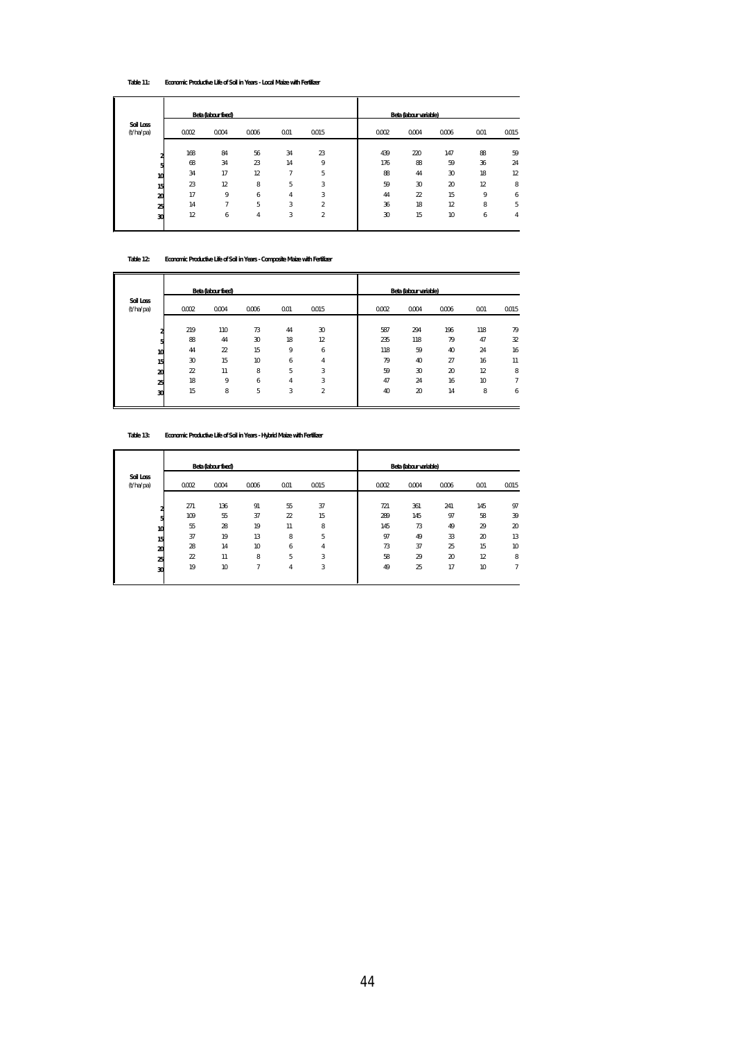**Table 11: Economic Productive Life of Soil in Years - Local Maize with Fertilizer**

| Soil Loss (t/ha/pa) | Beta (labour fixed) | | | | | Beta (labour variable) | | | | |
|---|---|---|---|---|---|---|---|---|---|---|
| | 0.002 | 0.004 | 0.006 | 0.01 | 0.015 | 0.002 | 0.004 | 0.006 | 0.01 | 0.015 |
| 2 | 168 | 84 | 56 | 34 | 23 | 439 | 220 | 147 | 88 | 59 |
| 5 | 68 | 34 | 23 | 14 | 9 | 176 | 88 | 59 | 36 | 24 |
| 10 | 34 | 17 | 12 | 7 | 5 | 88 | 44 | 30 | 18 | 12 |
| 15 | 23 | 12 | 8 | 5 | 3 | 59 | 30 | 20 | 12 | 8 |
| 20 | 17 | 9 | 6 | 4 | 3 | 44 | 22 | 15 | 9 | 6 |
| 25 | 14 | 7 | 5 | 3 | 2 | 36 | 18 | 12 | 8 | 5 |
| 30 | 12 | 6 | 4 | 3 | 2 | 30 | 15 | 10 | 6 | 4 |

**Table 12: Economic Productive Life of Soil in Years - Composite Maize with Fertilizer**

| Soil Loss (t/ha/pa) | Beta (labour fixed) | | | | | Beta (labour variable) | | | | |
|---|---|---|---|---|---|---|---|---|---|---|
| | 0.002 | 0.004 | 0.006 | 0.01 | 0.015 | 0.002 | 0.004 | 0.006 | 0.01 | 0.015 |
| 2 | 219 | 110 | 73 | 44 | 30 | 587 | 294 | 196 | 118 | 79 |
| 5 | 88 | 44 | 30 | 18 | 12 | 235 | 118 | 79 | 47 | 32 |
| 10 | 44 | 22 | 15 | 9 | 6 | 118 | 59 | 40 | 24 | 16 |
| 15 | 30 | 15 | 10 | 6 | 4 | 79 | 40 | 27 | 16 | 11 |
| 20 | 22 | 11 | 8 | 5 | 3 | 59 | 30 | 20 | 12 | 8 |
| 25 | 18 | 9 | 6 | 4 | 3 | 47 | 24 | 16 | 10 | 7 |
| 30 | 15 | 8 | 5 | 3 | 2 | 40 | 20 | 14 | 8 | 6 |

**Table 13: Economic Productive Life of Soil in Years - Hybrid Maize with Fertilizer**

| Soil Loss (t/ha/pa) | Beta (labour fixed) | | | | | Beta (labour variable) | | | | |
|---|---|---|---|---|---|---|---|---|---|---|
| | 0.002 | 0.004 | 0.006 | 0.01 | 0.015 | 0.002 | 0.004 | 0.006 | 0.01 | 0.015 |
| 2 | 271 | 136 | 91 | 55 | 37 | 721 | 361 | 241 | 145 | 97 |
| 5 | 109 | 55 | 37 | 22 | 15 | 289 | 145 | 97 | 58 | 39 |
| 10 | 55 | 28 | 19 | 11 | 8 | 145 | 73 | 49 | 29 | 20 |
| 15 | 37 | 19 | 13 | 8 | 5 | 97 | 49 | 33 | 20 | 13 |
| 20 | 28 | 14 | 10 | 6 | 4 | 73 | 37 | 25 | 15 | 10 |
| 25 | 22 | 11 | 8 | 5 | 3 | 58 | 29 | 20 | 12 | 8 |
| 30 | 19 | 10 | 7 | 4 | 3 | 49 | 25 | 17 | 10 | 7 |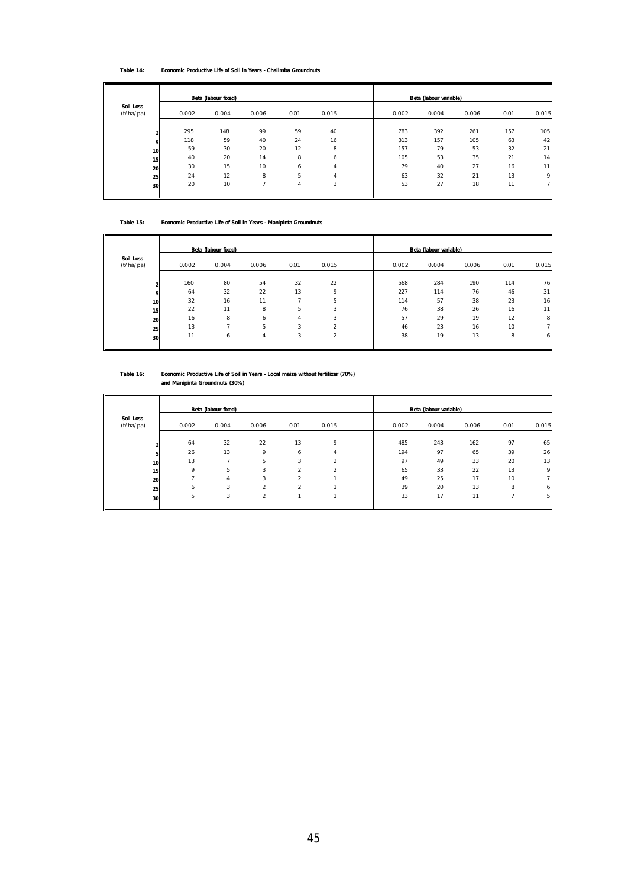**Table 14: Economic Productive Life of Soil in Years - Chalimba Groundnuts**

| Soil Loss (t/ha/pa) | Beta (labour fixed) | | | | | Beta (labour variable) | | | | |
|---|---|---|---|---|---|---|---|---|---|---|
| | 0.002 | 0.004 | 0.006 | 0.01 | 0.015 | 0.002 | 0.004 | 0.006 | 0.01 | 0.015 |
| 2 | 295 | 148 | 99 | 59 | 40 | 783 | 392 | 261 | 157 | 105 |
| 5 | 118 | 59 | 40 | 24 | 16 | 313 | 157 | 105 | 63 | 42 |
| 10 | 59 | 30 | 20 | 12 | 8 | 157 | 79 | 53 | 32 | 21 |
| 15 | 40 | 20 | 14 | 8 | 6 | 105 | 53 | 35 | 21 | 14 |
| 20 | 30 | 15 | 10 | 6 | 4 | 79 | 40 | 27 | 16 | 11 |
| 25 | 24 | 12 | 8 | 5 | 4 | 63 | 32 | 21 | 13 | 9 |
| 30 | 20 | 10 | 7 | 4 | 3 | 53 | 27 | 18 | 11 | 7 |

**Table 15: Economic Productive Life of Soil in Years - Manipinta Groundnuts**

| Soil Loss (t/ha/pa) | Beta (labour fixed) | | | | | Beta (labour variable) | | | | |
|---|---|---|---|---|---|---|---|---|---|---|
| | 0.002 | 0.004 | 0.006 | 0.01 | 0.015 | 0.002 | 0.004 | 0.006 | 0.01 | 0.015 |
| 2 | 160 | 80 | 54 | 32 | 22 | 568 | 284 | 190 | 114 | 76 |
| 5 | 64 | 32 | 22 | 13 | 9 | 227 | 114 | 76 | 46 | 31 |
| 10 | 32 | 16 | 11 | 7 | 5 | 114 | 57 | 38 | 23 | 16 |
| 15 | 22 | 11 | 8 | 5 | 3 | 76 | 38 | 26 | 16 | 11 |
| 20 | 16 | 8 | 6 | 4 | 3 | 57 | 29 | 19 | 12 | 8 |
| 25 | 13 | 7 | 5 | 3 | 2 | 46 | 23 | 16 | 10 | 7 |
| 30 | 11 | 6 | 4 | 3 | 2 | 38 | 19 | 13 | 8 | 6 |

**Table 16: Economic Productive Life of Soil in Years - Local maize without fertilizer (70%) and Manipinta Groundnuts (30%)**

| Soil Loss (t/ha/pa) | Beta (labour fixed) | | | | | Beta (labour variable) | | | | |
|---|---|---|---|---|---|---|---|---|---|---|
| | 0.002 | 0.004 | 0.006 | 0.01 | 0.015 | 0.002 | 0.004 | 0.006 | 0.01 | 0.015 |
| 2 | 64 | 32 | 22 | 13 | 9 | 485 | 243 | 162 | 97 | 65 |
| 5 | 26 | 13 | 9 | 6 | 4 | 194 | 97 | 65 | 39 | 26 |
| 10 | 13 | 7 | 5 | 3 | 2 | 97 | 49 | 33 | 20 | 13 |
| 15 | 9 | 5 | 3 | 2 | 2 | 65 | 33 | 22 | 13 | 9 |
| 20 | 7 | 4 | 3 | 2 | 1 | 49 | 25 | 17 | 10 | 7 |
| 25 | 6 | 3 | 2 | 2 | 1 | 39 | 20 | 13 | 8 | 6 |
| 30 | 5 | 3 | 2 | 1 | 1 | 33 | 17 | 11 | 7 | 5 |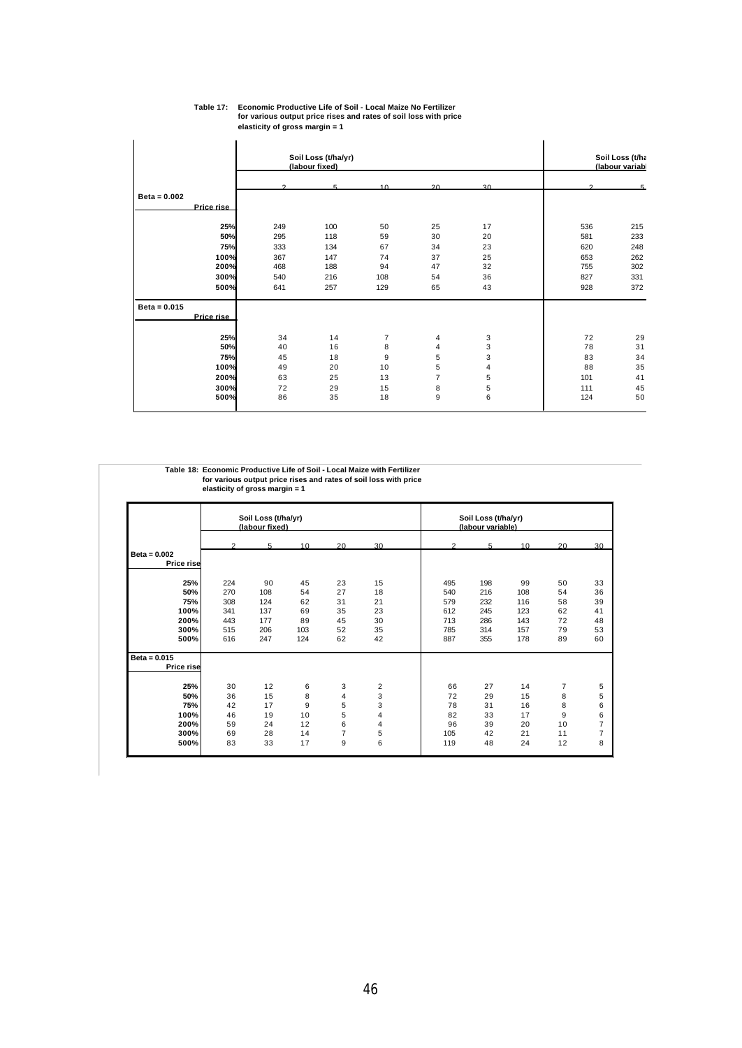**Table 17: Economic Productive Life of Soil - Local Maize No Fertilizer for various output price rises and rates of soil loss with price elasticity of gross margin = 1**

| | Soil Loss (t/ha/yr) (labour fixed) | | | | | Soil Loss (t/ha (labour variabl | |
|---|---|---|---|---|---|---|---|
| | 2 | 5 | 10 | 20 | 30 | 2 | 5 |
| **Beta = 0.002** | | | | | | | |
| **Price rise** | | | | | | | |
| **25%** | 249 | 100 | 50 | 25 | 17 | 536 | 215 |
| **50%** | 295 | 118 | 59 | 30 | 20 | 581 | 233 |
| **75%** | 333 | 134 | 67 | 34 | 23 | 620 | 248 |
| **100%** | 367 | 147 | 74 | 37 | 25 | 653 | 262 |
| **200%** | 468 | 188 | 94 | 47 | 32 | 755 | 302 |
| **300%** | 540 | 216 | 108 | 54 | 36 | 827 | 331 |
| **500%** | 641 | 257 | 129 | 65 | 43 | 928 | 372 |
| **Beta = 0.015** | | | | | | | |
| **Price rise** | | | | | | | |
| **25%** | 34 | 14 | 7 | 4 | 3 | 72 | 29 |
| **50%** | 40 | 16 | 8 | 4 | 3 | 78 | 31 |
| **75%** | 45 | 18 | 9 | 5 | 3 | 83 | 34 |
| **100%** | 49 | 20 | 10 | 5 | 4 | 88 | 35 |
| **200%** | 63 | 25 | 13 | 7 | 5 | 101 | 41 |
| **300%** | 72 | 29 | 15 | 8 | 5 | 111 | 45 |
| **500%** | 86 | 35 | 18 | 9 | 6 | 124 | 50 |

**Table 18: Economic Productive Life of Soil - Local Maize with Fertilizer for various output price rises and rates of soil loss with price elasticity of gross margin = 1**

| | Soil Loss (t/ha/yr) (labour fixed) | | | | | Soil Loss (t/ha/yr) (labour variable) | | | | |
|---|---|---|---|---|---|---|---|---|---|---|
| | 2 | 5 | 10 | 20 | 30 | 2 | 5 | 10 | 20 | 30 |
| **Beta = 0.002** | | | | | | | | | | |
| **Price rise** | | | | | | | | | | |
| **25%** | 224 | 90 | 45 | 23 | 15 | 495 | 198 | 99 | 50 | 33 |
| **50%** | 270 | 108 | 54 | 27 | 18 | 540 | 216 | 108 | 54 | 36 |
| **75%** | 308 | 124 | 62 | 31 | 21 | 579 | 232 | 116 | 58 | 39 |
| **100%** | 341 | 137 | 69 | 35 | 23 | 612 | 245 | 123 | 62 | 41 |
| **200%** | 443 | 177 | 89 | 45 | 30 | 713 | 286 | 143 | 72 | 48 |
| **300%** | 515 | 206 | 103 | 52 | 35 | 785 | 314 | 157 | 79 | 53 |
| **500%** | 616 | 247 | 124 | 62 | 42 | 887 | 355 | 178 | 89 | 60 |
| **Beta = 0.015** | | | | | | | | | | |
| **Price rise** | | | | | | | | | | |
| **25%** | 30 | 12 | 6 | 3 | 2 | 66 | 27 | 14 | 7 | 5 |
| **50%** | 36 | 15 | 8 | 4 | 3 | 72 | 29 | 15 | 8 | 5 |
| **75%** | 42 | 17 | 9 | 5 | 3 | 78 | 31 | 16 | 8 | 6 |
| **100%** | 46 | 19 | 10 | 5 | 4 | 82 | 33 | 17 | 9 | 6 |
| **200%** | 59 | 24 | 12 | 6 | 4 | 96 | 39 | 20 | 10 | 7 |
| **300%** | 69 | 28 | 14 | 7 | 5 | 105 | 42 | 21 | 11 | 7 |
| **500%** | 83 | 33 | 17 | 9 | 6 | 119 | 48 | 24 | 12 | 8 |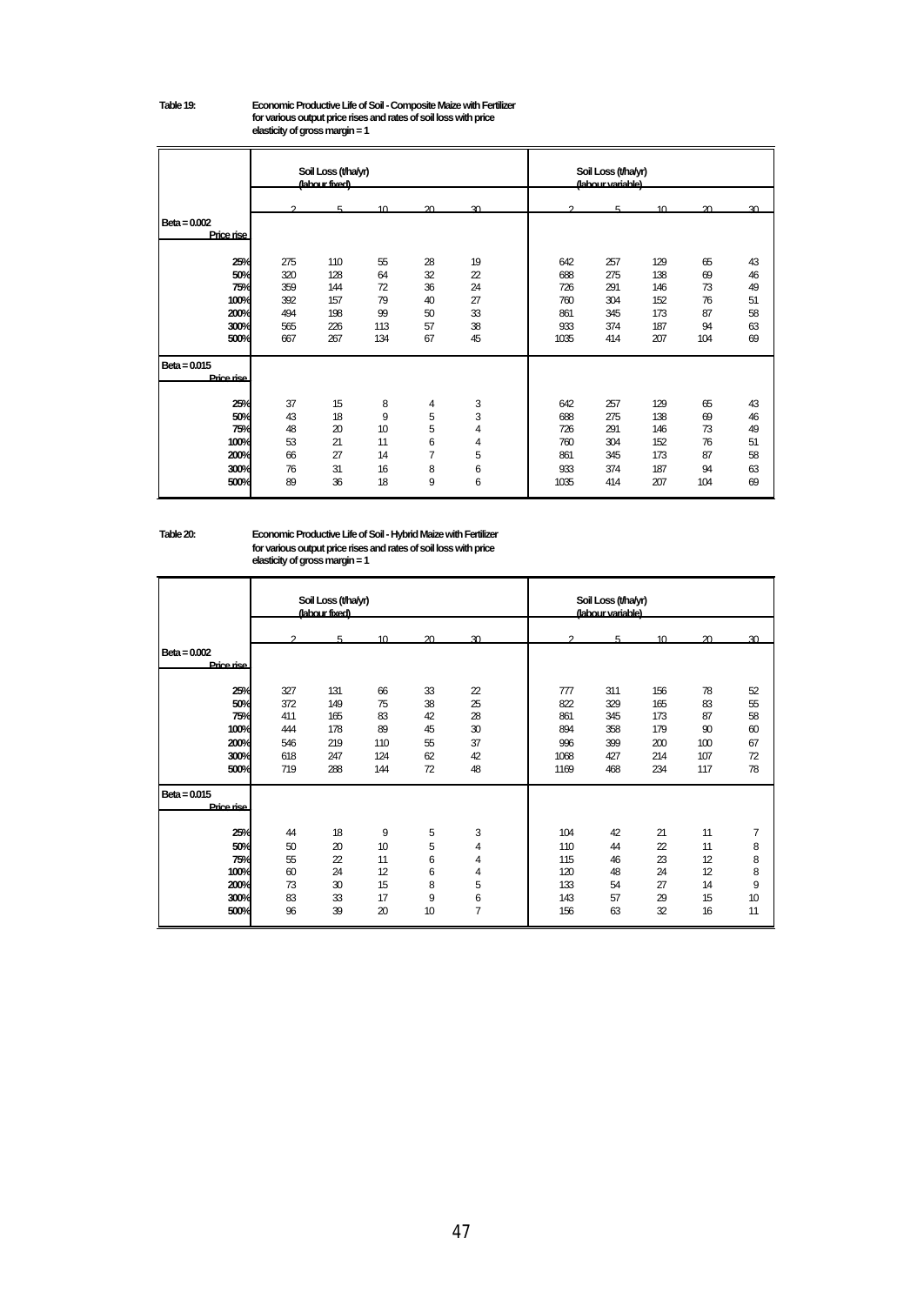**Table 19:** **Economic Productive Life of Soil - Composite Maize with Fertilizer for various output price rises and rates of soil loss with price elasticity of gross margin = 1**

| | Soil Loss (t/ha/yr) (labour fixed) | | | | | Soil Loss (t/ha/yr) (labour variable) | | | | |
|---|---|---|---|---|---|---|---|---|---|---|
| | 2 | 5 | 10 | 20 | 30 | 2 | 5 | 10 | 20 | 30 |
| **Beta = 0.002** | | | | | | | | | | |
| **Price rise** | | | | | | | | | | |
| **25%** | 275 | 110 | 55 | 28 | 19 | 642 | 257 | 129 | 65 | 43 |
| **50%** | 320 | 128 | 64 | 32 | 22 | 688 | 275 | 138 | 69 | 46 |
| **75%** | 359 | 144 | 72 | 36 | 24 | 726 | 291 | 146 | 73 | 49 |
| **100%** | 392 | 157 | 79 | 40 | 27 | 760 | 304 | 152 | 76 | 51 |
| **200%** | 494 | 198 | 99 | 50 | 33 | 861 | 345 | 173 | 87 | 58 |
| **300%** | 565 | 226 | 113 | 57 | 38 | 933 | 374 | 187 | 94 | 63 |
| **500%** | 667 | 267 | 134 | 67 | 45 | 1035 | 414 | 207 | 104 | 69 |
| **Beta = 0.015** | | | | | | | | | | |
| **Price rise** | | | | | | | | | | |
| **25%** | 37 | 15 | 8 | 4 | 3 | 642 | 257 | 129 | 65 | 43 |
| **50%** | 43 | 18 | 9 | 5 | 3 | 688 | 275 | 138 | 69 | 46 |
| **75%** | 48 | 20 | 10 | 5 | 4 | 726 | 291 | 146 | 73 | 49 |
| **100%** | 53 | 21 | 11 | 6 | 4 | 760 | 304 | 152 | 76 | 51 |
| **200%** | 66 | 27 | 14 | 7 | 5 | 861 | 345 | 173 | 87 | 58 |
| **300%** | 76 | 31 | 16 | 8 | 6 | 933 | 374 | 187 | 94 | 63 |
| **500%** | 89 | 36 | 18 | 9 | 6 | 1035 | 414 | 207 | 104 | 69 |

**Table 20:** **Economic Productive Life of Soil - Hybrid Maize with Fertilizer for various output price rises and rates of soil loss with price elasticity of gross margin = 1**

| | Soil Loss (t/ha/yr) (labour fixed) | | | | | Soil Loss (t/ha/yr) (labour variable) | | | | |
|---|---|---|---|---|---|---|---|---|---|---|
| | 2 | 5 | 10 | 20 | 30 | 2 | 5 | 10 | 20 | 30 |
| **Beta = 0.002** | | | | | | | | | | |
| **Price rise** | | | | | | | | | | |
| **25%** | 327 | 131 | 66 | 33 | 22 | 777 | 311 | 156 | 78 | 52 |
| **50%** | 372 | 149 | 75 | 38 | 25 | 822 | 329 | 165 | 83 | 55 |
| **75%** | 411 | 165 | 83 | 42 | 28 | 861 | 345 | 173 | 87 | 58 |
| **100%** | 444 | 178 | 89 | 45 | 30 | 894 | 358 | 179 | 90 | 60 |
| **200%** | 546 | 219 | 110 | 55 | 37 | 996 | 399 | 200 | 100 | 67 |
| **300%** | 618 | 247 | 124 | 62 | 42 | 1068 | 427 | 214 | 107 | 72 |
| **500%** | 719 | 288 | 144 | 72 | 48 | 1169 | 468 | 234 | 117 | 78 |
| **Beta = 0.015** | | | | | | | | | | |
| **Price rise** | | | | | | | | | | |
| **25%** | 44 | 18 | 9 | 5 | 3 | 104 | 42 | 21 | 11 | 7 |
| **50%** | 50 | 20 | 10 | 5 | 4 | 110 | 44 | 22 | 11 | 8 |
| **75%** | 55 | 22 | 11 | 6 | 4 | 115 | 46 | 23 | 12 | 8 |
| **100%** | 60 | 24 | 12 | 6 | 4 | 120 | 48 | 24 | 12 | 8 |
| **200%** | 73 | 30 | 15 | 8 | 5 | 133 | 54 | 27 | 14 | 9 |
| **300%** | 83 | 33 | 17 | 9 | 6 | 143 | 57 | 29 | 15 | 10 |
| **500%** | 96 | 39 | 20 | 10 | 7 | 156 | 63 | 32 | 16 | 11 |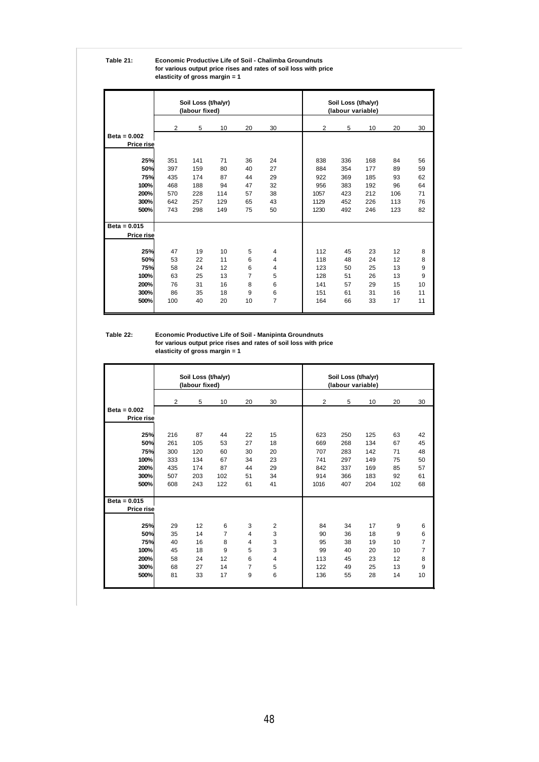**Table 21:** **Economic Productive Life of Soil - Chalimba Groundnuts for various output price rises and rates of soil loss with price elasticity of gross margin = 1**

| | Soil Loss (t/ha/yr) (labour fixed) | | | | | Soil Loss (t/ha/yr) (labour variable) | | | | |
|---|---|---|---|---|---|---|---|---|---|---|
| | 2 | 5 | 10 | 20 | 30 | 2 | 5 | 10 | 20 | 30 |
| **Beta = 0.002** | | | | | | | | | | |
| **Price rise** | | | | | | | | | | |
| **25%** | 351 | 141 | 71 | 36 | 24 | 838 | 336 | 168 | 84 | 56 |
| **50%** | 397 | 159 | 80 | 40 | 27 | 884 | 354 | 177 | 89 | 59 |
| **75%** | 435 | 174 | 87 | 44 | 29 | 922 | 369 | 185 | 93 | 62 |
| **100%** | 468 | 188 | 94 | 47 | 32 | 956 | 383 | 192 | 96 | 64 |
| **200%** | 570 | 228 | 114 | 57 | 38 | 1057 | 423 | 212 | 106 | 71 |
| **300%** | 642 | 257 | 129 | 65 | 43 | 1129 | 452 | 226 | 113 | 76 |
| **500%** | 743 | 298 | 149 | 75 | 50 | 1230 | 492 | 246 | 123 | 82 |
| **Beta = 0.015** | | | | | | | | | | |
| **Price rise** | | | | | | | | | | |
| **25%** | 47 | 19 | 10 | 5 | 4 | 112 | 45 | 23 | 12 | 8 |
| **50%** | 53 | 22 | 11 | 6 | 4 | 118 | 48 | 24 | 12 | 8 |
| **75%** | 58 | 24 | 12 | 6 | 4 | 123 | 50 | 25 | 13 | 9 |
| **100%** | 63 | 25 | 13 | 7 | 5 | 128 | 51 | 26 | 13 | 9 |
| **200%** | 76 | 31 | 16 | 8 | 6 | 141 | 57 | 29 | 15 | 10 |
| **300%** | 86 | 35 | 18 | 9 | 6 | 151 | 61 | 31 | 16 | 11 |
| **500%** | 100 | 40 | 20 | 10 | 7 | 164 | 66 | 33 | 17 | 11 |

**Table 22:** **Economic Productive Life of Soil - Manipinta Groundnuts for various output price rises and rates of soil loss with price elasticity of gross margin = 1**

| | Soil Loss (t/ha/yr) (labour fixed) | | | | | Soil Loss (t/ha/yr) (labour variable) | | | | |
|---|---|---|---|---|---|---|---|---|---|---|
| | 2 | 5 | 10 | 20 | 30 | 2 | 5 | 10 | 20 | 30 |
| **Beta = 0.002** | | | | | | | | | | |
| **Price rise** | | | | | | | | | | |
| **25%** | 216 | 87 | 44 | 22 | 15 | 623 | 250 | 125 | 63 | 42 |
| **50%** | 261 | 105 | 53 | 27 | 18 | 669 | 268 | 134 | 67 | 45 |
| **75%** | 300 | 120 | 60 | 30 | 20 | 707 | 283 | 142 | 71 | 48 |
| **100%** | 333 | 134 | 67 | 34 | 23 | 741 | 297 | 149 | 75 | 50 |
| **200%** | 435 | 174 | 87 | 44 | 29 | 842 | 337 | 169 | 85 | 57 |
| **300%** | 507 | 203 | 102 | 51 | 34 | 914 | 366 | 183 | 92 | 61 |
| **500%** | 608 | 243 | 122 | 61 | 41 | 1016 | 407 | 204 | 102 | 68 |
| **Beta = 0.015** | | | | | | | | | | |
| **Price rise** | | | | | | | | | | |
| **25%** | 29 | 12 | 6 | 3 | 2 | 84 | 34 | 17 | 9 | 6 |
| **50%** | 35 | 14 | 7 | 4 | 3 | 90 | 36 | 18 | 9 | 6 |
| **75%** | 40 | 16 | 8 | 4 | 3 | 95 | 38 | 19 | 10 | 7 |
| **100%** | 45 | 18 | 9 | 5 | 3 | 99 | 40 | 20 | 10 | 7 |
| **200%** | 58 | 24 | 12 | 6 | 4 | 113 | 45 | 23 | 12 | 8 |
| **300%** | 68 | 27 | 14 | 7 | 5 | 122 | 49 | 25 | 13 | 9 |
| **500%** | 81 | 33 | 17 | 9 | 6 | 136 | 55 | 28 | 14 | 10 |